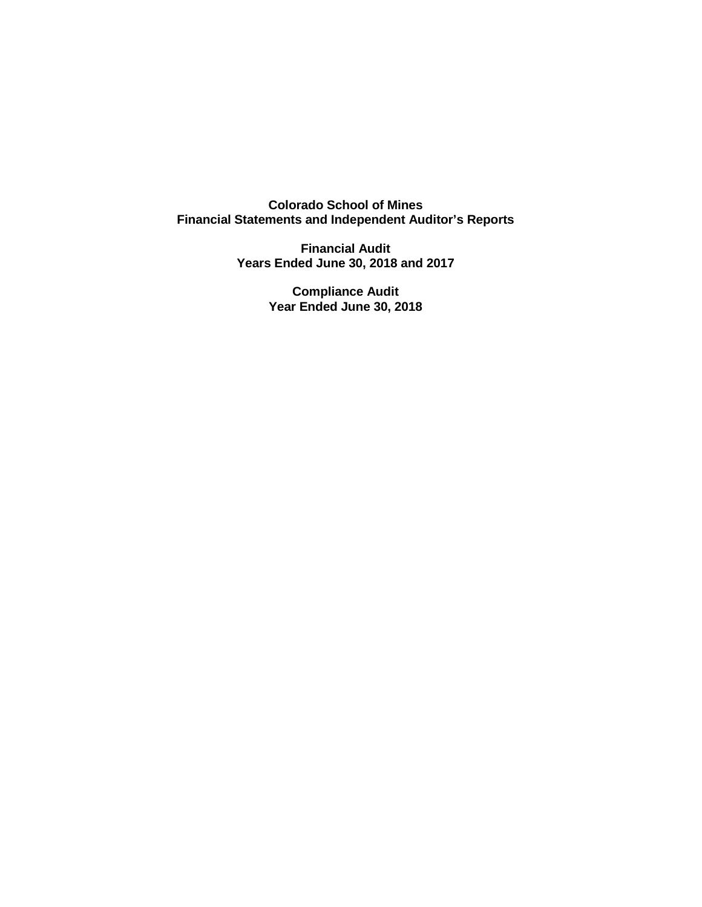# Colorado School of Mines
## Financial Statements and Independent Auditor's Reports

**Financial Audit**
**Years Ended June 30, 2018 and 2017**

**Compliance Audit**
**Year Ended June 30, 2018**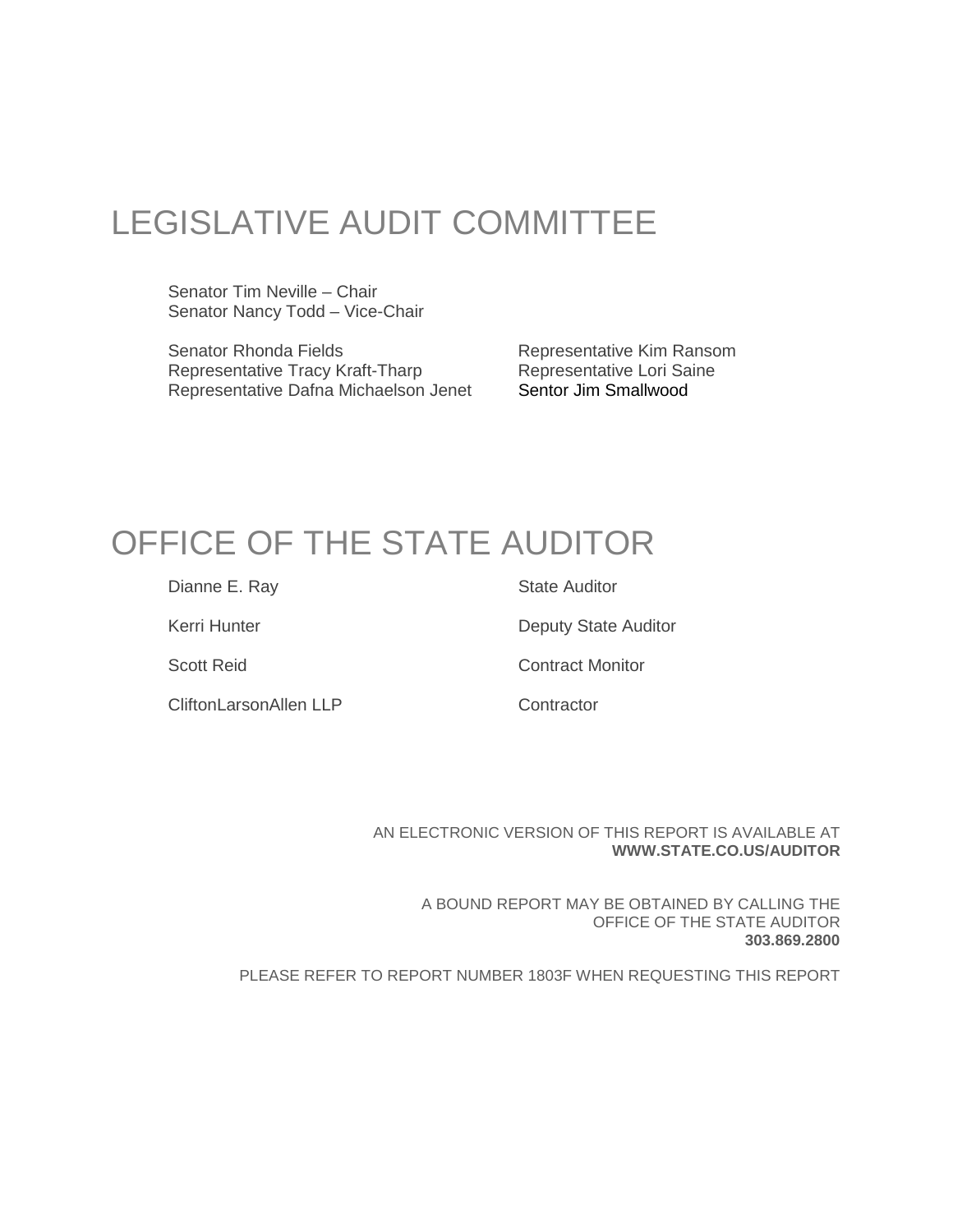# LEGISLATIVE AUDIT COMMITTEE

Senator Tim Neville – Chair
Senator Nancy Todd – Vice-Chair

Senator Rhonda Fields
Representative Tracy Kraft-Tharp
Representative Dafna Michaelson Jenet
Representative Kim Ransom
Representative Lori Saine
Sentor Jim Smallwood

# OFFICE OF THE STATE AUDITOR

| | |
|---|---|
| Dianne E. Ray | State Auditor |
| Kerri Hunter | Deputy State Auditor |
| Scott Reid | Contract Monitor |
| CliftonLarsonAllen LLP | Contractor |

AN ELECTRONIC VERSION OF THIS REPORT IS AVAILABLE AT
**WWW.STATE.CO.US/AUDITOR**

A BOUND REPORT MAY BE OBTAINED BY CALLING THE
OFFICE OF THE STATE AUDITOR
**303.869.2800**

PLEASE REFER TO REPORT NUMBER 1803F WHEN REQUESTING THIS REPORT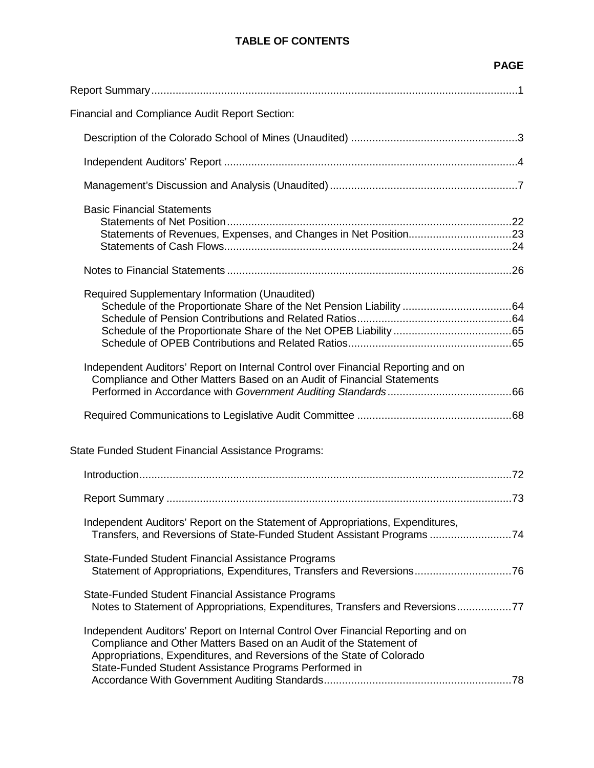# TABLE OF CONTENTS

| | PAGE |
|---|---|
| Report Summary | 1 |
| Financial and Compliance Audit Report Section: | |
| Description of the Colorado School of Mines (Unaudited) | 3 |
| Independent Auditors' Report | 4 |
| Management's Discussion and Analysis (Unaudited) | 7 |
| Basic Financial Statements | |
| Statements of Net Position | 22 |
| Statements of Revenues, Expenses, and Changes in Net Position | 23 |
| Statements of Cash Flows | 24 |
| Notes to Financial Statements | 26 |
| Required Supplementary Information (Unaudited) | |
| Schedule of the Proportionate Share of the Net Pension Liability | 64 |
| Schedule of Pension Contributions and Related Ratios | 64 |
| Schedule of the Proportionate Share of the Net OPEB Liability | 65 |
| Schedule of OPEB Contributions and Related Ratios | 65 |
| Independent Auditors' Report on Internal Control over Financial Reporting and on Compliance and Other Matters Based on an Audit of Financial Statements Performed in Accordance with *Government Auditing Standards* | 66 |
| Required Communications to Legislative Audit Committee | 68 |
| State Funded Student Financial Assistance Programs: | |
| Introduction | 72 |
| Report Summary | 73 |
| Independent Auditors' Report on the Statement of Appropriations, Expenditures, Transfers, and Reversions of State-Funded Student Assistant Programs | 74 |
| State-Funded Student Financial Assistance Programs Statement of Appropriations, Expenditures, Transfers and Reversions | 76 |
| State-Funded Student Financial Assistance Programs Notes to Statement of Appropriations, Expenditures, Transfers and Reversions | 77 |
| Independent Auditors' Report on Internal Control Over Financial Reporting and on Compliance and Other Matters Based on an Audit of the Statement of Appropriations, Expenditures, and Reversions of the State of Colorado State-Funded Student Assistance Programs Performed in Accordance With Government Auditing Standards | 78 |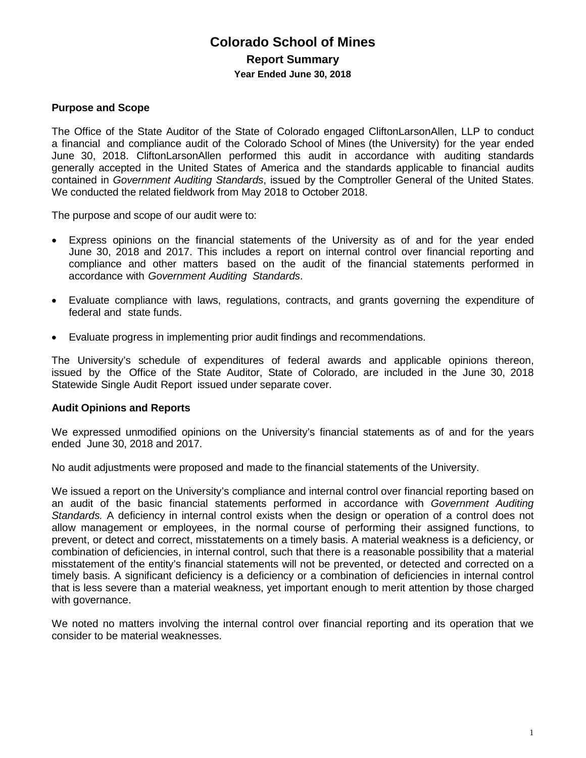# Colorado School of Mines

## Report Summary

### Year Ended June 30, 2018

**Purpose and Scope**

The Office of the State Auditor of the State of Colorado engaged CliftonLarsonAllen, LLP to conduct a financial and compliance audit of the Colorado School of Mines (the University) for the year ended June 30, 2018. CliftonLarsonAllen performed this audit in accordance with auditing standards generally accepted in the United States of America and the standards applicable to financial audits contained in *Government Auditing Standards*, issued by the Comptroller General of the United States. We conducted the related fieldwork from May 2018 to October 2018.

The purpose and scope of our audit were to:

- Express opinions on the financial statements of the University as of and for the year ended June 30, 2018 and 2017. This includes a report on internal control over financial reporting and compliance and other matters based on the audit of the financial statements performed in accordance with *Government Auditing Standards*.
- Evaluate compliance with laws, regulations, contracts, and grants governing the expenditure of federal and state funds.
- Evaluate progress in implementing prior audit findings and recommendations.

The University's schedule of expenditures of federal awards and applicable opinions thereon, issued by the Office of the State Auditor, State of Colorado, are included in the June 30, 2018 Statewide Single Audit Report issued under separate cover.

**Audit Opinions and Reports**

We expressed unmodified opinions on the University's financial statements as of and for the years ended June 30, 2018 and 2017.

No audit adjustments were proposed and made to the financial statements of the University.

We issued a report on the University's compliance and internal control over financial reporting based on an audit of the basic financial statements performed in accordance with *Government Auditing Standards.* A deficiency in internal control exists when the design or operation of a control does not allow management or employees, in the normal course of performing their assigned functions, to prevent, or detect and correct, misstatements on a timely basis. A material weakness is a deficiency, or combination of deficiencies, in internal control, such that there is a reasonable possibility that a material misstatement of the entity's financial statements will not be prevented, or detected and corrected on a timely basis. A significant deficiency is a deficiency or a combination of deficiencies in internal control that is less severe than a material weakness, yet important enough to merit attention by those charged with governance.

We noted no matters involving the internal control over financial reporting and its operation that we consider to be material weaknesses.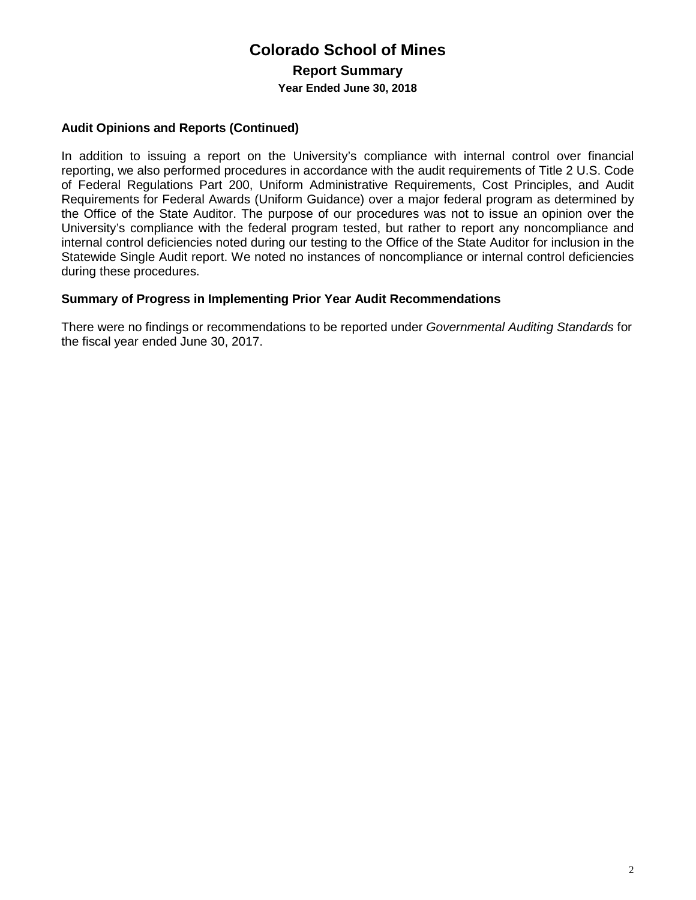# Colorado School of Mines

## Report Summary

### Year Ended June 30, 2018

**Audit Opinions and Reports (Continued)**

In addition to issuing a report on the University's compliance with internal control over financial reporting, we also performed procedures in accordance with the audit requirements of Title 2 U.S. Code of Federal Regulations Part 200, Uniform Administrative Requirements, Cost Principles, and Audit Requirements for Federal Awards (Uniform Guidance) over a major federal program as determined by the Office of the State Auditor. The purpose of our procedures was not to issue an opinion over the University's compliance with the federal program tested, but rather to report any noncompliance and internal control deficiencies noted during our testing to the Office of the State Auditor for inclusion in the Statewide Single Audit report. We noted no instances of noncompliance or internal control deficiencies during these procedures.

**Summary of Progress in Implementing Prior Year Audit Recommendations**

There were no findings or recommendations to be reported under *Governmental Auditing Standards* for the fiscal year ended June 30, 2017.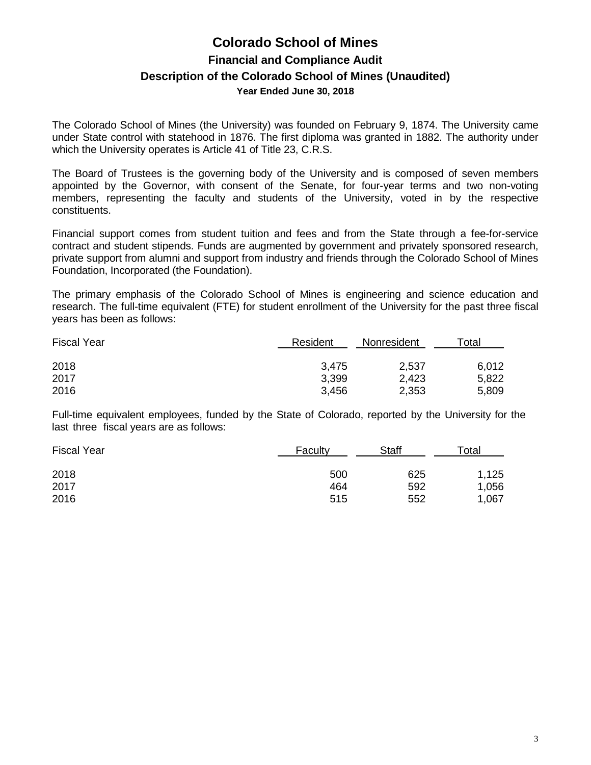# Colorado School of Mines

## Financial and Compliance Audit

## Description of the Colorado School of Mines (Unaudited)

### Year Ended June 30, 2018

The Colorado School of Mines (the University) was founded on February 9, 1874. The University came under State control with statehood in 1876. The first diploma was granted in 1882. The authority under which the University operates is Article 41 of Title 23, C.R.S.

The Board of Trustees is the governing body of the University and is composed of seven members appointed by the Governor, with consent of the Senate, for four-year terms and two non-voting members, representing the faculty and students of the University, voted in by the respective constituents.

Financial support comes from student tuition and fees and from the State through a fee-for-service contract and student stipends. Funds are augmented by government and privately sponsored research, private support from alumni and support from industry and friends through the Colorado School of Mines Foundation, Incorporated (the Foundation).

The primary emphasis of the Colorado School of Mines is engineering and science education and research. The full-time equivalent (FTE) for student enrollment of the University for the past three fiscal years has been as follows:

| Fiscal Year | Resident | Nonresident | Total |
|---|---|---|---|
| 2018 | 3,475 | 2,537 | 6,012 |
| 2017 | 3,399 | 2,423 | 5,822 |
| 2016 | 3,456 | 2,353 | 5,809 |

Full-time equivalent employees, funded by the State of Colorado, reported by the University for the last three fiscal years are as follows:

| Fiscal Year | Faculty | Staff | Total |
|---|---|---|---|
| 2018 | 500 | 625 | 1,125 |
| 2017 | 464 | 592 | 1,056 |
| 2016 | 515 | 552 | 1,067 |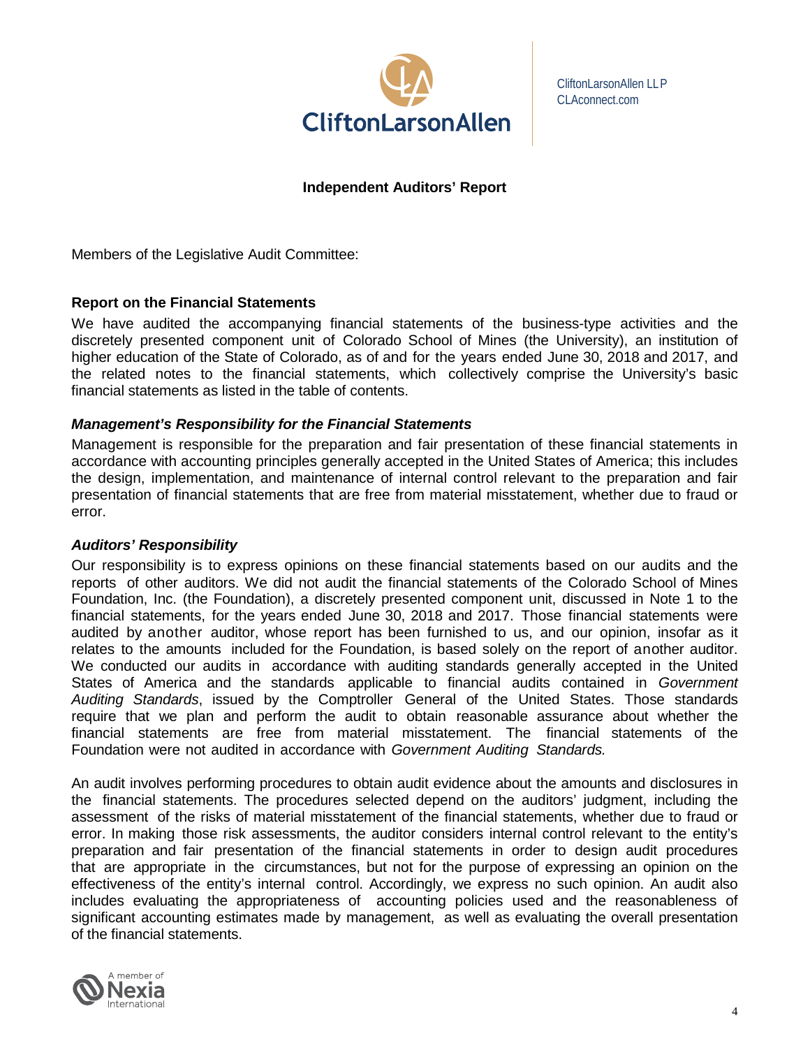CliftonLarsonAllen LLP
CLAconnect.com

## Independent Auditors' Report

Members of the Legislative Audit Committee:

### Report on the Financial Statements

We have audited the accompanying financial statements of the business-type activities and the discretely presented component unit of Colorado School of Mines (the University), an institution of higher education of the State of Colorado, as of and for the years ended June 30, 2018 and 2017, and the related notes to the financial statements, which collectively comprise the University's basic financial statements as listed in the table of contents.

#### *Management's Responsibility for the Financial Statements*

Management is responsible for the preparation and fair presentation of these financial statements in accordance with accounting principles generally accepted in the United States of America; this includes the design, implementation, and maintenance of internal control relevant to the preparation and fair presentation of financial statements that are free from material misstatement, whether due to fraud or error.

#### *Auditors' Responsibility*

Our responsibility is to express opinions on these financial statements based on our audits and the reports of other auditors. We did not audit the financial statements of the Colorado School of Mines Foundation, Inc. (the Foundation), a discretely presented component unit, discussed in Note 1 to the financial statements, for the years ended June 30, 2018 and 2017. Those financial statements were audited by another auditor, whose report has been furnished to us, and our opinion, insofar as it relates to the amounts included for the Foundation, is based solely on the report of another auditor. We conducted our audits in accordance with auditing standards generally accepted in the United States of America and the standards applicable to financial audits contained in *Government Auditing Standards*, issued by the Comptroller General of the United States. Those standards require that we plan and perform the audit to obtain reasonable assurance about whether the financial statements are free from material misstatement. The financial statements of the Foundation were not audited in accordance with *Government Auditing Standards.*

An audit involves performing procedures to obtain audit evidence about the amounts and disclosures in the financial statements. The procedures selected depend on the auditors' judgment, including the assessment of the risks of material misstatement of the financial statements, whether due to fraud or error. In making those risk assessments, the auditor considers internal control relevant to the entity's preparation and fair presentation of the financial statements in order to design audit procedures that are appropriate in the circumstances, but not for the purpose of expressing an opinion on the effectiveness of the entity's internal control. Accordingly, we express no such opinion. An audit also includes evaluating the appropriateness of accounting policies used and the reasonableness of significant accounting estimates made by management, as well as evaluating the overall presentation of the financial statements.

A member of Nexia International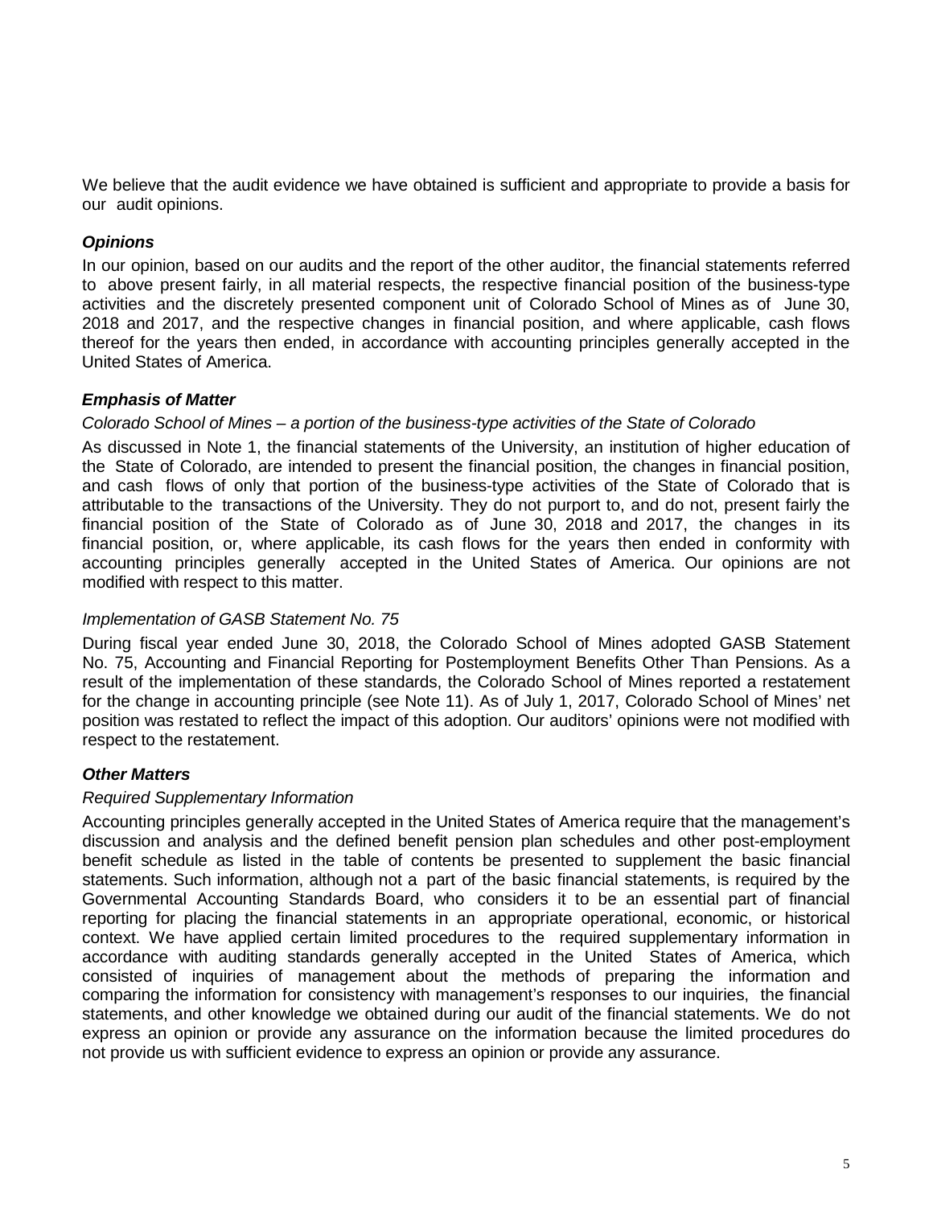We believe that the audit evidence we have obtained is sufficient and appropriate to provide a basis for our audit opinions.

### *Opinions*

In our opinion, based on our audits and the report of the other auditor, the financial statements referred to above present fairly, in all material respects, the respective financial position of the business-type activities and the discretely presented component unit of Colorado School of Mines as of June 30, 2018 and 2017, and the respective changes in financial position, and where applicable, cash flows thereof for the years then ended, in accordance with accounting principles generally accepted in the United States of America.

### *Emphasis of Matter*

*Colorado School of Mines – a portion of the business-type activities of the State of Colorado*

As discussed in Note 1, the financial statements of the University, an institution of higher education of the State of Colorado, are intended to present the financial position, the changes in financial position, and cash flows of only that portion of the business-type activities of the State of Colorado that is attributable to the transactions of the University. They do not purport to, and do not, present fairly the financial position of the State of Colorado as of June 30, 2018 and 2017, the changes in its financial position, or, where applicable, its cash flows for the years then ended in conformity with accounting principles generally accepted in the United States of America. Our opinions are not modified with respect to this matter.

*Implementation of GASB Statement No. 75*

During fiscal year ended June 30, 2018, the Colorado School of Mines adopted GASB Statement No. 75, Accounting and Financial Reporting for Postemployment Benefits Other Than Pensions. As a result of the implementation of these standards, the Colorado School of Mines reported a restatement for the change in accounting principle (see Note 11). As of July 1, 2017, Colorado School of Mines' net position was restated to reflect the impact of this adoption. Our auditors' opinions were not modified with respect to the restatement.

### *Other Matters*

*Required Supplementary Information*

Accounting principles generally accepted in the United States of America require that the management's discussion and analysis and the defined benefit pension plan schedules and other post-employment benefit schedule as listed in the table of contents be presented to supplement the basic financial statements. Such information, although not a part of the basic financial statements, is required by the Governmental Accounting Standards Board, who considers it to be an essential part of financial reporting for placing the financial statements in an appropriate operational, economic, or historical context. We have applied certain limited procedures to the required supplementary information in accordance with auditing standards generally accepted in the United States of America, which consisted of inquiries of management about the methods of preparing the information and comparing the information for consistency with management's responses to our inquiries, the financial statements, and other knowledge we obtained during our audit of the financial statements. We do not express an opinion or provide any assurance on the information because the limited procedures do not provide us with sufficient evidence to express an opinion or provide any assurance.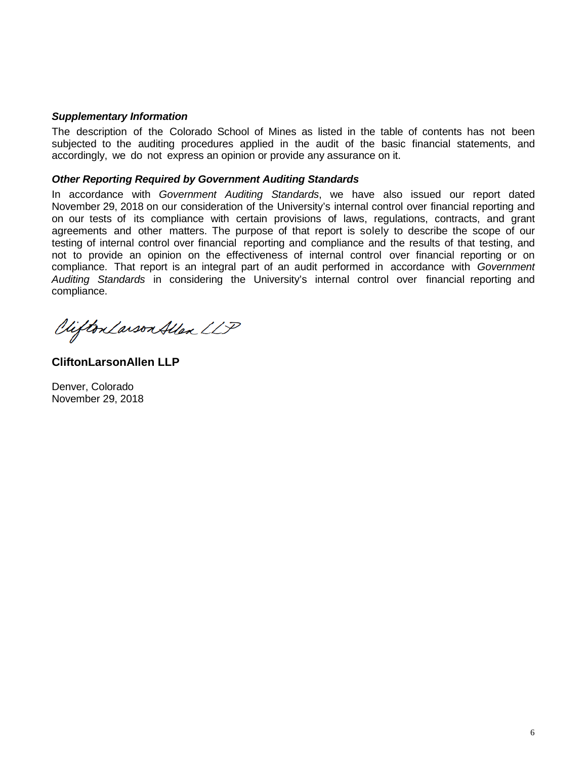***Supplementary Information***

The description of the Colorado School of Mines as listed in the table of contents has not been subjected to the auditing procedures applied in the audit of the basic financial statements, and accordingly, we do not express an opinion or provide any assurance on it.

***Other Reporting Required by Government Auditing Standards***

In accordance with *Government Auditing Standards*, we have also issued our report dated November 29, 2018 on our consideration of the University's internal control over financial reporting and on our tests of its compliance with certain provisions of laws, regulations, contracts, and grant agreements and other matters. The purpose of that report is solely to describe the scope of our testing of internal control over financial reporting and compliance and the results of that testing, and not to provide an opinion on the effectiveness of internal control over financial reporting or on compliance. That report is an integral part of an audit performed in accordance with *Government Auditing Standards* in considering the University's internal control over financial reporting and compliance.

CliftonLarsonAllen LLP

**CliftonLarsonAllen LLP**

Denver, Colorado
November 29, 2018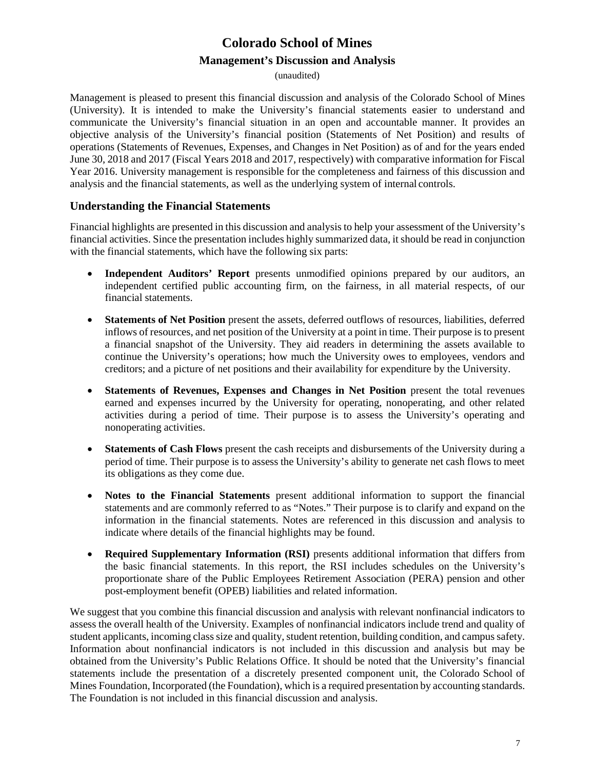# Colorado School of Mines

## Management's Discussion and Analysis

(unaudited)

Management is pleased to present this financial discussion and analysis of the Colorado School of Mines (University). It is intended to make the University's financial statements easier to understand and communicate the University's financial situation in an open and accountable manner. It provides an objective analysis of the University's financial position (Statements of Net Position) and results of operations (Statements of Revenues, Expenses, and Changes in Net Position) as of and for the years ended June 30, 2018 and 2017 (Fiscal Years 2018 and 2017, respectively) with comparative information for Fiscal Year 2016. University management is responsible for the completeness and fairness of this discussion and analysis and the financial statements, as well as the underlying system of internal controls.

### Understanding the Financial Statements

Financial highlights are presented in this discussion and analysis to help your assessment of the University's financial activities. Since the presentation includes highly summarized data, it should be read in conjunction with the financial statements, which have the following six parts:

- **Independent Auditors' Report** presents unmodified opinions prepared by our auditors, an independent certified public accounting firm, on the fairness, in all material respects, of our financial statements.
- **Statements of Net Position** present the assets, deferred outflows of resources, liabilities, deferred inflows of resources, and net position of the University at a point in time. Their purpose is to present a financial snapshot of the University. They aid readers in determining the assets available to continue the University's operations; how much the University owes to employees, vendors and creditors; and a picture of net positions and their availability for expenditure by the University.
- **Statements of Revenues, Expenses and Changes in Net Position** present the total revenues earned and expenses incurred by the University for operating, nonoperating, and other related activities during a period of time. Their purpose is to assess the University's operating and nonoperating activities.
- **Statements of Cash Flows** present the cash receipts and disbursements of the University during a period of time. Their purpose is to assess the University's ability to generate net cash flows to meet its obligations as they come due.
- **Notes to the Financial Statements** present additional information to support the financial statements and are commonly referred to as "Notes." Their purpose is to clarify and expand on the information in the financial statements. Notes are referenced in this discussion and analysis to indicate where details of the financial highlights may be found.
- **Required Supplementary Information (RSI)** presents additional information that differs from the basic financial statements. In this report, the RSI includes schedules on the University's proportionate share of the Public Employees Retirement Association (PERA) pension and other post-employment benefit (OPEB) liabilities and related information.

We suggest that you combine this financial discussion and analysis with relevant nonfinancial indicators to assess the overall health of the University. Examples of nonfinancial indicators include trend and quality of student applicants, incoming class size and quality, student retention, building condition, and campus safety. Information about nonfinancial indicators is not included in this discussion and analysis but may be obtained from the University's Public Relations Office. It should be noted that the University's financial statements include the presentation of a discretely presented component unit, the Colorado School of Mines Foundation, Incorporated (the Foundation), which is a required presentation by accounting standards. The Foundation is not included in this financial discussion and analysis.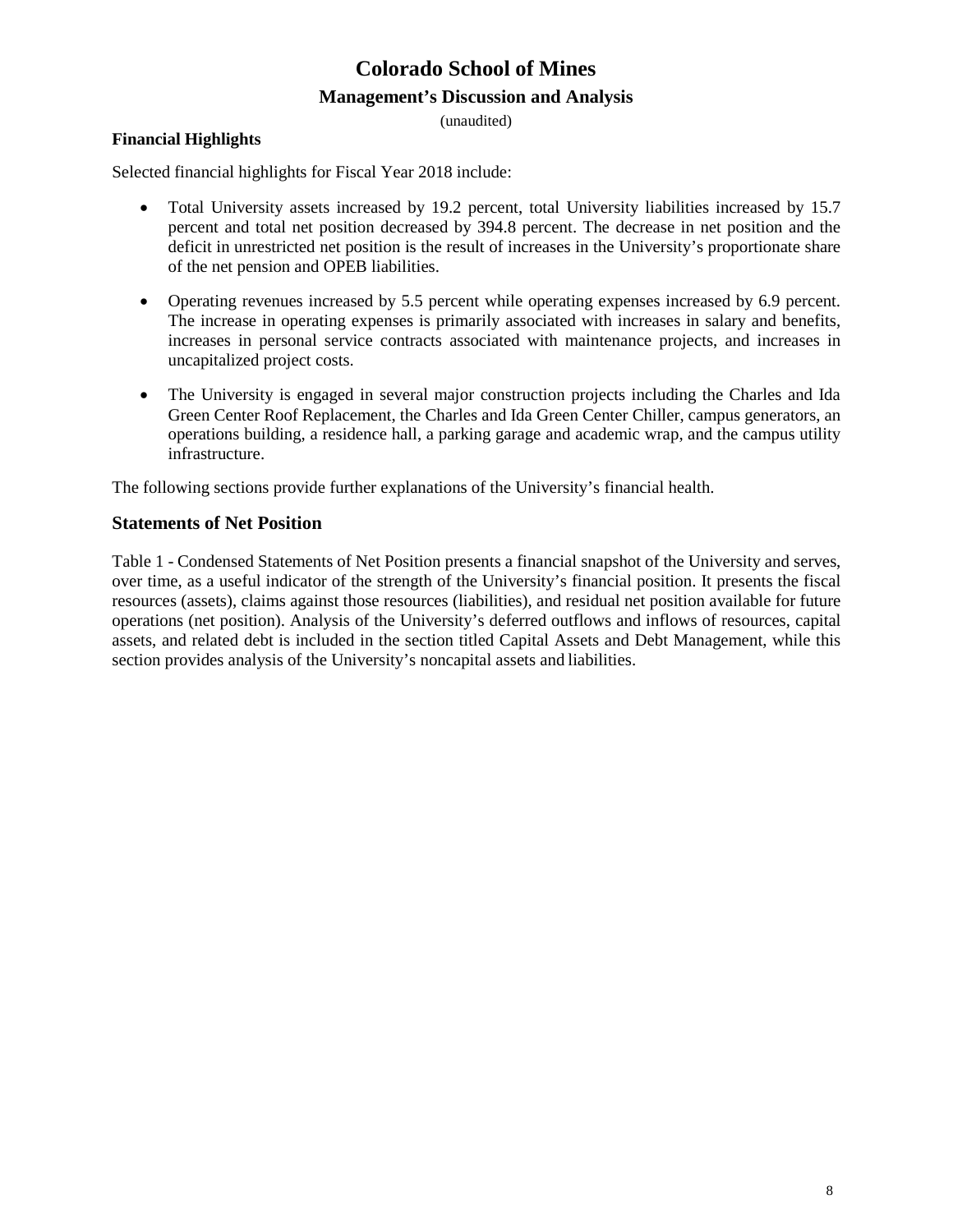# Colorado School of Mines

## Management's Discussion and Analysis

(unaudited)

**Financial Highlights**

Selected financial highlights for Fiscal Year 2018 include:

- Total University assets increased by 19.2 percent, total University liabilities increased by 15.7 percent and total net position decreased by 394.8 percent. The decrease in net position and the deficit in unrestricted net position is the result of increases in the University's proportionate share of the net pension and OPEB liabilities.
- Operating revenues increased by 5.5 percent while operating expenses increased by 6.9 percent. The increase in operating expenses is primarily associated with increases in salary and benefits, increases in personal service contracts associated with maintenance projects, and increases in uncapitalized project costs.
- The University is engaged in several major construction projects including the Charles and Ida Green Center Roof Replacement, the Charles and Ida Green Center Chiller, campus generators, an operations building, a residence hall, a parking garage and academic wrap, and the campus utility infrastructure.

The following sections provide further explanations of the University's financial health.

## Statements of Net Position

Table 1 - Condensed Statements of Net Position presents a financial snapshot of the University and serves, over time, as a useful indicator of the strength of the University's financial position. It presents the fiscal resources (assets), claims against those resources (liabilities), and residual net position available for future operations (net position). Analysis of the University's deferred outflows and inflows of resources, capital assets, and related debt is included in the section titled Capital Assets and Debt Management, while this section provides analysis of the University's noncapital assets and liabilities.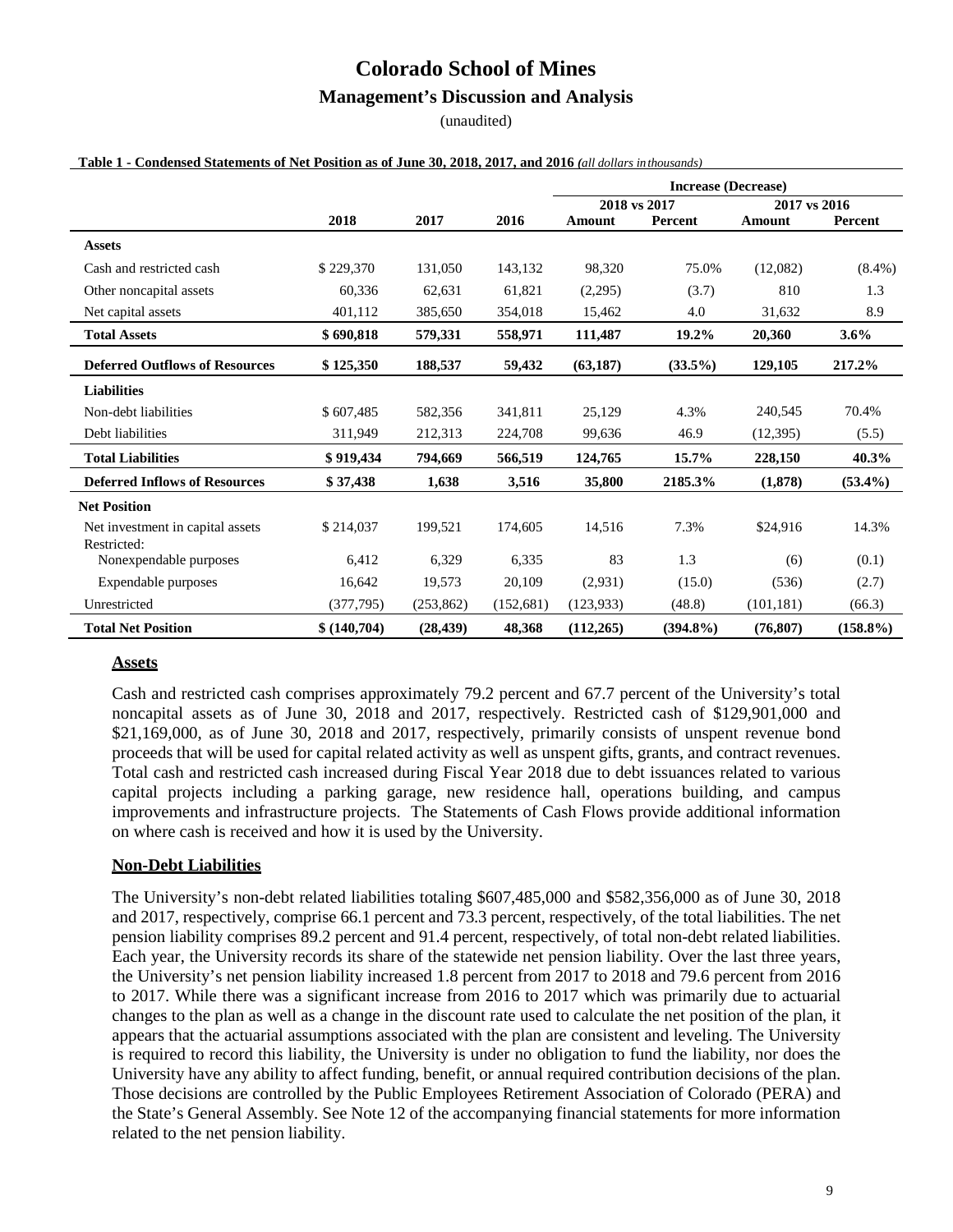# Colorado School of Mines

## Management's Discussion and Analysis

(unaudited)

**Table 1 - Condensed Statements of Net Position as of June 30, 2018, 2017, and 2016** *(all dollars in thousands)*

| | | | | Increase (Decrease) | | | |
|---|---|---|---|---|---|---|---|
| | | | | 2018 vs 2017 | | 2017 vs 2016 | |
| | **2018** | **2017** | **2016** | **Amount** | **Percent** | **Amount** | **Percent** |
| **Assets** | | | | | | | |
| Cash and restricted cash | $ 229,370 | 131,050 | 143,132 | 98,320 | 75.0% | (12,082) | (8.4%) |
| Other noncapital assets | 60,336 | 62,631 | 61,821 | (2,295) | (3.7) | 810 | 1.3 |
| Net capital assets | 401,112 | 385,650 | 354,018 | 15,462 | 4.0 | 31,632 | 8.9 |
| **Total Assets** | **$ 690,818** | **579,331** | **558,971** | **111,487** | **19.2%** | **20,360** | **3.6%** |
| **Deferred Outflows of Resources** | **$ 125,350** | **188,537** | **59,432** | **(63,187)** | **(33.5%)** | **129,105** | **217.2%** |
| **Liabilities** | | | | | | | |
| Non-debt liabilities | $ 607,485 | 582,356 | 341,811 | 25,129 | 4.3% | 240,545 | 70.4% |
| Debt liabilities | 311,949 | 212,313 | 224,708 | 99,636 | 46.9 | (12,395) | (5.5) |
| **Total Liabilities** | **$ 919,434** | **794,669** | **566,519** | **124,765** | **15.7%** | **228,150** | **40.3%** |
| **Deferred Inflows of Resources** | **$ 37,438** | **1,638** | **3,516** | **35,800** | **2185.3%** | **(1,878)** | **(53.4%)** |
| **Net Position** | | | | | | | |
| Net investment in capital assets | $ 214,037 | 199,521 | 174,605 | 14,516 | 7.3% | $24,916 | 14.3% |
| Restricted: | | | | | | | |
| Nonexpendable purposes | 6,412 | 6,329 | 6,335 | 83 | 1.3 | (6) | (0.1) |
| Expendable purposes | 16,642 | 19,573 | 20,109 | (2,931) | (15.0) | (536) | (2.7) |
| Unrestricted | (377,795) | (253,862) | (152,681) | (123,933) | (48.8) | (101,181) | (66.3) |
| **Total Net Position** | **$ (140,704)** | **(28,439)** | **48,368** | **(112,265)** | **(394.8%)** | **(76,807)** | **(158.8%)** |

### Assets

Cash and restricted cash comprises approximately 79.2 percent and 67.7 percent of the University's total noncapital assets as of June 30, 2018 and 2017, respectively. Restricted cash of $129,901,000 and $21,169,000, as of June 30, 2018 and 2017, respectively, primarily consists of unspent revenue bond proceeds that will be used for capital related activity as well as unspent gifts, grants, and contract revenues. Total cash and restricted cash increased during Fiscal Year 2018 due to debt issuances related to various capital projects including a parking garage, new residence hall, operations building, and campus improvements and infrastructure projects. The Statements of Cash Flows provide additional information on where cash is received and how it is used by the University.

### Non-Debt Liabilities

The University's non-debt related liabilities totaling $607,485,000 and $582,356,000 as of June 30, 2018 and 2017, respectively, comprise 66.1 percent and 73.3 percent, respectively, of the total liabilities. The net pension liability comprises 89.2 percent and 91.4 percent, respectively, of total non-debt related liabilities. Each year, the University records its share of the statewide net pension liability. Over the last three years, the University's net pension liability increased 1.8 percent from 2017 to 2018 and 79.6 percent from 2016 to 2017. While there was a significant increase from 2016 to 2017 which was primarily due to actuarial changes to the plan as well as a change in the discount rate used to calculate the net position of the plan, it appears that the actuarial assumptions associated with the plan are consistent and leveling. The University is required to record this liability, the University is under no obligation to fund the liability, nor does the University have any ability to affect funding, benefit, or annual required contribution decisions of the plan. Those decisions are controlled by the Public Employees Retirement Association of Colorado (PERA) and the State's General Assembly. See Note 12 of the accompanying financial statements for more information related to the net pension liability.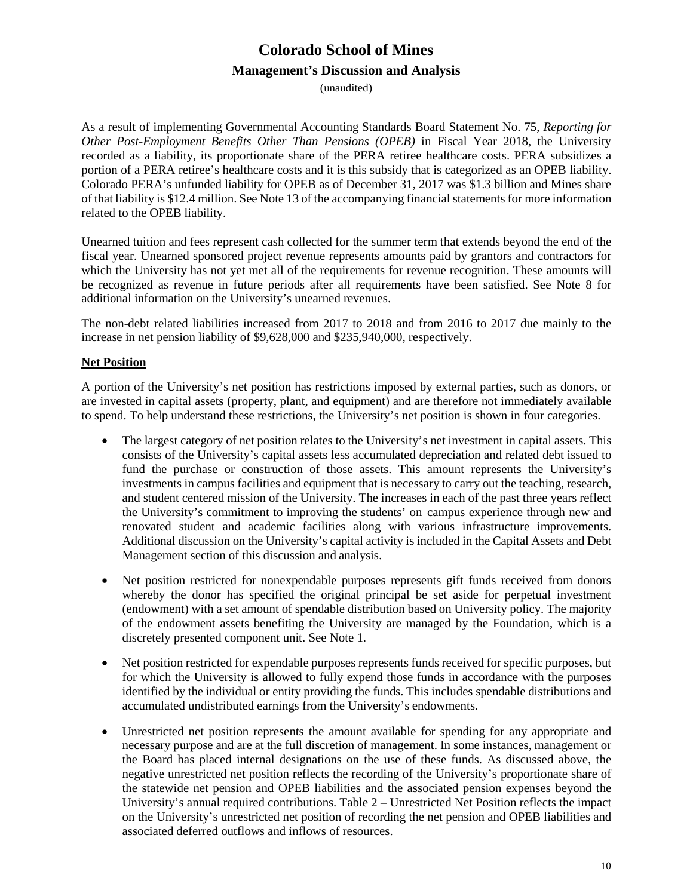As a result of implementing Governmental Accounting Standards Board Statement No. 75, *Reporting for Other Post-Employment Benefits Other Than Pensions (OPEB)* in Fiscal Year 2018, the University recorded as a liability, its proportionate share of the PERA retiree healthcare costs. PERA subsidizes a portion of a PERA retiree's healthcare costs and it is this subsidy that is categorized as an OPEB liability. Colorado PERA's unfunded liability for OPEB as of December 31, 2017 was $1.3 billion and Mines share of that liability is $12.4 million. See Note 13 of the accompanying financial statements for more information related to the OPEB liability.

Unearned tuition and fees represent cash collected for the summer term that extends beyond the end of the fiscal year. Unearned sponsored project revenue represents amounts paid by grantors and contractors for which the University has not yet met all of the requirements for revenue recognition. These amounts will be recognized as revenue in future periods after all requirements have been satisfied. See Note 8 for additional information on the University's unearned revenues.

The non-debt related liabilities increased from 2017 to 2018 and from 2016 to 2017 due mainly to the increase in net pension liability of $9,628,000 and $235,940,000, respectively.

## Net Position

A portion of the University's net position has restrictions imposed by external parties, such as donors, or are invested in capital assets (property, plant, and equipment) and are therefore not immediately available to spend. To help understand these restrictions, the University's net position is shown in four categories.

- The largest category of net position relates to the University's net investment in capital assets. This consists of the University's capital assets less accumulated depreciation and related debt issued to fund the purchase or construction of those assets. This amount represents the University's investments in campus facilities and equipment that is necessary to carry out the teaching, research, and student centered mission of the University. The increases in each of the past three years reflect the University's commitment to improving the students' on campus experience through new and renovated student and academic facilities along with various infrastructure improvements. Additional discussion on the University's capital activity is included in the Capital Assets and Debt Management section of this discussion and analysis.

- Net position restricted for nonexpendable purposes represents gift funds received from donors whereby the donor has specified the original principal be set aside for perpetual investment (endowment) with a set amount of spendable distribution based on University policy. The majority of the endowment assets benefiting the University are managed by the Foundation, which is a discretely presented component unit. See Note 1.

- Net position restricted for expendable purposes represents funds received for specific purposes, but for which the University is allowed to fully expend those funds in accordance with the purposes identified by the individual or entity providing the funds. This includes spendable distributions and accumulated undistributed earnings from the University's endowments.

- Unrestricted net position represents the amount available for spending for any appropriate and necessary purpose and are at the full discretion of management. In some instances, management or the Board has placed internal designations on the use of these funds. As discussed above, the negative unrestricted net position reflects the recording of the University's proportionate share of the statewide net pension and OPEB liabilities and the associated pension expenses beyond the University's annual required contributions. Table 2 – Unrestricted Net Position reflects the impact on the University's unrestricted net position of recording the net pension and OPEB liabilities and associated deferred outflows and inflows of resources.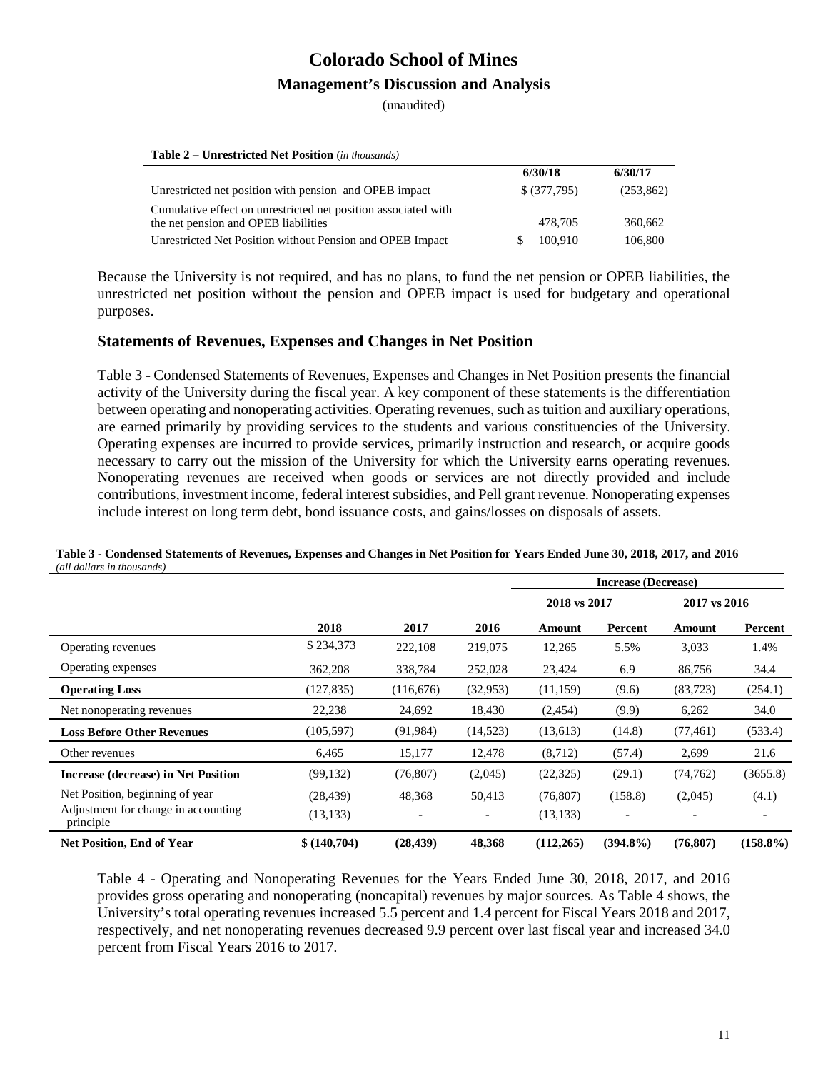**Table 2 – Unrestricted Net Position** (*in thousands*)

| | 6/30/18 | 6/30/17 |
|---|---|---|
| Unrestricted net position with pension and OPEB impact | $ (377,795) | (253,862) |
| Cumulative effect on unrestricted net position associated with the net pension and OPEB liabilities | 478,705 | 360,662 |
| Unrestricted Net Position without Pension and OPEB Impact | $ 100,910 | 106,800 |

Because the University is not required, and has no plans, to fund the net pension or OPEB liabilities, the unrestricted net position without the pension and OPEB impact is used for budgetary and operational purposes.

## Statements of Revenues, Expenses and Changes in Net Position

Table 3 - Condensed Statements of Revenues, Expenses and Changes in Net Position presents the financial activity of the University during the fiscal year. A key component of these statements is the differentiation between operating and nonoperating activities. Operating revenues, such as tuition and auxiliary operations, are earned primarily by providing services to the students and various constituencies of the University. Operating expenses are incurred to provide services, primarily instruction and research, or acquire goods necessary to carry out the mission of the University for which the University earns operating revenues. Nonoperating revenues are received when goods or services are not directly provided and include contributions, investment income, federal interest subsidies, and Pell grant revenue. Nonoperating expenses include interest on long term debt, bond issuance costs, and gains/losses on disposals of assets.

**Table 3 - Condensed Statements of Revenues, Expenses and Changes in Net Position for Years Ended June 30, 2018, 2017, and 2016**
*(all dollars in thousands)*

| | | | | Increase (Decrease) | | | |
|---|---|---|---|---|---|---|---|
| | | | | 2018 vs 2017 | | 2017 vs 2016 | |
| | 2018 | 2017 | 2016 | Amount | Percent | Amount | Percent |
| Operating revenues | $ 234,373 | 222,108 | 219,075 | 12,265 | 5.5% | 3,033 | 1.4% |
| Operating expenses | 362,208 | 338,784 | 252,028 | 23,424 | 6.9 | 86,756 | 34.4 |
| **Operating Loss** | (127,835) | (116,676) | (32,953) | (11,159) | (9.6) | (83,723) | (254.1) |
| Net nonoperating revenues | 22,238 | 24,692 | 18,430 | (2,454) | (9.9) | 6,262 | 34.0 |
| **Loss Before Other Revenues** | (105,597) | (91,984) | (14,523) | (13,613) | (14.8) | (77,461) | (533.4) |
| Other revenues | 6,465 | 15,177 | 12,478 | (8,712) | (57.4) | 2,699 | 21.6 |
| **Increase (decrease) in Net Position** | (99,132) | (76,807) | (2,045) | (22,325) | (29.1) | (74,762) | (3655.8) |
| Net Position, beginning of year | (28,439) | 48,368 | 50,413 | (76,807) | (158.8) | (2,045) | (4.1) |
| Adjustment for change in accounting principle | (13,133) | - | - | (13,133) | - | - | - |
| **Net Position, End of Year** | **$ (140,704)** | **(28,439)** | **48,368** | **(112,265)** | **(394.8%)** | **(76,807)** | **(158.8%)** |

Table 4 - Operating and Nonoperating Revenues for the Years Ended June 30, 2018, 2017, and 2016 provides gross operating and nonoperating (noncapital) revenues by major sources. As Table 4 shows, the University's total operating revenues increased 5.5 percent and 1.4 percent for Fiscal Years 2018 and 2017, respectively, and net nonoperating revenues decreased 9.9 percent over last fiscal year and increased 34.0 percent from Fiscal Years 2016 to 2017.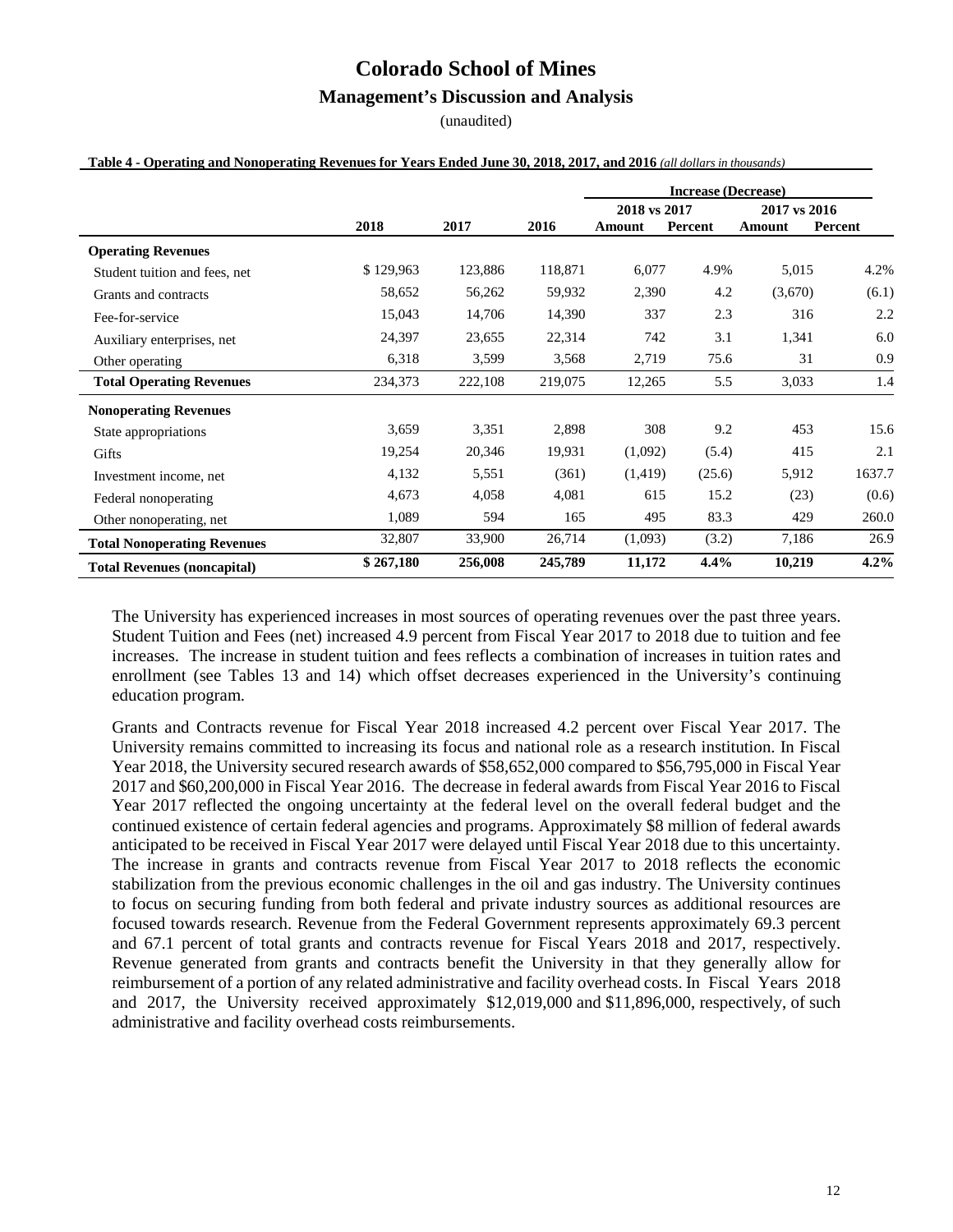# Colorado School of Mines

## Management's Discussion and Analysis

(unaudited)

**Table 4 - Operating and Nonoperating Revenues for Years Ended June 30, 2018, 2017, and 2016** *(all dollars in thousands)*

| | | | | Increase (Decrease) | | | |
|---|---|---|---|---|---|---|---|
| | | | | 2018 vs 2017 | | 2017 vs 2016 | |
| | **2018** | **2017** | **2016** | **Amount** | **Percent** | **Amount** | **Percent** |
| **Operating Revenues** | | | | | | | |
| Student tuition and fees, net | $ 129,963 | 123,886 | 118,871 | 6,077 | 4.9% | 5,015 | 4.2% |
| Grants and contracts | 58,652 | 56,262 | 59,932 | 2,390 | 4.2 | (3,670) | (6.1) |
| Fee-for-service | 15,043 | 14,706 | 14,390 | 337 | 2.3 | 316 | 2.2 |
| Auxiliary enterprises, net | 24,397 | 23,655 | 22,314 | 742 | 3.1 | 1,341 | 6.0 |
| Other operating | 6,318 | 3,599 | 3,568 | 2,719 | 75.6 | 31 | 0.9 |
| **Total Operating Revenues** | 234,373 | 222,108 | 219,075 | 12,265 | 5.5 | 3,033 | 1.4 |
| **Nonoperating Revenues** | | | | | | | |
| State appropriations | 3,659 | 3,351 | 2,898 | 308 | 9.2 | 453 | 15.6 |
| Gifts | 19,254 | 20,346 | 19,931 | (1,092) | (5.4) | 415 | 2.1 |
| Investment income, net | 4,132 | 5,551 | (361) | (1,419) | (25.6) | 5,912 | 1637.7 |
| Federal nonoperating | 4,673 | 4,058 | 4,081 | 615 | 15.2 | (23) | (0.6) |
| Other nonoperating, net | 1,089 | 594 | 165 | 495 | 83.3 | 429 | 260.0 |
| **Total Nonoperating Revenues** | 32,807 | 33,900 | 26,714 | (1,093) | (3.2) | 7,186 | 26.9 |
| **Total Revenues (noncapital)** | **$ 267,180** | **256,008** | **245,789** | **11,172** | **4.4%** | **10,219** | **4.2%** |

The University has experienced increases in most sources of operating revenues over the past three years. Student Tuition and Fees (net) increased 4.9 percent from Fiscal Year 2017 to 2018 due to tuition and fee increases. The increase in student tuition and fees reflects a combination of increases in tuition rates and enrollment (see Tables 13 and 14) which offset decreases experienced in the University's continuing education program.

Grants and Contracts revenue for Fiscal Year 2018 increased 4.2 percent over Fiscal Year 2017. The University remains committed to increasing its focus and national role as a research institution. In Fiscal Year 2018, the University secured research awards of $58,652,000 compared to $56,795,000 in Fiscal Year 2017 and $60,200,000 in Fiscal Year 2016. The decrease in federal awards from Fiscal Year 2016 to Fiscal Year 2017 reflected the ongoing uncertainty at the federal level on the overall federal budget and the continued existence of certain federal agencies and programs. Approximately $8 million of federal awards anticipated to be received in Fiscal Year 2017 were delayed until Fiscal Year 2018 due to this uncertainty. The increase in grants and contracts revenue from Fiscal Year 2017 to 2018 reflects the economic stabilization from the previous economic challenges in the oil and gas industry. The University continues to focus on securing funding from both federal and private industry sources as additional resources are focused towards research. Revenue from the Federal Government represents approximately 69.3 percent and 67.1 percent of total grants and contracts revenue for Fiscal Years 2018 and 2017, respectively. Revenue generated from grants and contracts benefit the University in that they generally allow for reimbursement of a portion of any related administrative and facility overhead costs. In Fiscal Years 2018 and 2017, the University received approximately $12,019,000 and $11,896,000, respectively, of such administrative and facility overhead costs reimbursements.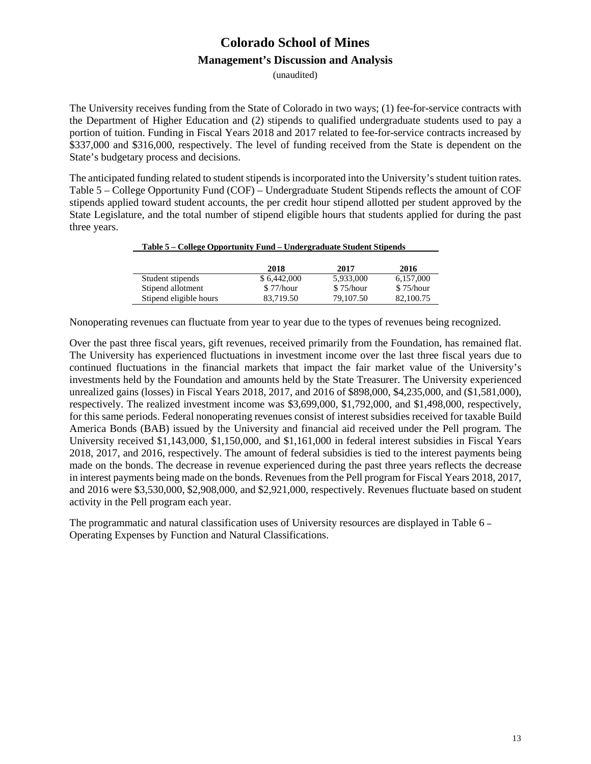# Colorado School of Mines

## Management's Discussion and Analysis

(unaudited)

The University receives funding from the State of Colorado in two ways; (1) fee-for-service contracts with the Department of Higher Education and (2) stipends to qualified undergraduate students used to pay a portion of tuition. Funding in Fiscal Years 2018 and 2017 related to fee-for-service contracts increased by $337,000 and $316,000, respectively. The level of funding received from the State is dependent on the State's budgetary process and decisions.

The anticipated funding related to student stipends is incorporated into the University's student tuition rates. Table 5 – College Opportunity Fund (COF) – Undergraduate Student Stipends reflects the amount of COF stipends applied toward student accounts, the per credit hour stipend allotted per student approved by the State Legislature, and the total number of stipend eligible hours that students applied for during the past three years.

**Table 5 – College Opportunity Fund – Undergraduate Student Stipends**

| | 2018 | 2017 | 2016 |
|---|---|---|---|
| Student stipends | $ 6,442,000 | 5,933,000 | 6,157,000 |
| Stipend allotment | $ 77/hour | $ 75/hour | $ 75/hour |
| Stipend eligible hours | 83,719.50 | 79,107.50 | 82,100.75 |

Nonoperating revenues can fluctuate from year to year due to the types of revenues being recognized.

Over the past three fiscal years, gift revenues, received primarily from the Foundation, has remained flat. The University has experienced fluctuations in investment income over the last three fiscal years due to continued fluctuations in the financial markets that impact the fair market value of the University's investments held by the Foundation and amounts held by the State Treasurer. The University experienced unrealized gains (losses) in Fiscal Years 2018, 2017, and 2016 of $898,000, $4,235,000, and ($1,581,000), respectively. The realized investment income was $3,699,000, $1,792,000, and $1,498,000, respectively, for this same periods. Federal nonoperating revenues consist of interest subsidies received for taxable Build America Bonds (BAB) issued by the University and financial aid received under the Pell program. The University received $1,143,000, $1,150,000, and $1,161,000 in federal interest subsidies in Fiscal Years 2018, 2017, and 2016, respectively. The amount of federal subsidies is tied to the interest payments being made on the bonds. The decrease in revenue experienced during the past three years reflects the decrease in interest payments being made on the bonds. Revenues from the Pell program for Fiscal Years 2018, 2017, and 2016 were $3,530,000, $2,908,000, and $2,921,000, respectively. Revenues fluctuate based on student activity in the Pell program each year.

The programmatic and natural classification uses of University resources are displayed in Table 6 – Operating Expenses by Function and Natural Classifications.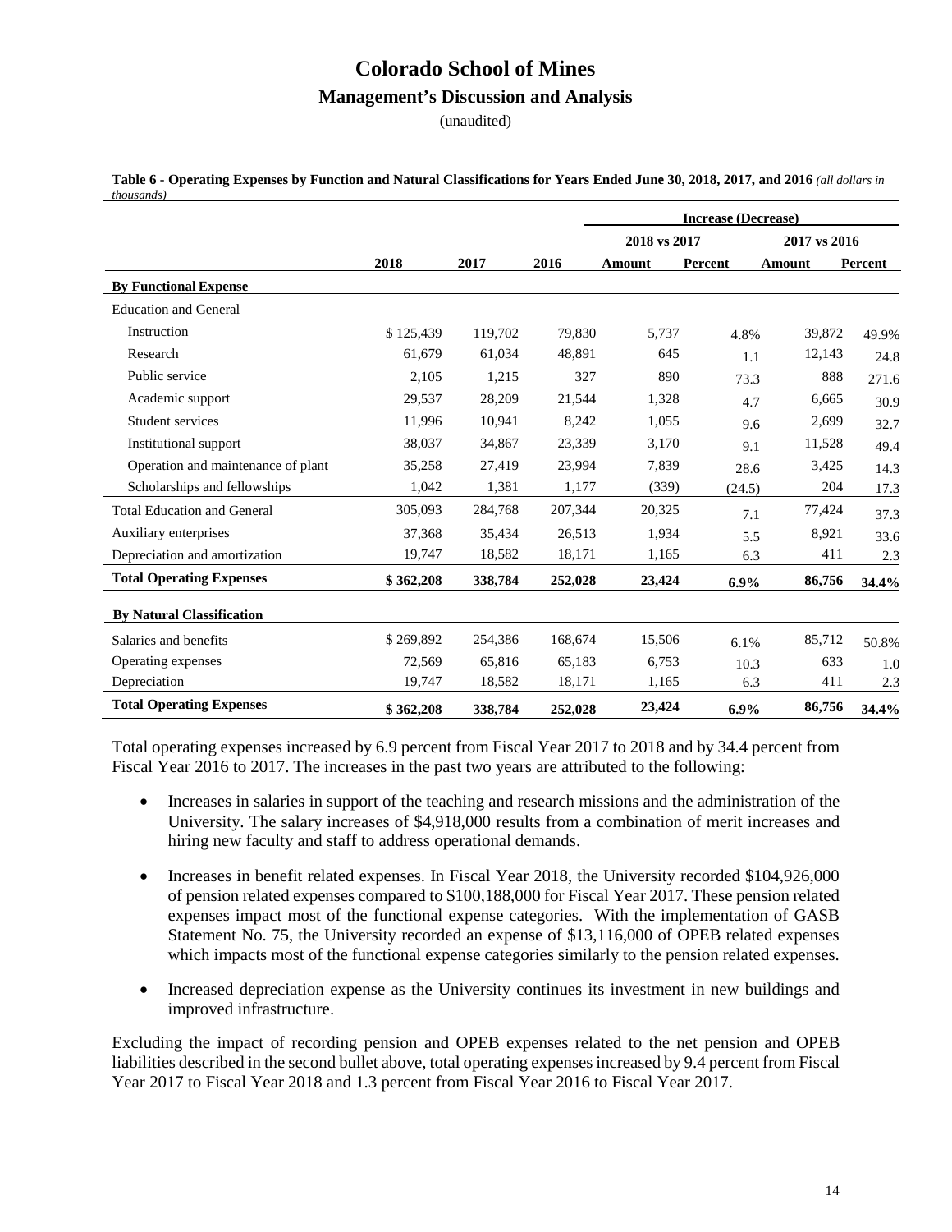# Colorado School of Mines

## Management's Discussion and Analysis

(unaudited)

**Table 6 - Operating Expenses by Function and Natural Classifications for Years Ended June 30, 2018, 2017, and 2016** *(all dollars in thousands)*

| | | | | Increase (Decrease) | | | |
|---|---|---|---|---|---|---|---|
| | | | | 2018 vs 2017 | | 2017 vs 2016 | |
| | 2018 | 2017 | 2016 | Amount | Percent | Amount | Percent |
| **By Functional Expense** | | | | | | | |
| Education and General | | | | | | | |
| Instruction | $ 125,439 | 119,702 | 79,830 | 5,737 | 4.8% | 39,872 | 49.9% |
| Research | 61,679 | 61,034 | 48,891 | 645 | 1.1 | 12,143 | 24.8 |
| Public service | 2,105 | 1,215 | 327 | 890 | 73.3 | 888 | 271.6 |
| Academic support | 29,537 | 28,209 | 21,544 | 1,328 | 4.7 | 6,665 | 30.9 |
| Student services | 11,996 | 10,941 | 8,242 | 1,055 | 9.6 | 2,699 | 32.7 |
| Institutional support | 38,037 | 34,867 | 23,339 | 3,170 | 9.1 | 11,528 | 49.4 |
| Operation and maintenance of plant | 35,258 | 27,419 | 23,994 | 7,839 | 28.6 | 3,425 | 14.3 |
| Scholarships and fellowships | 1,042 | 1,381 | 1,177 | (339) | (24.5) | 204 | 17.3 |
| Total Education and General | 305,093 | 284,768 | 207,344 | 20,325 | 7.1 | 77,424 | 37.3 |
| Auxiliary enterprises | 37,368 | 35,434 | 26,513 | 1,934 | 5.5 | 8,921 | 33.6 |
| Depreciation and amortization | 19,747 | 18,582 | 18,171 | 1,165 | 6.3 | 411 | 2.3 |
| **Total Operating Expenses** | **$ 362,208** | **338,784** | **252,028** | **23,424** | **6.9%** | **86,756** | **34.4%** |
| **By Natural Classification** | | | | | | | |
| Salaries and benefits | $ 269,892 | 254,386 | 168,674 | 15,506 | 6.1% | 85,712 | 50.8% |
| Operating expenses | 72,569 | 65,816 | 65,183 | 6,753 | 10.3 | 633 | 1.0 |
| Depreciation | 19,747 | 18,582 | 18,171 | 1,165 | 6.3 | 411 | 2.3 |
| **Total Operating Expenses** | **$ 362,208** | **338,784** | **252,028** | **23,424** | **6.9%** | **86,756** | **34.4%** |

Total operating expenses increased by 6.9 percent from Fiscal Year 2017 to 2018 and by 34.4 percent from Fiscal Year 2016 to 2017. The increases in the past two years are attributed to the following:

- Increases in salaries in support of the teaching and research missions and the administration of the University. The salary increases of $4,918,000 results from a combination of merit increases and hiring new faculty and staff to address operational demands.
- Increases in benefit related expenses. In Fiscal Year 2018, the University recorded $104,926,000 of pension related expenses compared to $100,188,000 for Fiscal Year 2017. These pension related expenses impact most of the functional expense categories. With the implementation of GASB Statement No. 75, the University recorded an expense of $13,116,000 of OPEB related expenses which impacts most of the functional expense categories similarly to the pension related expenses.
- Increased depreciation expense as the University continues its investment in new buildings and improved infrastructure.

Excluding the impact of recording pension and OPEB expenses related to the net pension and OPEB liabilities described in the second bullet above, total operating expenses increased by 9.4 percent from Fiscal Year 2017 to Fiscal Year 2018 and 1.3 percent from Fiscal Year 2016 to Fiscal Year 2017.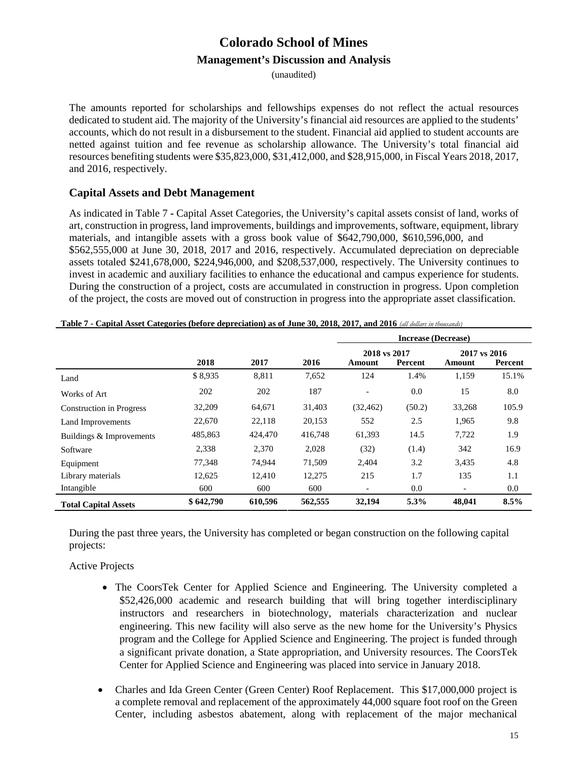The amounts reported for scholarships and fellowships expenses do not reflect the actual resources dedicated to student aid. The majority of the University's financial aid resources are applied to the students' accounts, which do not result in a disbursement to the student. Financial aid applied to student accounts are netted against tuition and fee revenue as scholarship allowance. The University's total financial aid resources benefiting students were $35,823,000, $31,412,000, and $28,915,000, in Fiscal Years 2018, 2017, and 2016, respectively.

## Capital Assets and Debt Management

As indicated in Table 7 - Capital Asset Categories, the University's capital assets consist of land, works of art, construction in progress, land improvements, buildings and improvements, software, equipment, library materials, and intangible assets with a gross book value of $642,790,000, $610,596,000, and $562,555,000 at June 30, 2018, 2017 and 2016, respectively. Accumulated depreciation on depreciable assets totaled $241,678,000, $224,946,000, and $208,537,000, respectively. The University continues to invest in academic and auxiliary facilities to enhance the educational and campus experience for students. During the construction of a project, costs are accumulated in construction in progress. Upon completion of the project, the costs are moved out of construction in progress into the appropriate asset classification.

**Table 7 - Capital Asset Categories (before depreciation) as of June 30, 2018, 2017, and 2016** *(all dollars in thousands)*

| | | | | Increase (Decrease) | | | |
|---|---|---|---|---|---|---|---|
| | | | | 2018 vs 2017 | | 2017 vs 2016 | |
| | 2018 | 2017 | 2016 | Amount | Percent | Amount | Percent |
| Land | $ 8,935 | 8,811 | 7,652 | 124 | 1.4% | 1,159 | 15.1% |
| Works of Art | 202 | 202 | 187 | - | 0.0 | 15 | 8.0 |
| Construction in Progress | 32,209 | 64,671 | 31,403 | (32,462) | (50.2) | 33,268 | 105.9 |
| Land Improvements | 22,670 | 22,118 | 20,153 | 552 | 2.5 | 1,965 | 9.8 |
| Buildings & Improvements | 485,863 | 424,470 | 416,748 | 61,393 | 14.5 | 7,722 | 1.9 |
| Software | 2,338 | 2,370 | 2,028 | (32) | (1.4) | 342 | 16.9 |
| Equipment | 77,348 | 74,944 | 71,509 | 2,404 | 3.2 | 3,435 | 4.8 |
| Library materials | 12,625 | 12,410 | 12,275 | 215 | 1.7 | 135 | 1.1 |
| Intangible | 600 | 600 | 600 | - | 0.0 | - | 0.0 |
| **Total Capital Assets** | **$ 642,790** | **610,596** | **562,555** | **32,194** | **5.3%** | **48,041** | **8.5%** |

During the past three years, the University has completed or began construction on the following capital projects:

Active Projects

- The CoorsTek Center for Applied Science and Engineering. The University completed a $52,426,000 academic and research building that will bring together interdisciplinary instructors and researchers in biotechnology, materials characterization and nuclear engineering. This new facility will also serve as the new home for the University's Physics program and the College for Applied Science and Engineering. The project is funded through a significant private donation, a State appropriation, and University resources. The CoorsTek Center for Applied Science and Engineering was placed into service in January 2018.

- Charles and Ida Green Center (Green Center) Roof Replacement. This $17,000,000 project is a complete removal and replacement of the approximately 44,000 square foot roof on the Green Center, including asbestos abatement, along with replacement of the major mechanical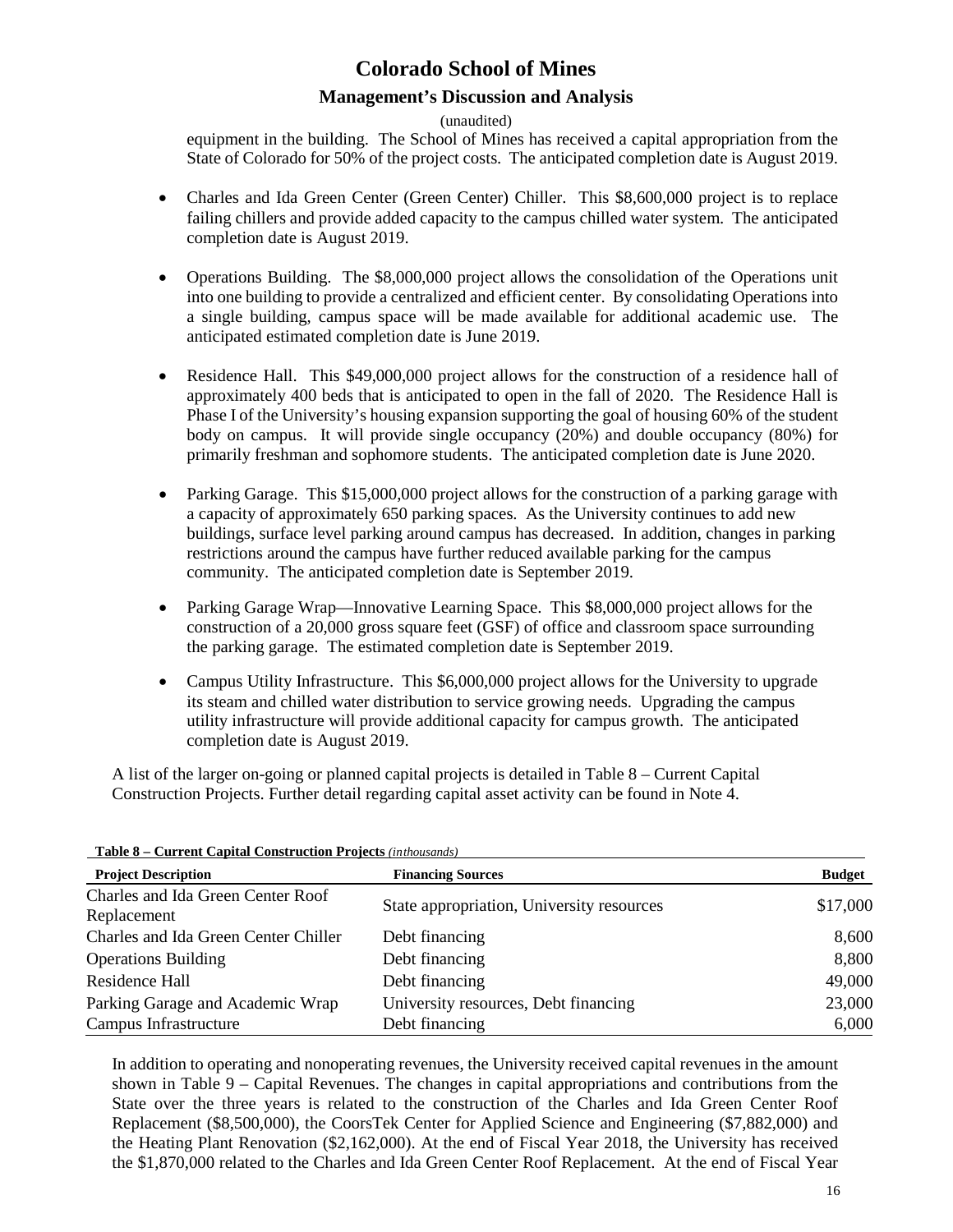equipment in the building. The School of Mines has received a capital appropriation from the State of Colorado for 50% of the project costs. The anticipated completion date is August 2019.

- Charles and Ida Green Center (Green Center) Chiller. This $8,600,000 project is to replace failing chillers and provide added capacity to the campus chilled water system. The anticipated completion date is August 2019.

- Operations Building. The $8,000,000 project allows the consolidation of the Operations unit into one building to provide a centralized and efficient center. By consolidating Operations into a single building, campus space will be made available for additional academic use. The anticipated estimated completion date is June 2019.

- Residence Hall. This $49,000,000 project allows for the construction of a residence hall of approximately 400 beds that is anticipated to open in the fall of 2020. The Residence Hall is Phase I of the University's housing expansion supporting the goal of housing 60% of the student body on campus. It will provide single occupancy (20%) and double occupancy (80%) for primarily freshman and sophomore students. The anticipated completion date is June 2020.

- Parking Garage. This $15,000,000 project allows for the construction of a parking garage with a capacity of approximately 650 parking spaces. As the University continues to add new buildings, surface level parking around campus has decreased. In addition, changes in parking restrictions around the campus have further reduced available parking for the campus community. The anticipated completion date is September 2019.

- Parking Garage Wrap—Innovative Learning Space. This $8,000,000 project allows for the construction of a 20,000 gross square feet (GSF) of office and classroom space surrounding the parking garage. The estimated completion date is September 2019.

- Campus Utility Infrastructure. This $6,000,000 project allows for the University to upgrade its steam and chilled water distribution to service growing needs. Upgrading the campus utility infrastructure will provide additional capacity for campus growth. The anticipated completion date is August 2019.

A list of the larger on-going or planned capital projects is detailed in Table 8 – Current Capital Construction Projects. Further detail regarding capital asset activity can be found in Note 4.

**Table 8 – Current Capital Construction Projects** *(in thousands)*

| Project Description | Financing Sources | Budget |
|---|---|---|
| Charles and Ida Green Center Roof Replacement | State appropriation, University resources | $17,000 |
| Charles and Ida Green Center Chiller | Debt financing | 8,600 |
| Operations Building | Debt financing | 8,800 |
| Residence Hall | Debt financing | 49,000 |
| Parking Garage and Academic Wrap | University resources, Debt financing | 23,000 |
| Campus Infrastructure | Debt financing | 6,000 |

In addition to operating and nonoperating revenues, the University received capital revenues in the amount shown in Table 9 – Capital Revenues. The changes in capital appropriations and contributions from the State over the three years is related to the construction of the Charles and Ida Green Center Roof Replacement ($8,500,000), the CoorsTek Center for Applied Science and Engineering ($7,882,000) and the Heating Plant Renovation ($2,162,000). At the end of Fiscal Year 2018, the University has received the $1,870,000 related to the Charles and Ida Green Center Roof Replacement. At the end of Fiscal Year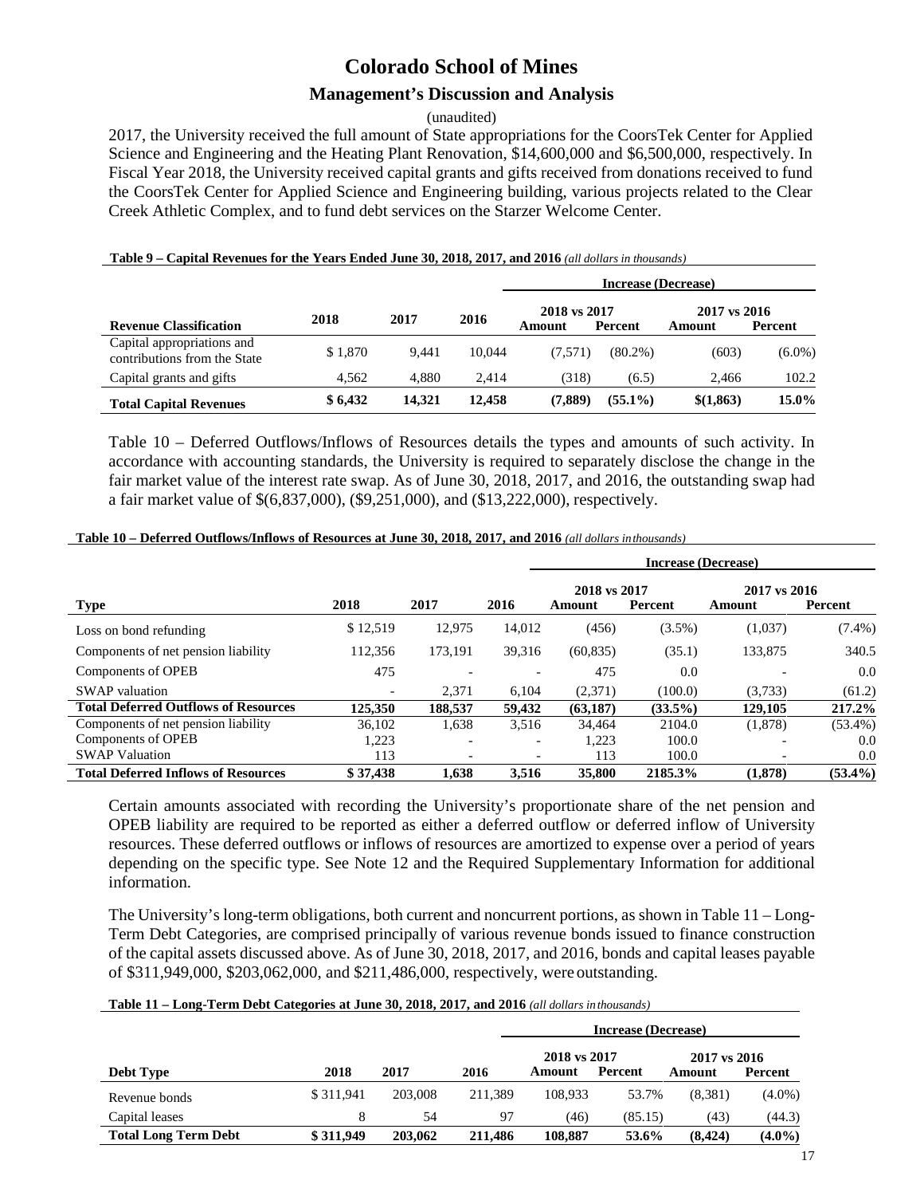2017, the University received the full amount of State appropriations for the CoorsTek Center for Applied Science and Engineering and the Heating Plant Renovation, $14,600,000 and $6,500,000, respectively. In Fiscal Year 2018, the University received capital grants and gifts received from donations received to fund the CoorsTek Center for Applied Science and Engineering building, various projects related to the Clear Creek Athletic Complex, and to fund debt services on the Starzer Welcome Center.

**Table 9 – Capital Revenues for the Years Ended June 30, 2018, 2017, and 2016** *(all dollars in thousands)*

| | | | | Increase (Decrease) | | | |
|---|---|---|---|---|---|---|---|
| | | | | 2018 vs 2017 | | 2017 vs 2016 | |
| **Revenue Classification** | **2018** | **2017** | **2016** | **Amount** | **Percent** | **Amount** | **Percent** |
| Capital appropriations and contributions from the State | $ 1,870 | 9,441 | 10,044 | (7,571) | (80.2%) | (603) | (6.0%) |
| Capital grants and gifts | 4,562 | 4,880 | 2,414 | (318) | (6.5) | 2,466 | 102.2 |
| **Total Capital Revenues** | **$ 6,432** | **14,321** | **12,458** | **(7,889)** | **(55.1%)** | **$(1,863)** | **15.0%** |

Table 10 – Deferred Outflows/Inflows of Resources details the types and amounts of such activity. In accordance with accounting standards, the University is required to separately disclose the change in the fair market value of the interest rate swap. As of June 30, 2018, 2017, and 2016, the outstanding swap had a fair market value of $(6,837,000), ($9,251,000), and ($13,222,000), respectively.

**Table 10 – Deferred Outflows/Inflows of Resources at June 30, 2018, 2017, and 2016** *(all dollars in thousands)*

| | | | | Increase (Decrease) | | | |
|---|---|---|---|---|---|---|---|
| | | | | 2018 vs 2017 | | 2017 vs 2016 | |
| **Type** | **2018** | **2017** | **2016** | **Amount** | **Percent** | **Amount** | **Percent** |
| Loss on bond refunding | $ 12,519 | 12,975 | 14,012 | (456) | (3.5%) | (1,037) | (7.4%) |
| Components of net pension liability | 112,356 | 173,191 | 39,316 | (60,835) | (35.1) | 133,875 | 340.5 |
| Components of OPEB | 475 | - | - | 475 | 0.0 | - | 0.0 |
| SWAP valuation | - | 2,371 | 6,104 | (2,371) | (100.0) | (3,733) | (61.2) |
| **Total Deferred Outflows of Resources** | **125,350** | **188,537** | **59,432** | **(63,187)** | **(33.5%)** | **129,105** | **217.2%** |
| Components of net pension liability | 36,102 | 1,638 | 3,516 | 34,464 | 2104.0 | (1,878) | (53.4%) |
| Components of OPEB | 1,223 | - | - | 1,223 | 100.0 | - | 0.0 |
| SWAP Valuation | 113 | - | - | 113 | 100.0 | - | 0.0 |
| **Total Deferred Inflows of Resources** | **$ 37,438** | **1,638** | **3,516** | **35,800** | **2185.3%** | **(1,878)** | **(53.4%)** |

Certain amounts associated with recording the University's proportionate share of the net pension and OPEB liability are required to be reported as either a deferred outflow or deferred inflow of University resources. These deferred outflows or inflows of resources are amortized to expense over a period of years depending on the specific type. See Note 12 and the Required Supplementary Information for additional information.

The University's long-term obligations, both current and noncurrent portions, as shown in Table 11 – Long-Term Debt Categories, are comprised principally of various revenue bonds issued to finance construction of the capital assets discussed above. As of June 30, 2018, 2017, and 2016, bonds and capital leases payable of $311,949,000, $203,062,000, and $211,486,000, respectively, were outstanding.

**Table 11 – Long-Term Debt Categories at June 30, 2018, 2017, and 2016** *(all dollars in thousands)*

| | | | | Increase (Decrease) | | | |
|---|---|---|---|---|---|---|---|
| | | | | 2018 vs 2017 | | 2017 vs 2016 | |
| **Debt Type** | **2018** | **2017** | **2016** | **Amount** | **Percent** | **Amount** | **Percent** |
| Revenue bonds | $ 311,941 | 203,008 | 211,389 | 108,933 | 53.7% | (8,381) | (4.0%) |
| Capital leases | 8 | 54 | 97 | (46) | (85.15) | (43) | (44.3) |
| **Total Long Term Debt** | **$ 311,949** | **203,062** | **211,486** | **108,887** | **53.6%** | **(8,424)** | **(4.0%)** |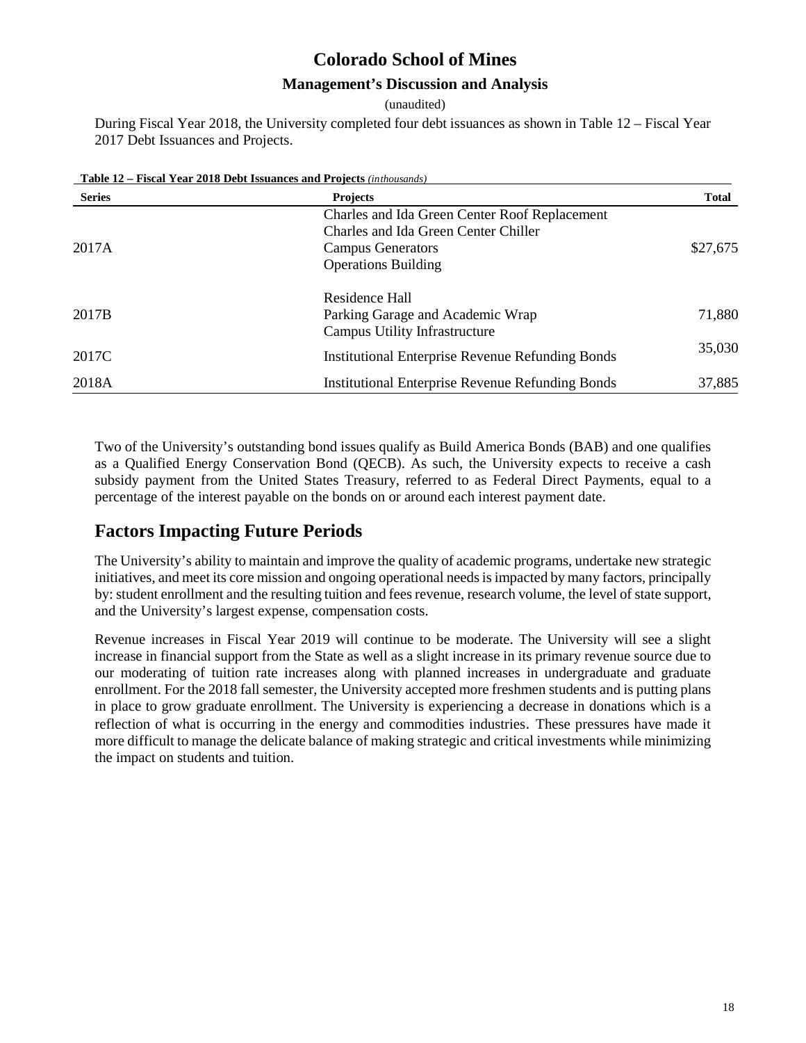During Fiscal Year 2018, the University completed four debt issuances as shown in Table 12 – Fiscal Year 2017 Debt Issuances and Projects.

**Table 12 – Fiscal Year 2018 Debt Issuances and Projects** *(in thousands)*

| Series | Projects | Total |
|---|---|---|
| 2017A | Charles and Ida Green Center Roof Replacement<br>Charles and Ida Green Center Chiller<br>Campus Generators<br>Operations Building | $27,675 |
| 2017B | Residence Hall<br>Parking Garage and Academic Wrap<br>Campus Utility Infrastructure | 71,880 |
| 2017C | Institutional Enterprise Revenue Refunding Bonds | 35,030 |
| 2018A | Institutional Enterprise Revenue Refunding Bonds | 37,885 |

Two of the University's outstanding bond issues qualify as Build America Bonds (BAB) and one qualifies as a Qualified Energy Conservation Bond (QECB). As such, the University expects to receive a cash subsidy payment from the United States Treasury, referred to as Federal Direct Payments, equal to a percentage of the interest payable on the bonds on or around each interest payment date.

## Factors Impacting Future Periods

The University's ability to maintain and improve the quality of academic programs, undertake new strategic initiatives, and meet its core mission and ongoing operational needs is impacted by many factors, principally by: student enrollment and the resulting tuition and fees revenue, research volume, the level of state support, and the University's largest expense, compensation costs.

Revenue increases in Fiscal Year 2019 will continue to be moderate. The University will see a slight increase in financial support from the State as well as a slight increase in its primary revenue source due to our moderating of tuition rate increases along with planned increases in undergraduate and graduate enrollment. For the 2018 fall semester, the University accepted more freshmen students and is putting plans in place to grow graduate enrollment. The University is experiencing a decrease in donations which is a reflection of what is occurring in the energy and commodities industries. These pressures have made it more difficult to manage the delicate balance of making strategic and critical investments while minimizing the impact on students and tuition.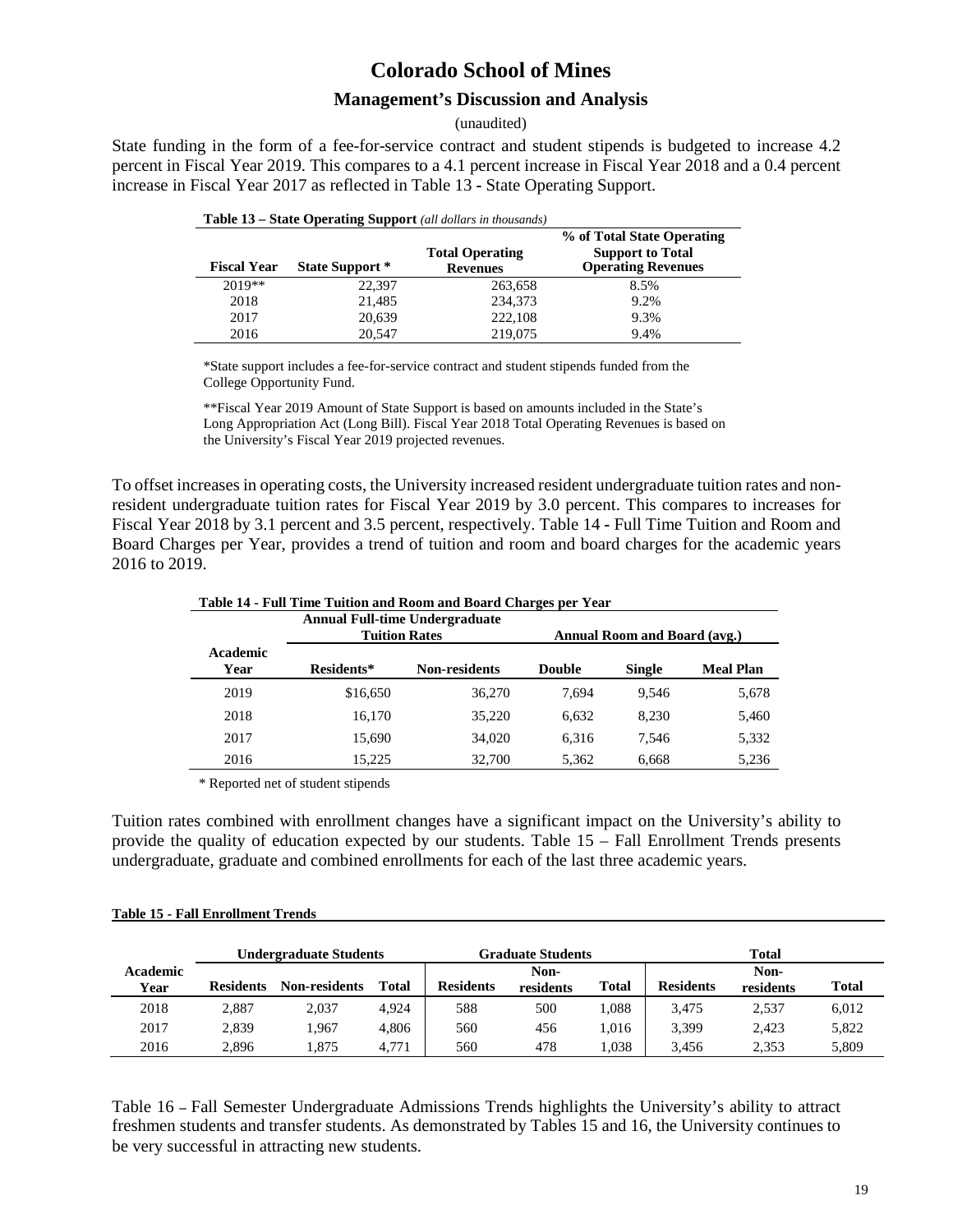# Colorado School of Mines

## Management's Discussion and Analysis

(unaudited)

State funding in the form of a fee-for-service contract and student stipends is budgeted to increase 4.2 percent in Fiscal Year 2019. This compares to a 4.1 percent increase in Fiscal Year 2018 and a 0.4 percent increase in Fiscal Year 2017 as reflected in Table 13 - State Operating Support.

**Table 13 – State Operating Support** *(all dollars in thousands)*

| Fiscal Year | State Support * | Total Operating Revenues | % of Total State Operating Support to Total Operating Revenues |
|---|---|---|---|
| 2019** | 22,397 | 263,658 | 8.5% |
| 2018 | 21,485 | 234,373 | 9.2% |
| 2017 | 20,639 | 222,108 | 9.3% |
| 2016 | 20,547 | 219,075 | 9.4% |

*State support includes a fee-for-service contract and student stipends funded from the College Opportunity Fund.

**Fiscal Year 2019 Amount of State Support is based on amounts included in the State's Long Appropriation Act (Long Bill). Fiscal Year 2018 Total Operating Revenues is based on the University's Fiscal Year 2019 projected revenues.

To offset increases in operating costs, the University increased resident undergraduate tuition rates and non-resident undergraduate tuition rates for Fiscal Year 2019 by 3.0 percent. This compares to increases for Fiscal Year 2018 by 3.1 percent and 3.5 percent, respectively. Table 14 - Full Time Tuition and Room and Board Charges per Year, provides a trend of tuition and room and board charges for the academic years 2016 to 2019.

**Table 14 - Full Time Tuition and Room and Board Charges per Year**

| | Annual Full-time Undergraduate Tuition Rates | | Annual Room and Board (avg.) | | |
|---|---|---|---|---|---|
| Academic Year | Residents* | Non-residents | Double | Single | Meal Plan |
| 2019 | $16,650 | 36,270 | 7,694 | 9,546 | 5,678 |
| 2018 | 16,170 | 35,220 | 6,632 | 8,230 | 5,460 |
| 2017 | 15,690 | 34,020 | 6,316 | 7,546 | 5,332 |
| 2016 | 15,225 | 32,700 | 5,362 | 6,668 | 5,236 |

\* Reported net of student stipends

Tuition rates combined with enrollment changes have a significant impact on the University's ability to provide the quality of education expected by our students. Table 15 – Fall Enrollment Trends presents undergraduate, graduate and combined enrollments for each of the last three academic years.

**Table 15 - Fall Enrollment Trends**

| | Undergraduate Students | | | Graduate Students | | | Total | | |
|---|---|---|---|---|---|---|---|---|---|
| Academic Year | Residents | Non-residents | Total | Residents | Non-residents | Total | Residents | Non-residents | Total |
| 2018 | 2,887 | 2,037 | 4,924 | 588 | 500 | 1,088 | 3,475 | 2,537 | 6,012 |
| 2017 | 2,839 | 1,967 | 4,806 | 560 | 456 | 1,016 | 3,399 | 2,423 | 5,822 |
| 2016 | 2,896 | 1,875 | 4,771 | 560 | 478 | 1,038 | 3,456 | 2,353 | 5,809 |

Table 16 – Fall Semester Undergraduate Admissions Trends highlights the University's ability to attract freshmen students and transfer students. As demonstrated by Tables 15 and 16, the University continues to be very successful in attracting new students.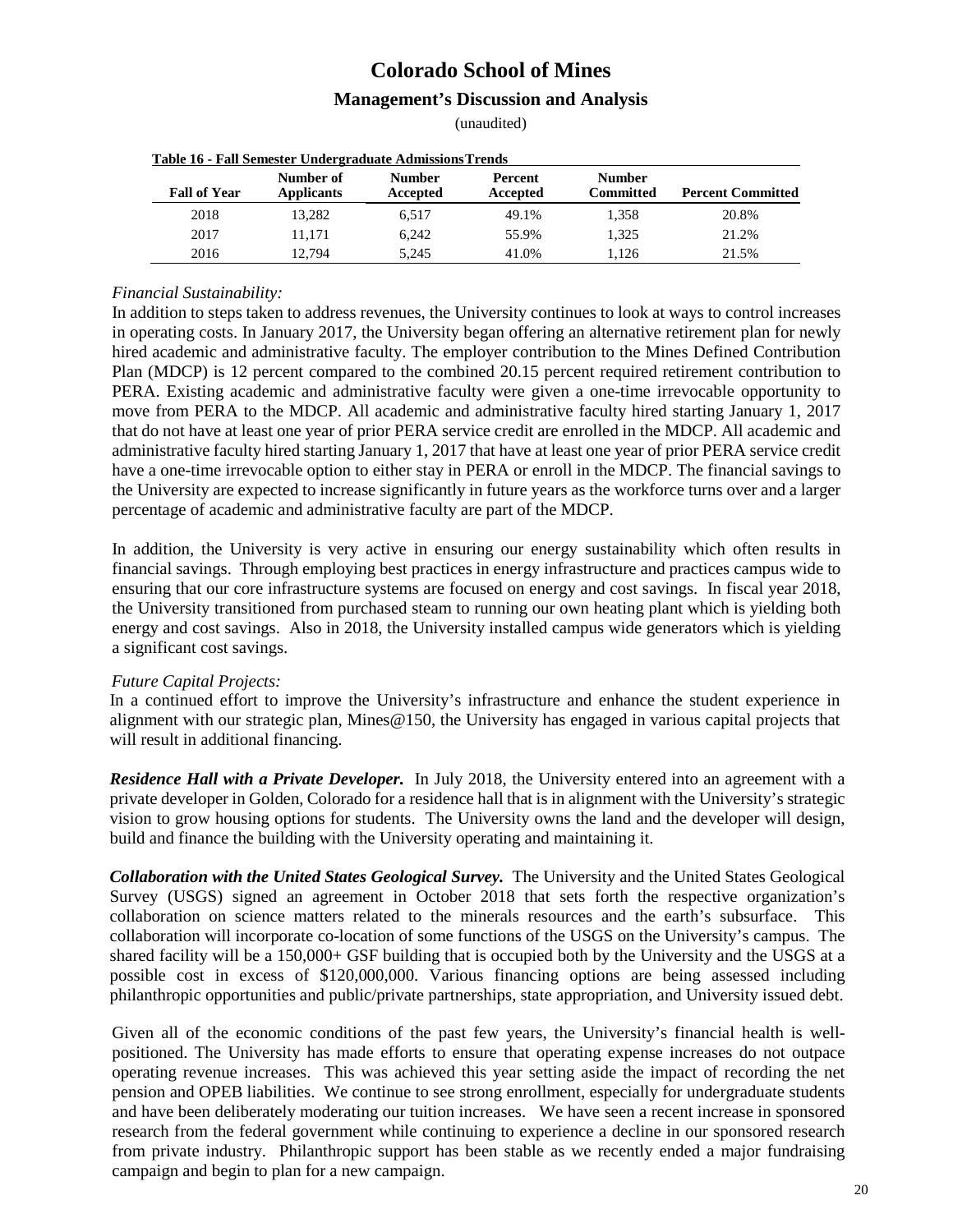**Table 16 - Fall Semester Undergraduate Admissions Trends**

| Fall of Year | Number of Applicants | Number Accepted | Percent Accepted | Number Committed | Percent Committed |
|---|---|---|---|---|---|
| 2018 | 13,282 | 6,517 | 49.1% | 1,358 | 20.8% |
| 2017 | 11,171 | 6,242 | 55.9% | 1,325 | 21.2% |
| 2016 | 12,794 | 5,245 | 41.0% | 1,126 | 21.5% |

*Financial Sustainability:*

In addition to steps taken to address revenues, the University continues to look at ways to control increases in operating costs. In January 2017, the University began offering an alternative retirement plan for newly hired academic and administrative faculty. The employer contribution to the Mines Defined Contribution Plan (MDCP) is 12 percent compared to the combined 20.15 percent required retirement contribution to PERA. Existing academic and administrative faculty were given a one-time irrevocable opportunity to move from PERA to the MDCP. All academic and administrative faculty hired starting January 1, 2017 that do not have at least one year of prior PERA service credit are enrolled in the MDCP. All academic and administrative faculty hired starting January 1, 2017 that have at least one year of prior PERA service credit have a one-time irrevocable option to either stay in PERA or enroll in the MDCP. The financial savings to the University are expected to increase significantly in future years as the workforce turns over and a larger percentage of academic and administrative faculty are part of the MDCP.

In addition, the University is very active in ensuring our energy sustainability which often results in financial savings. Through employing best practices in energy infrastructure and practices campus wide to ensuring that our core infrastructure systems are focused on energy and cost savings. In fiscal year 2018, the University transitioned from purchased steam to running our own heating plant which is yielding both energy and cost savings. Also in 2018, the University installed campus wide generators which is yielding a significant cost savings.

*Future Capital Projects:*

In a continued effort to improve the University's infrastructure and enhance the student experience in alignment with our strategic plan, Mines@150, the University has engaged in various capital projects that will result in additional financing.

***Residence Hall with a Private Developer.*** In July 2018, the University entered into an agreement with a private developer in Golden, Colorado for a residence hall that is in alignment with the University's strategic vision to grow housing options for students. The University owns the land and the developer will design, build and finance the building with the University operating and maintaining it.

***Collaboration with the United States Geological Survey.*** The University and the United States Geological Survey (USGS) signed an agreement in October 2018 that sets forth the respective organization's collaboration on science matters related to the minerals resources and the earth's subsurface. This collaboration will incorporate co-location of some functions of the USGS on the University's campus. The shared facility will be a 150,000+ GSF building that is occupied both by the University and the USGS at a possible cost in excess of $120,000,000. Various financing options are being assessed including philanthropic opportunities and public/private partnerships, state appropriation, and University issued debt.

Given all of the economic conditions of the past few years, the University's financial health is well-positioned. The University has made efforts to ensure that operating expense increases do not outpace operating revenue increases. This was achieved this year setting aside the impact of recording the net pension and OPEB liabilities. We continue to see strong enrollment, especially for undergraduate students and have been deliberately moderating our tuition increases. We have seen a recent increase in sponsored research from the federal government while continuing to experience a decline in our sponsored research from private industry. Philanthropic support has been stable as we recently ended a major fundraising campaign and begin to plan for a new campaign.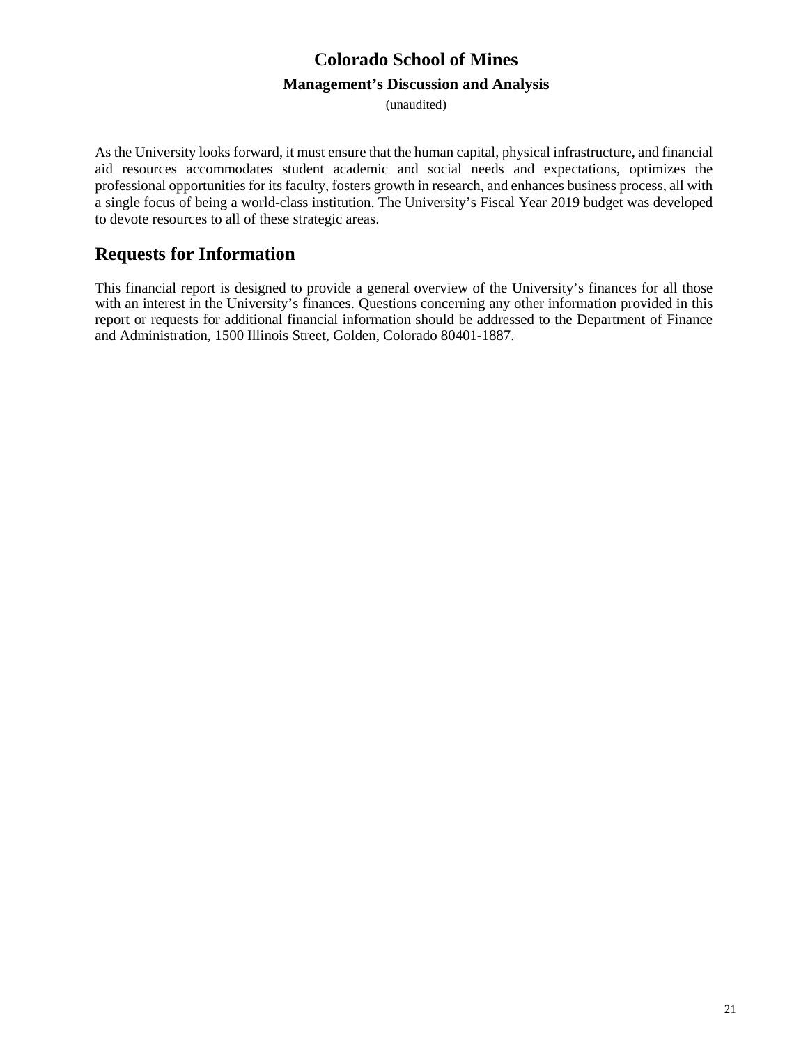As the University looks forward, it must ensure that the human capital, physical infrastructure, and financial aid resources accommodates student academic and social needs and expectations, optimizes the professional opportunities for its faculty, fosters growth in research, and enhances business process, all with a single focus of being a world-class institution. The University's Fiscal Year 2019 budget was developed to devote resources to all of these strategic areas.

## Requests for Information

This financial report is designed to provide a general overview of the University's finances for all those with an interest in the University's finances. Questions concerning any other information provided in this report or requests for additional financial information should be addressed to the Department of Finance and Administration, 1500 Illinois Street, Golden, Colorado 80401-1887.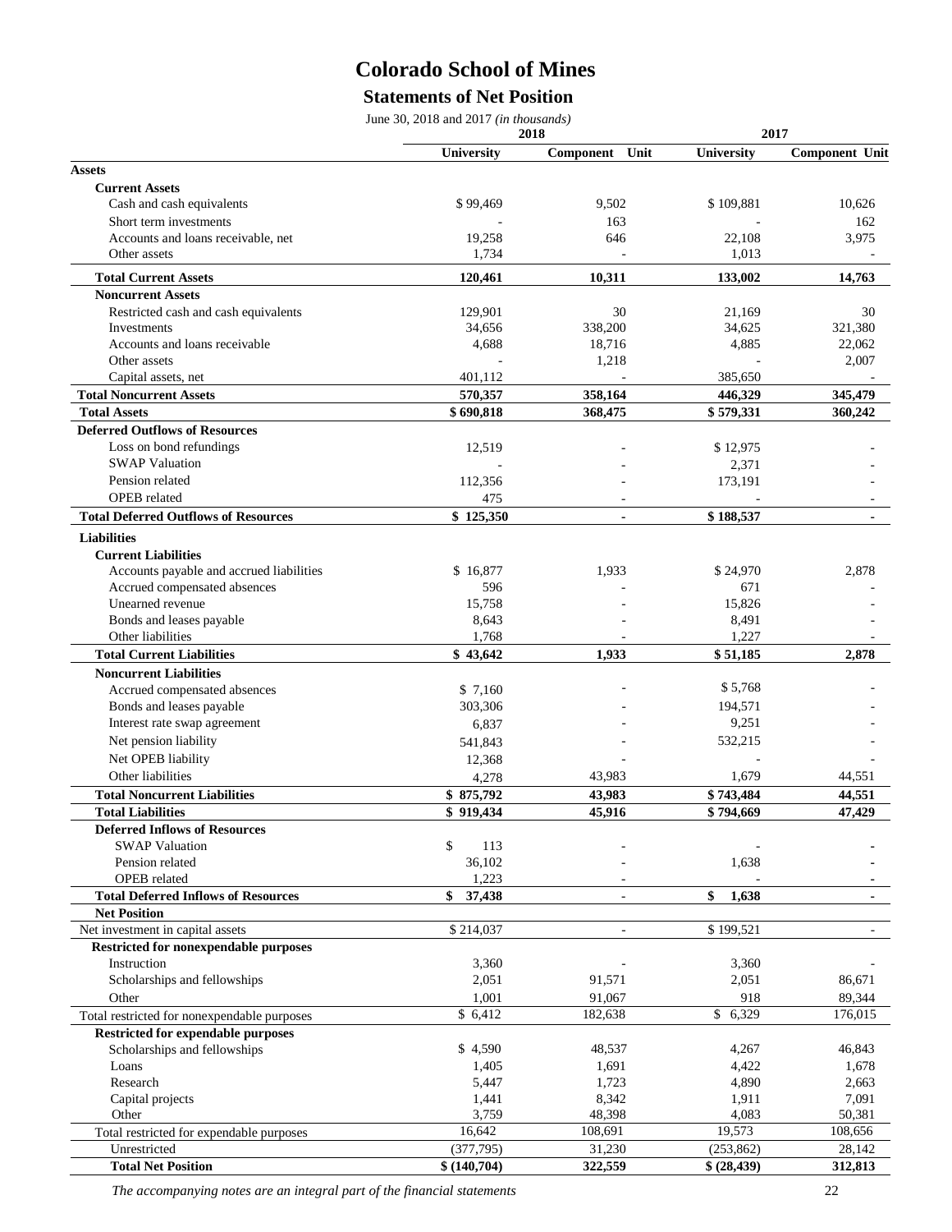# Colorado School of Mines

## Statements of Net Position

June 30, 2018 and 2017 *(in thousands)*

| | 2018 | | 2017 | |
|---|---|---|---|---|
| | **University** | **Component Unit** | **University** | **Component Unit** |
| **Assets** | | | | |
| **Current Assets** | | | | |
| Cash and cash equivalents | $ 99,469 | 9,502 | $ 109,881 | 10,626 |
| Short term investments | - | 163 | - | 162 |
| Accounts and loans receivable, net | 19,258 | 646 | 22,108 | 3,975 |
| Other assets | 1,734 | - | 1,013 | - |
| **Total Current Assets** | **120,461** | **10,311** | **133,002** | **14,763** |
| **Noncurrent Assets** | | | | |
| Restricted cash and cash equivalents | 129,901 | 30 | 21,169 | 30 |
| Investments | 34,656 | 338,200 | 34,625 | 321,380 |
| Accounts and loans receivable | 4,688 | 18,716 | 4,885 | 22,062 |
| Other assets | - | 1,218 | - | 2,007 |
| Capital assets, net | 401,112 | - | 385,650 | - |
| **Total Noncurrent Assets** | **570,357** | **358,164** | **446,329** | **345,479** |
| **Total Assets** | **$ 690,818** | **368,475** | **$ 579,331** | **360,242** |
| **Deferred Outflows of Resources** | | | | |
| Loss on bond refundings | 12,519 | - | $ 12,975 | - |
| SWAP Valuation | - | - | 2,371 | - |
| Pension related | 112,356 | - | 173,191 | - |
| OPEB related | 475 | - | - | - |
| **Total Deferred Outflows of Resources** | **$ 125,350** | **-** | **$ 188,537** | **-** |
| **Liabilities** | | | | |
| **Current Liabilities** | | | | |
| Accounts payable and accrued liabilities | $ 16,877 | 1,933 | $ 24,970 | 2,878 |
| Accrued compensated absences | 596 | - | 671 | - |
| Unearned revenue | 15,758 | - | 15,826 | - |
| Bonds and leases payable | 8,643 | - | 8,491 | - |
| Other liabilities | 1,768 | - | 1,227 | - |
| **Total Current Liabilities** | **$ 43,642** | **1,933** | **$ 51,185** | **2,878** |
| **Noncurrent Liabilities** | | | | |
| Accrued compensated absences | $ 7,160 | - | $ 5,768 | - |
| Bonds and leases payable | 303,306 | - | 194,571 | - |
| Interest rate swap agreement | 6,837 | - | 9,251 | - |
| Net pension liability | 541,843 | - | 532,215 | - |
| Net OPEB liability | 12,368 | - | - | - |
| Other liabilities | 4,278 | 43,983 | 1,679 | 44,551 |
| **Total Noncurrent Liabilities** | **$ 875,792** | **43,983** | **$ 743,484** | **44,551** |
| **Total Liabilities** | **$ 919,434** | **45,916** | **$ 794,669** | **47,429** |
| **Deferred Inflows of Resources** | | | | |
| SWAP Valuation | $ 113 | - | - | - |
| Pension related | 36,102 | - | 1,638 | - |
| OPEB related | 1,223 | - | - | - |
| **Total Deferred Inflows of Resources** | **$ 37,438** | **-** | **$ 1,638** | **-** |
| **Net Position** | | | | |
| Net investment in capital assets | $ 214,037 | - | $ 199,521 | - |
| **Restricted for nonexpendable purposes** | | | | |
| Instruction | 3,360 | - | 3,360 | - |
| Scholarships and fellowships | 2,051 | 91,571 | 2,051 | 86,671 |
| Other | 1,001 | 91,067 | 918 | 89,344 |
| Total restricted for nonexpendable purposes | $ 6,412 | 182,638 | $ 6,329 | 176,015 |
| **Restricted for expendable purposes** | | | | |
| Scholarships and fellowships | $ 4,590 | 48,537 | 4,267 | 46,843 |
| Loans | 1,405 | 1,691 | 4,422 | 1,678 |
| Research | 5,447 | 1,723 | 4,890 | 2,663 |
| Capital projects | 1,441 | 8,342 | 1,911 | 7,091 |
| Other | 3,759 | 48,398 | 4,083 | 50,381 |
| Total restricted for expendable purposes | 16,642 | 108,691 | 19,573 | 108,656 |
| Unrestricted | (377,795) | 31,230 | (253,862) | 28,142 |
| **Total Net Position** | **$ (140,704)** | **322,559** | **$ (28,439)** | **312,813** |

*The accompanying notes are an integral part of the financial statements*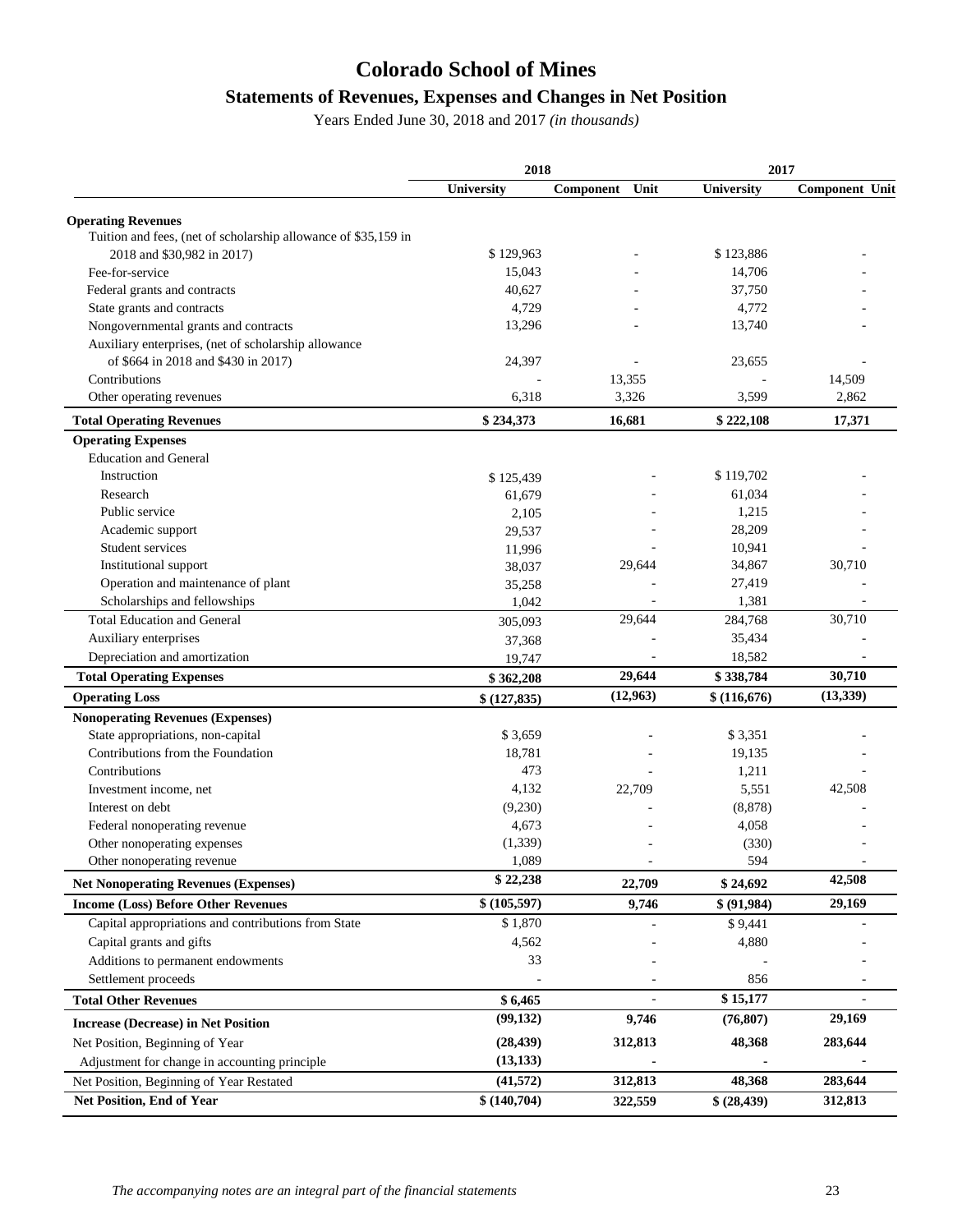# Colorado School of Mines

## Statements of Revenues, Expenses and Changes in Net Position

Years Ended June 30, 2018 and 2017 *(in thousands)*

| | 2018 | | 2017 | |
|---|---|---|---|---|
| | **University** | **Component Unit** | **University** | **Component Unit** |
| **Operating Revenues** | | | | |
| Tuition and fees, (net of scholarship allowance of $35,159 in 2018 and $30,982 in 2017) | $ 129,963 | - | $ 123,886 | - |
| Fee-for-service | 15,043 | - | 14,706 | - |
| Federal grants and contracts | 40,627 | - | 37,750 | - |
| State grants and contracts | 4,729 | - | 4,772 | - |
| Nongovernmental grants and contracts | 13,296 | - | 13,740 | - |
| Auxiliary enterprises, (net of scholarship allowance of $664 in 2018 and $430 in 2017) | 24,397 | - | 23,655 | - |
| Contributions | - | 13,355 | - | 14,509 |
| Other operating revenues | 6,318 | 3,326 | 3,599 | 2,862 |
| **Total Operating Revenues** | **$ 234,373** | **16,681** | **$ 222,108** | **17,371** |
| **Operating Expenses** | | | | |
| Education and General | | | | |
| Instruction | $ 125,439 | - | $ 119,702 | - |
| Research | 61,679 | - | 61,034 | - |
| Public service | 2,105 | - | 1,215 | - |
| Academic support | 29,537 | - | 28,209 | - |
| Student services | 11,996 | - | 10,941 | - |
| Institutional support | 38,037 | 29,644 | 34,867 | 30,710 |
| Operation and maintenance of plant | 35,258 | - | 27,419 | - |
| Scholarships and fellowships | 1,042 | - | 1,381 | - |
| Total Education and General | 305,093 | 29,644 | 284,768 | 30,710 |
| Auxiliary enterprises | 37,368 | - | 35,434 | - |
| Depreciation and amortization | 19,747 | - | 18,582 | - |
| **Total Operating Expenses** | **$ 362,208** | **29,644** | **$ 338,784** | **30,710** |
| **Operating Loss** | **$ (127,835)** | **(12,963)** | **$ (116,676)** | **(13,339)** |
| **Nonoperating Revenues (Expenses)** | | | | |
| State appropriations, non-capital | $ 3,659 | - | $ 3,351 | - |
| Contributions from the Foundation | 18,781 | - | 19,135 | - |
| Contributions | 473 | - | 1,211 | - |
| Investment income, net | 4,132 | 22,709 | 5,551 | 42,508 |
| Interest on debt | (9,230) | - | (8,878) | - |
| Federal nonoperating revenue | 4,673 | - | 4,058 | - |
| Other nonoperating expenses | (1,339) | - | (330) | - |
| Other nonoperating revenue | 1,089 | - | 594 | - |
| **Net Nonoperating Revenues (Expenses)** | **$ 22,238** | **22,709** | **$ 24,692** | **42,508** |
| **Income (Loss) Before Other Revenues** | **$ (105,597)** | **9,746** | **$ (91,984)** | **29,169** |
| Capital appropriations and contributions from State | $ 1,870 | - | $ 9,441 | - |
| Capital grants and gifts | 4,562 | - | 4,880 | - |
| Additions to permanent endowments | 33 | - | - | - |
| Settlement proceeds | - | - | 856 | - |
| **Total Other Revenues** | **$ 6,465** | - | **$ 15,177** | - |
| **Increase (Decrease) in Net Position** | **(99,132)** | **9,746** | **(76,807)** | **29,169** |
| Net Position, Beginning of Year | **(28,439)** | **312,813** | **48,368** | **283,644** |
| Adjustment for change in accounting principle | **(13,133)** | **-** | **-** | **-** |
| Net Position, Beginning of Year Restated | **(41,572)** | **312,813** | **48,368** | **283,644** |
| **Net Position, End of Year** | **$ (140,704)** | **322,559** | **$ (28,439)** | **312,813** |

*The accompanying notes are an integral part of the financial statements*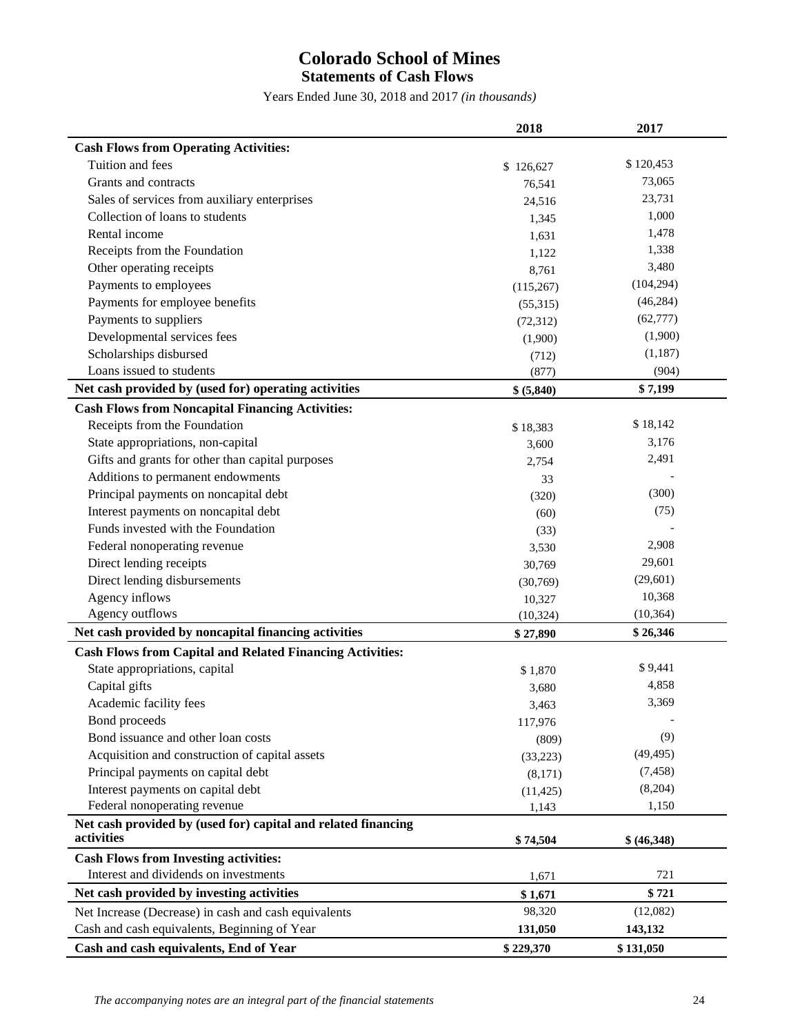# Colorado School of Mines

## Statements of Cash Flows

Years Ended June 30, 2018 and 2017 *(in thousands)*

| | 2018 | 2017 |
|---|---|---|
| **Cash Flows from Operating Activities:** | | |
| Tuition and fees | $ 126,627 | $ 120,453 |
| Grants and contracts | 76,541 | 73,065 |
| Sales of services from auxiliary enterprises | 24,516 | 23,731 |
| Collection of loans to students | 1,345 | 1,000 |
| Rental income | 1,631 | 1,478 |
| Receipts from the Foundation | 1,122 | 1,338 |
| Other operating receipts | 8,761 | 3,480 |
| Payments to employees | (115,267) | (104,294) |
| Payments for employee benefits | (55,315) | (46,284) |
| Payments to suppliers | (72,312) | (62,777) |
| Developmental services fees | (1,900) | (1,900) |
| Scholarships disbursed | (712) | (1,187) |
| Loans issued to students | (877) | (904) |
| **Net cash provided by (used for) operating activities** | **$ (5,840)** | **$ 7,199** |
| **Cash Flows from Noncapital Financing Activities:** | | |
| Receipts from the Foundation | $ 18,383 | $ 18,142 |
| State appropriations, non-capital | 3,600 | 3,176 |
| Gifts and grants for other than capital purposes | 2,754 | 2,491 |
| Additions to permanent endowments | 33 | - |
| Principal payments on noncapital debt | (320) | (300) |
| Interest payments on noncapital debt | (60) | (75) |
| Funds invested with the Foundation | (33) | - |
| Federal nonoperating revenue | 3,530 | 2,908 |
| Direct lending receipts | 30,769 | 29,601 |
| Direct lending disbursements | (30,769) | (29,601) |
| Agency inflows | 10,327 | 10,368 |
| Agency outflows | (10,324) | (10,364) |
| **Net cash provided by noncapital financing activities** | **$ 27,890** | **$ 26,346** |
| **Cash Flows from Capital and Related Financing Activities:** | | |
| State appropriations, capital | $ 1,870 | $ 9,441 |
| Capital gifts | 3,680 | 4,858 |
| Academic facility fees | 3,463 | 3,369 |
| Bond proceeds | 117,976 | - |
| Bond issuance and other loan costs | (809) | (9) |
| Acquisition and construction of capital assets | (33,223) | (49,495) |
| Principal payments on capital debt | (8,171) | (7,458) |
| Interest payments on capital debt | (11,425) | (8,204) |
| Federal nonoperating revenue | 1,143 | 1,150 |
| **Net cash provided by (used for) capital and related financing activities** | **$ 74,504** | **$ (46,348)** |
| **Cash Flows from Investing activities:** | | |
| Interest and dividends on investments | 1,671 | 721 |
| **Net cash provided by investing activities** | **$ 1,671** | **$ 721** |
| Net Increase (Decrease) in cash and cash equivalents | 98,320 | (12,082) |
| Cash and cash equivalents, Beginning of Year | **131,050** | **143,132** |
| **Cash and cash equivalents, End of Year** | **$ 229,370** | **$ 131,050** |

*The accompanying notes are an integral part of the financial statements*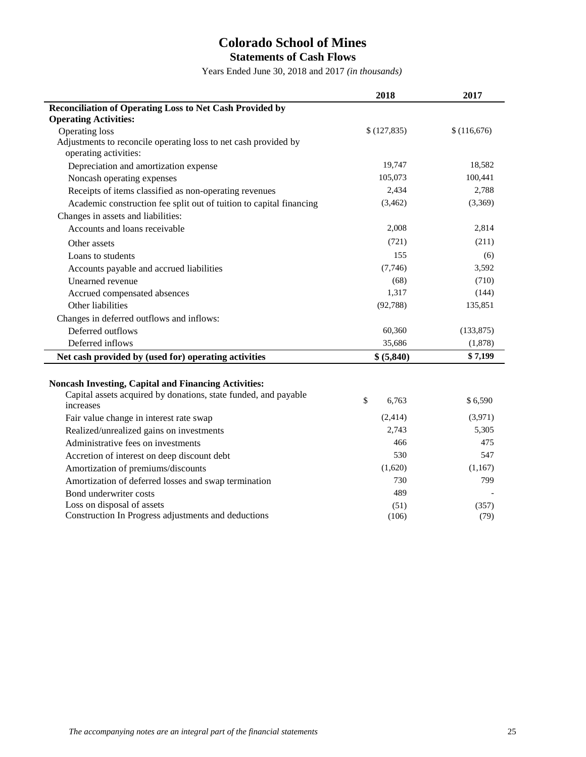# Colorado School of Mines

## Statements of Cash Flows

Years Ended June 30, 2018 and 2017 *(in thousands)*

| | 2018 | 2017 |
|---|---|---|
| **Reconciliation of Operating Loss to Net Cash Provided by Operating Activities:** | | |
| Operating loss | $ (127,835) | $ (116,676) |
| Adjustments to reconcile operating loss to net cash provided by operating activities: | | |
| Depreciation and amortization expense | 19,747 | 18,582 |
| Noncash operating expenses | 105,073 | 100,441 |
| Receipts of items classified as non-operating revenues | 2,434 | 2,788 |
| Academic construction fee split out of tuition to capital financing | (3,462) | (3,369) |
| Changes in assets and liabilities: | | |
| Accounts and loans receivable | 2,008 | 2,814 |
| Other assets | (721) | (211) |
| Loans to students | 155 | (6) |
| Accounts payable and accrued liabilities | (7,746) | 3,592 |
| Unearned revenue | (68) | (710) |
| Accrued compensated absences | 1,317 | (144) |
| Other liabilities | (92,788) | 135,851 |
| Changes in deferred outflows and inflows: | | |
| Deferred outflows | 60,360 | (133,875) |
| Deferred inflows | 35,686 | (1,878) |
| **Net cash provided by (used for) operating activities** | **$ (5,840)** | **$ 7,199** |

| | 2018 | 2017 |
|---|---|---|
| **Noncash Investing, Capital and Financing Activities:** | | |
| Capital assets acquired by donations, state funded, and payable increases | $ 6,763 | $ 6,590 |
| Fair value change in interest rate swap | (2,414) | (3,971) |
| Realized/unrealized gains on investments | 2,743 | 5,305 |
| Administrative fees on investments | 466 | 475 |
| Accretion of interest on deep discount debt | 530 | 547 |
| Amortization of premiums/discounts | (1,620) | (1,167) |
| Amortization of deferred losses and swap termination | 730 | 799 |
| Bond underwriter costs | 489 | - |
| Loss on disposal of assets | (51) | (357) |
| Construction In Progress adjustments and deductions | (106) | (79) |

*The accompanying notes are an integral part of the financial statements*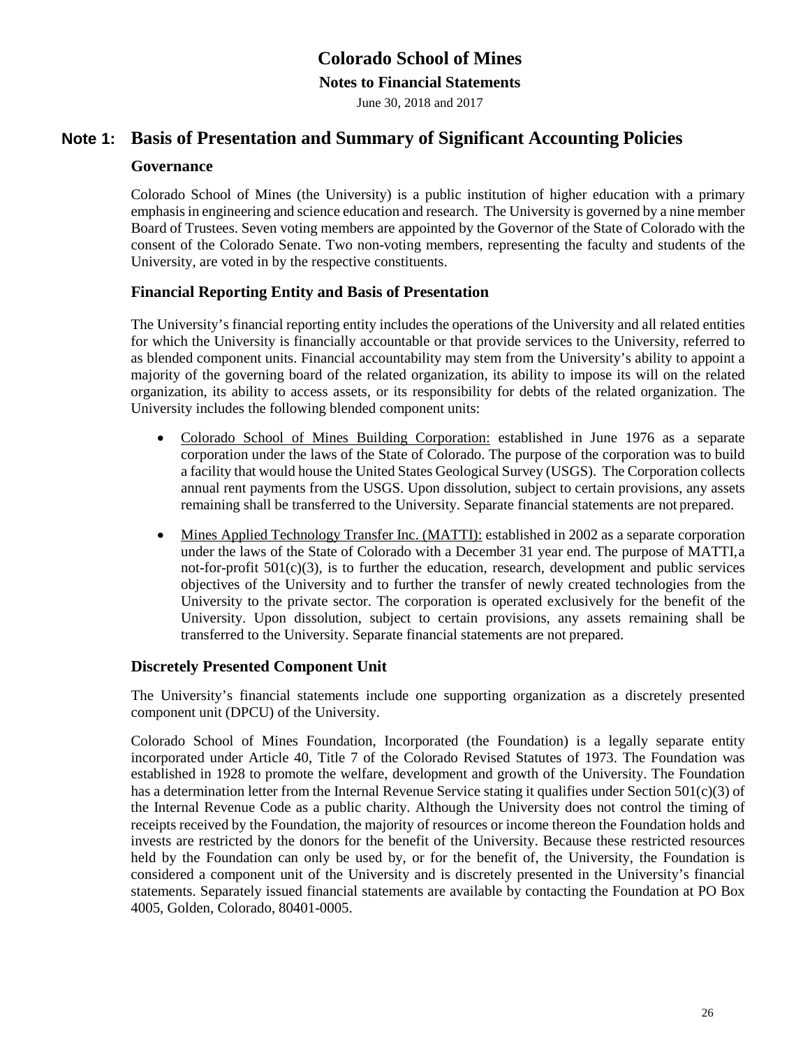# Note 1: Basis of Presentation and Summary of Significant Accounting Policies

## Governance

Colorado School of Mines (the University) is a public institution of higher education with a primary emphasis in engineering and science education and research. The University is governed by a nine member Board of Trustees. Seven voting members are appointed by the Governor of the State of Colorado with the consent of the Colorado Senate. Two non-voting members, representing the faculty and students of the University, are voted in by the respective constituents.

## Financial Reporting Entity and Basis of Presentation

The University's financial reporting entity includes the operations of the University and all related entities for which the University is financially accountable or that provide services to the University, referred to as blended component units. Financial accountability may stem from the University's ability to appoint a majority of the governing board of the related organization, its ability to impose its will on the related organization, its ability to access assets, or its responsibility for debts of the related organization. The University includes the following blended component units:

- Colorado School of Mines Building Corporation: established in June 1976 as a separate corporation under the laws of the State of Colorado. The purpose of the corporation was to build a facility that would house the United States Geological Survey (USGS). The Corporation collects annual rent payments from the USGS. Upon dissolution, subject to certain provisions, any assets remaining shall be transferred to the University. Separate financial statements are not prepared.
- Mines Applied Technology Transfer Inc. (MATTI): established in 2002 as a separate corporation under the laws of the State of Colorado with a December 31 year end. The purpose of MATTI, a not-for-profit 501(c)(3), is to further the education, research, development and public services objectives of the University and to further the transfer of newly created technologies from the University to the private sector. The corporation is operated exclusively for the benefit of the University. Upon dissolution, subject to certain provisions, any assets remaining shall be transferred to the University. Separate financial statements are not prepared.

## Discretely Presented Component Unit

The University's financial statements include one supporting organization as a discretely presented component unit (DPCU) of the University.

Colorado School of Mines Foundation, Incorporated (the Foundation) is a legally separate entity incorporated under Article 40, Title 7 of the Colorado Revised Statutes of 1973. The Foundation was established in 1928 to promote the welfare, development and growth of the University. The Foundation has a determination letter from the Internal Revenue Service stating it qualifies under Section 501(c)(3) of the Internal Revenue Code as a public charity. Although the University does not control the timing of receipts received by the Foundation, the majority of resources or income thereon the Foundation holds and invests are restricted by the donors for the benefit of the University. Because these restricted resources held by the Foundation can only be used by, or for the benefit of, the University, the Foundation is considered a component unit of the University and is discretely presented in the University's financial statements. Separately issued financial statements are available by contacting the Foundation at PO Box 4005, Golden, Colorado, 80401-0005.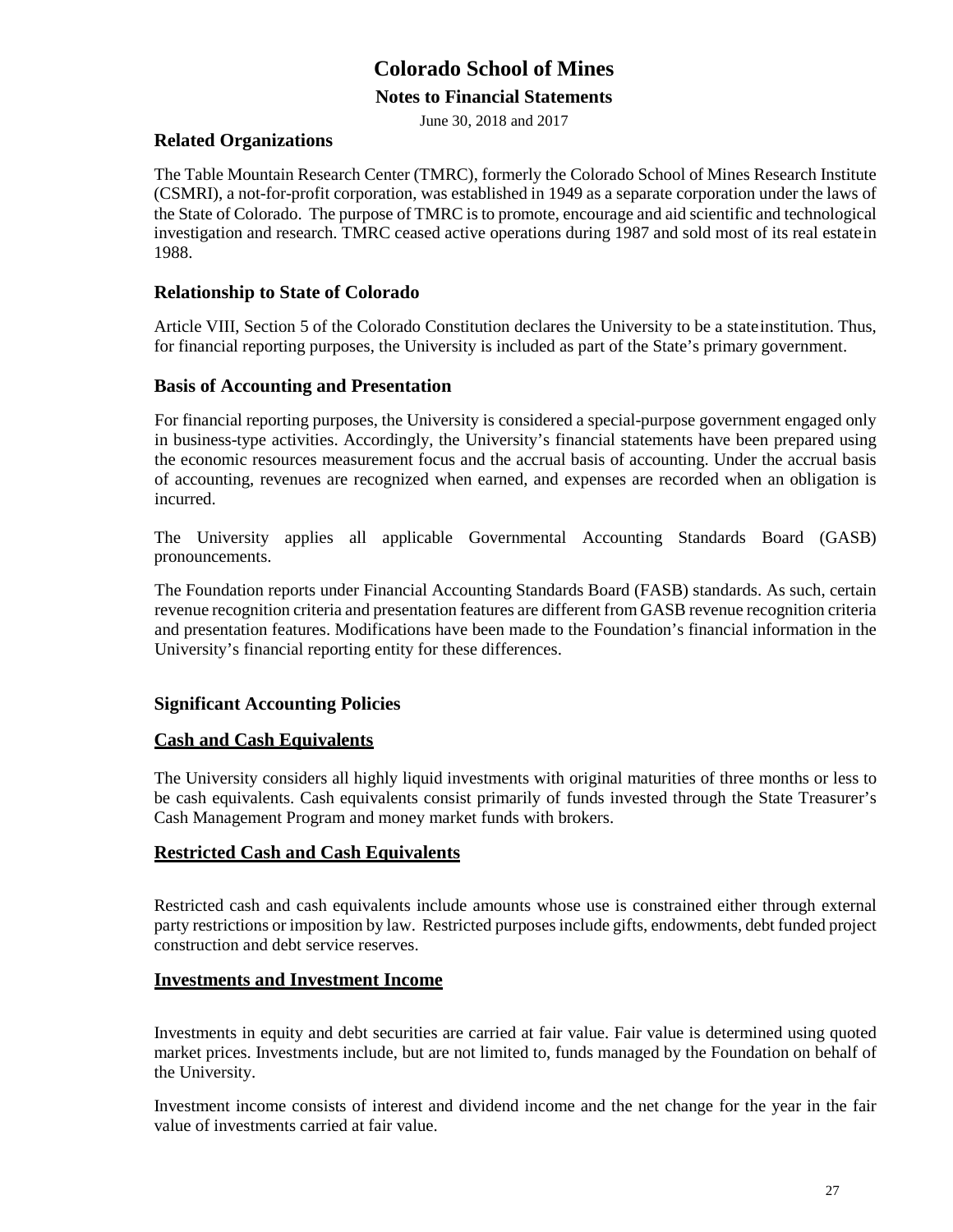## Related Organizations

The Table Mountain Research Center (TMRC), formerly the Colorado School of Mines Research Institute (CSMRI), a not-for-profit corporation, was established in 1949 as a separate corporation under the laws of the State of Colorado. The purpose of TMRC is to promote, encourage and aid scientific and technological investigation and research. TMRC ceased active operations during 1987 and sold most of its real estate in 1988.

## Relationship to State of Colorado

Article VIII, Section 5 of the Colorado Constitution declares the University to be a state institution. Thus, for financial reporting purposes, the University is included as part of the State's primary government.

## Basis of Accounting and Presentation

For financial reporting purposes, the University is considered a special-purpose government engaged only in business-type activities. Accordingly, the University's financial statements have been prepared using the economic resources measurement focus and the accrual basis of accounting. Under the accrual basis of accounting, revenues are recognized when earned, and expenses are recorded when an obligation is incurred.

The University applies all applicable Governmental Accounting Standards Board (GASB) pronouncements.

The Foundation reports under Financial Accounting Standards Board (FASB) standards. As such, certain revenue recognition criteria and presentation features are different from GASB revenue recognition criteria and presentation features. Modifications have been made to the Foundation's financial information in the University's financial reporting entity for these differences.

## Significant Accounting Policies

### Cash and Cash Equivalents

The University considers all highly liquid investments with original maturities of three months or less to be cash equivalents. Cash equivalents consist primarily of funds invested through the State Treasurer's Cash Management Program and money market funds with brokers.

### Restricted Cash and Cash Equivalents

Restricted cash and cash equivalents include amounts whose use is constrained either through external party restrictions or imposition by law. Restricted purposes include gifts, endowments, debt funded project construction and debt service reserves.

### Investments and Investment Income

Investments in equity and debt securities are carried at fair value. Fair value is determined using quoted market prices. Investments include, but are not limited to, funds managed by the Foundation on behalf of the University.

Investment income consists of interest and dividend income and the net change for the year in the fair value of investments carried at fair value.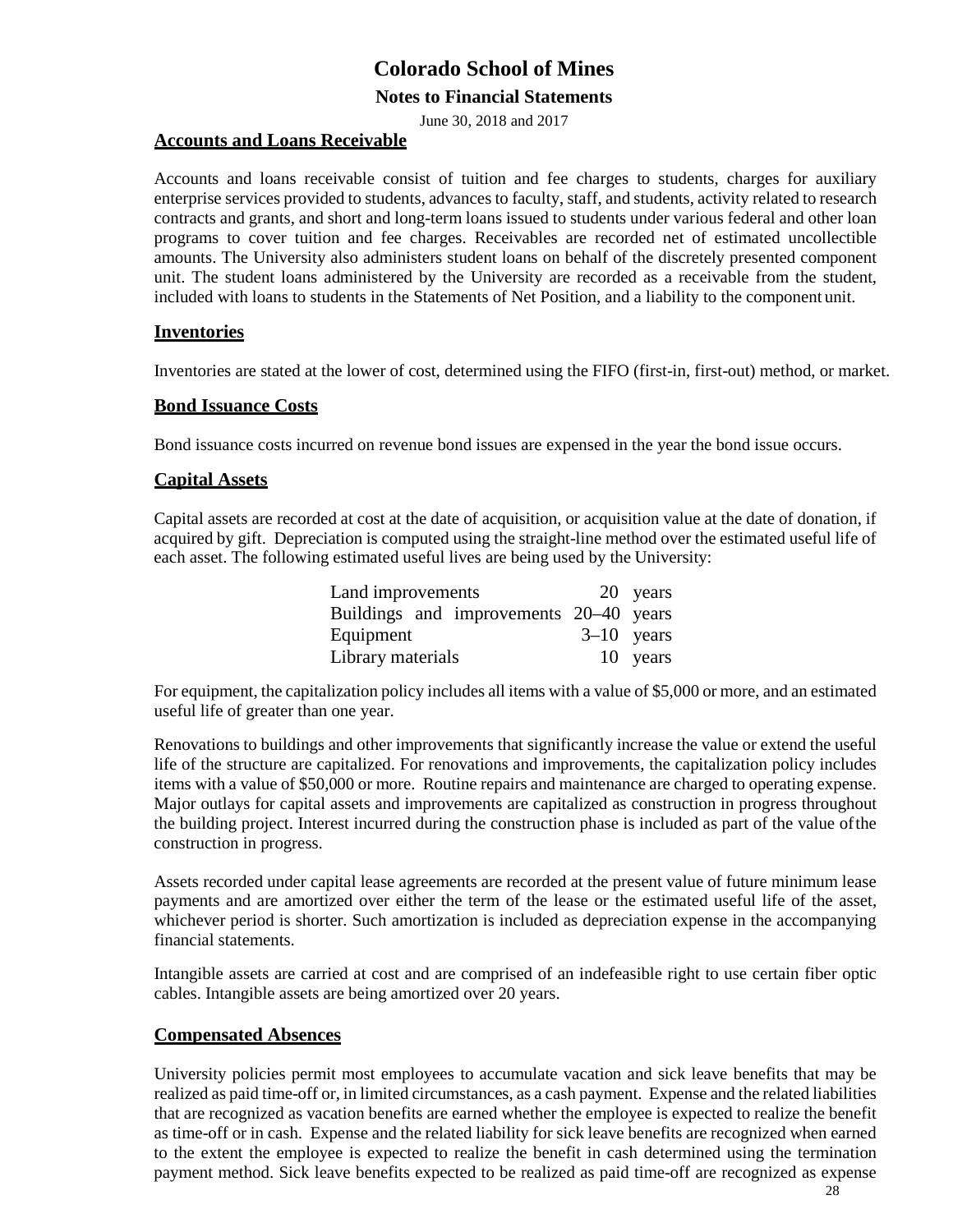## Accounts and Loans Receivable

Accounts and loans receivable consist of tuition and fee charges to students, charges for auxiliary enterprise services provided to students, advances to faculty, staff, and students, activity related to research contracts and grants, and short and long-term loans issued to students under various federal and other loan programs to cover tuition and fee charges. Receivables are recorded net of estimated uncollectible amounts. The University also administers student loans on behalf of the discretely presented component unit. The student loans administered by the University are recorded as a receivable from the student, included with loans to students in the Statements of Net Position, and a liability to the component unit.

## Inventories

Inventories are stated at the lower of cost, determined using the FIFO (first-in, first-out) method, or market.

## Bond Issuance Costs

Bond issuance costs incurred on revenue bond issues are expensed in the year the bond issue occurs.

## Capital Assets

Capital assets are recorded at cost at the date of acquisition, or acquisition value at the date of donation, if acquired by gift. Depreciation is computed using the straight-line method over the estimated useful life of each asset. The following estimated useful lives are being used by the University:

| | | |
|---|---|---|
| Land improvements | 20 | years |
| Buildings and improvements | 20–40 | years |
| Equipment | 3–10 | years |
| Library materials | 10 | years |

For equipment, the capitalization policy includes all items with a value of $5,000 or more, and an estimated useful life of greater than one year.

Renovations to buildings and other improvements that significantly increase the value or extend the useful life of the structure are capitalized. For renovations and improvements, the capitalization policy includes items with a value of $50,000 or more. Routine repairs and maintenance are charged to operating expense. Major outlays for capital assets and improvements are capitalized as construction in progress throughout the building project. Interest incurred during the construction phase is included as part of the value of the construction in progress.

Assets recorded under capital lease agreements are recorded at the present value of future minimum lease payments and are amortized over either the term of the lease or the estimated useful life of the asset, whichever period is shorter. Such amortization is included as depreciation expense in the accompanying financial statements.

Intangible assets are carried at cost and are comprised of an indefeasible right to use certain fiber optic cables. Intangible assets are being amortized over 20 years.

## Compensated Absences

University policies permit most employees to accumulate vacation and sick leave benefits that may be realized as paid time-off or, in limited circumstances, as a cash payment. Expense and the related liabilities that are recognized as vacation benefits are earned whether the employee is expected to realize the benefit as time-off or in cash. Expense and the related liability for sick leave benefits are recognized when earned to the extent the employee is expected to realize the benefit in cash determined using the termination payment method. Sick leave benefits expected to be realized as paid time-off are recognized as expense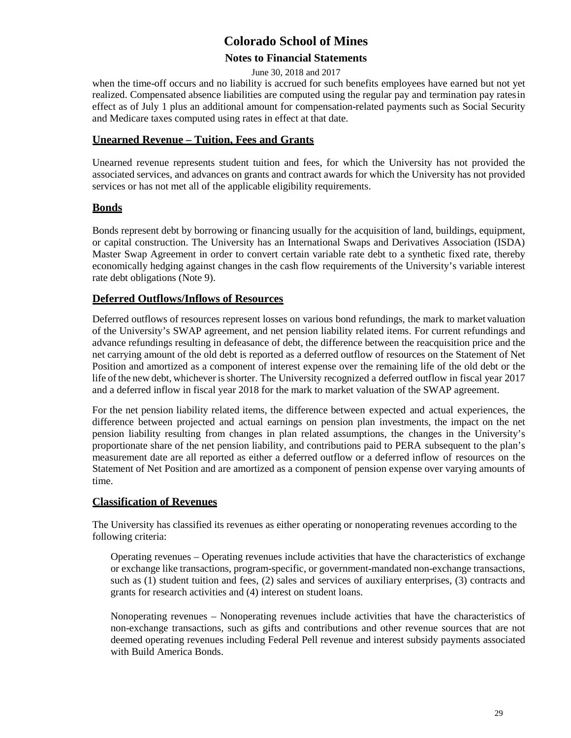when the time-off occurs and no liability is accrued for such benefits employees have earned but not yet realized. Compensated absence liabilities are computed using the regular pay and termination pay rates in effect as of July 1 plus an additional amount for compensation-related payments such as Social Security and Medicare taxes computed using rates in effect at that date.

## Unearned Revenue – Tuition, Fees and Grants

Unearned revenue represents student tuition and fees, for which the University has not provided the associated services, and advances on grants and contract awards for which the University has not provided services or has not met all of the applicable eligibility requirements.

## Bonds

Bonds represent debt by borrowing or financing usually for the acquisition of land, buildings, equipment, or capital construction. The University has an International Swaps and Derivatives Association (ISDA) Master Swap Agreement in order to convert certain variable rate debt to a synthetic fixed rate, thereby economically hedging against changes in the cash flow requirements of the University's variable interest rate debt obligations (Note 9).

## Deferred Outflows/Inflows of Resources

Deferred outflows of resources represent losses on various bond refundings, the mark to market valuation of the University's SWAP agreement, and net pension liability related items. For current refundings and advance refundings resulting in defeasance of debt, the difference between the reacquisition price and the net carrying amount of the old debt is reported as a deferred outflow of resources on the Statement of Net Position and amortized as a component of interest expense over the remaining life of the old debt or the life of the new debt, whichever is shorter. The University recognized a deferred outflow in fiscal year 2017 and a deferred inflow in fiscal year 2018 for the mark to market valuation of the SWAP agreement.

For the net pension liability related items, the difference between expected and actual experiences, the difference between projected and actual earnings on pension plan investments, the impact on the net pension liability resulting from changes in plan related assumptions, the changes in the University's proportionate share of the net pension liability, and contributions paid to PERA subsequent to the plan's measurement date are all reported as either a deferred outflow or a deferred inflow of resources on the Statement of Net Position and are amortized as a component of pension expense over varying amounts of time.

## Classification of Revenues

The University has classified its revenues as either operating or nonoperating revenues according to the following criteria:

Operating revenues – Operating revenues include activities that have the characteristics of exchange or exchange like transactions, program-specific, or government-mandated non-exchange transactions, such as (1) student tuition and fees, (2) sales and services of auxiliary enterprises, (3) contracts and grants for research activities and (4) interest on student loans.

Nonoperating revenues – Nonoperating revenues include activities that have the characteristics of non-exchange transactions, such as gifts and contributions and other revenue sources that are not deemed operating revenues including Federal Pell revenue and interest subsidy payments associated with Build America Bonds.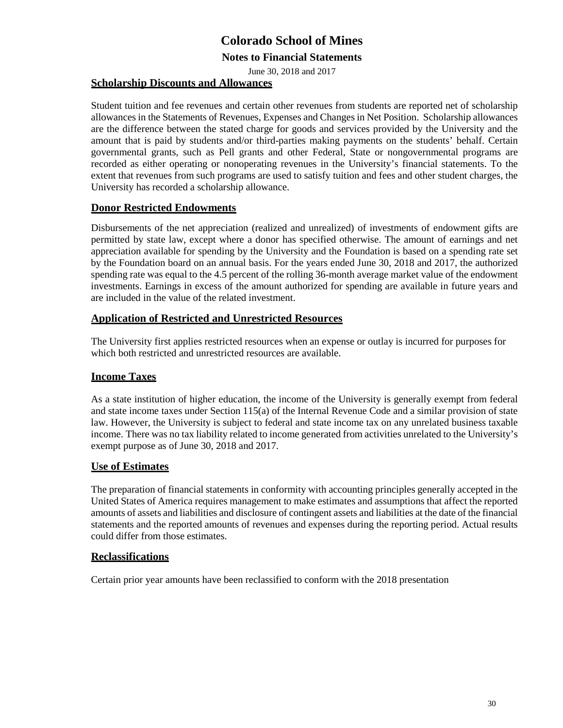## Scholarship Discounts and Allowances

Student tuition and fee revenues and certain other revenues from students are reported net of scholarship allowances in the Statements of Revenues, Expenses and Changes in Net Position. Scholarship allowances are the difference between the stated charge for goods and services provided by the University and the amount that is paid by students and/or third-parties making payments on the students' behalf. Certain governmental grants, such as Pell grants and other Federal, State or nongovernmental programs are recorded as either operating or nonoperating revenues in the University's financial statements. To the extent that revenues from such programs are used to satisfy tuition and fees and other student charges, the University has recorded a scholarship allowance.

## Donor Restricted Endowments

Disbursements of the net appreciation (realized and unrealized) of investments of endowment gifts are permitted by state law, except where a donor has specified otherwise. The amount of earnings and net appreciation available for spending by the University and the Foundation is based on a spending rate set by the Foundation board on an annual basis. For the years ended June 30, 2018 and 2017, the authorized spending rate was equal to the 4.5 percent of the rolling 36-month average market value of the endowment investments. Earnings in excess of the amount authorized for spending are available in future years and are included in the value of the related investment.

## Application of Restricted and Unrestricted Resources

The University first applies restricted resources when an expense or outlay is incurred for purposes for which both restricted and unrestricted resources are available.

## Income Taxes

As a state institution of higher education, the income of the University is generally exempt from federal and state income taxes under Section 115(a) of the Internal Revenue Code and a similar provision of state law. However, the University is subject to federal and state income tax on any unrelated business taxable income. There was no tax liability related to income generated from activities unrelated to the University's exempt purpose as of June 30, 2018 and 2017.

## Use of Estimates

The preparation of financial statements in conformity with accounting principles generally accepted in the United States of America requires management to make estimates and assumptions that affect the reported amounts of assets and liabilities and disclosure of contingent assets and liabilities at the date of the financial statements and the reported amounts of revenues and expenses during the reporting period. Actual results could differ from those estimates.

## Reclassifications

Certain prior year amounts have been reclassified to conform with the 2018 presentation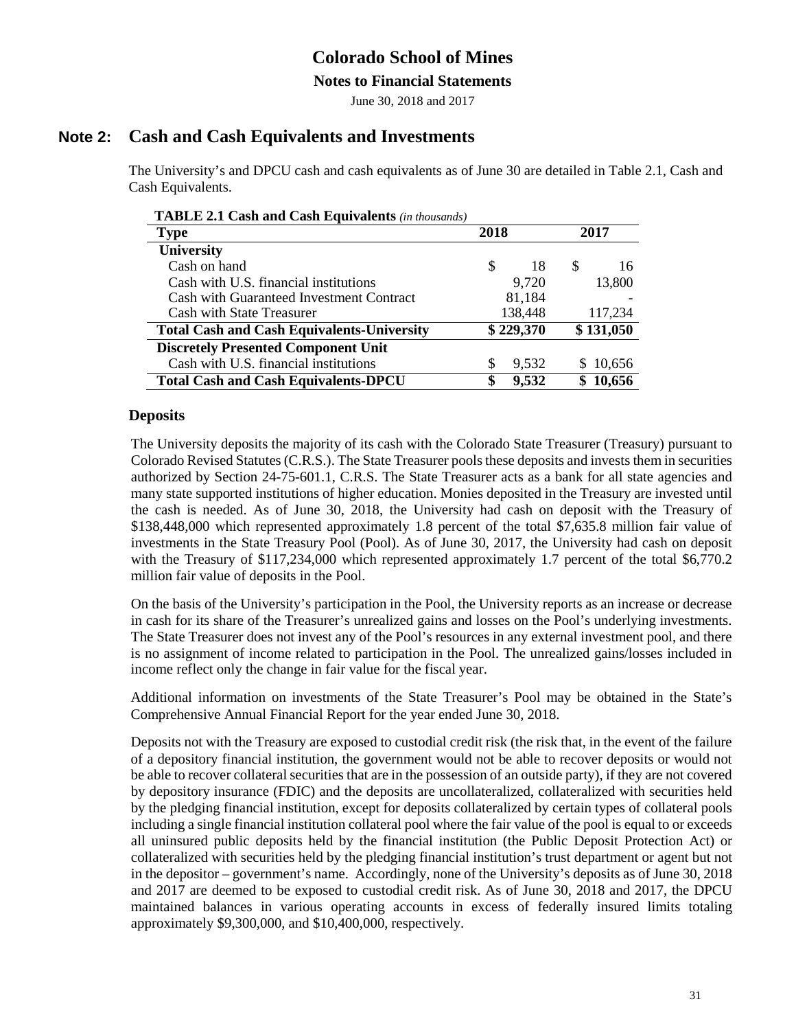# Colorado School of Mines

**Notes to Financial Statements**

June 30, 2018 and 2017

## Note 2: Cash and Cash Equivalents and Investments

The University's and DPCU cash and cash equivalents as of June 30 are detailed in Table 2.1, Cash and Cash Equivalents.

**TABLE 2.1 Cash and Cash Equivalents** *(in thousands)*

| Type | 2018 | 2017 |
|---|---|---|
| **University** | | |
| Cash on hand | $ 18 | $ 16 |
| Cash with U.S. financial institutions | 9,720 | 13,800 |
| Cash with Guaranteed Investment Contract | 81,184 | - |
| Cash with State Treasurer | 138,448 | 117,234 |
| **Total Cash and Cash Equivalents-University** | **$ 229,370** | **$ 131,050** |
| **Discretely Presented Component Unit** | | |
| Cash with U.S. financial institutions | $ 9,532 | $ 10,656 |
| **Total Cash and Cash Equivalents-DPCU** | **$ 9,532** | **$ 10,656** |

### Deposits

The University deposits the majority of its cash with the Colorado State Treasurer (Treasury) pursuant to Colorado Revised Statutes (C.R.S.). The State Treasurer pools these deposits and invests them in securities authorized by Section 24-75-601.1, C.R.S. The State Treasurer acts as a bank for all state agencies and many state supported institutions of higher education. Monies deposited in the Treasury are invested until the cash is needed. As of June 30, 2018, the University had cash on deposit with the Treasury of $138,448,000 which represented approximately 1.8 percent of the total $7,635.8 million fair value of investments in the State Treasury Pool (Pool). As of June 30, 2017, the University had cash on deposit with the Treasury of $117,234,000 which represented approximately 1.7 percent of the total $6,770.2 million fair value of deposits in the Pool.

On the basis of the University's participation in the Pool, the University reports as an increase or decrease in cash for its share of the Treasurer's unrealized gains and losses on the Pool's underlying investments. The State Treasurer does not invest any of the Pool's resources in any external investment pool, and there is no assignment of income related to participation in the Pool. The unrealized gains/losses included in income reflect only the change in fair value for the fiscal year.

Additional information on investments of the State Treasurer's Pool may be obtained in the State's Comprehensive Annual Financial Report for the year ended June 30, 2018.

Deposits not with the Treasury are exposed to custodial credit risk (the risk that, in the event of the failure of a depository financial institution, the government would not be able to recover deposits or would not be able to recover collateral securities that are in the possession of an outside party), if they are not covered by depository insurance (FDIC) and the deposits are uncollateralized, collateralized with securities held by the pledging financial institution, except for deposits collateralized by certain types of collateral pools including a single financial institution collateral pool where the fair value of the pool is equal to or exceeds all uninsured public deposits held by the financial institution (the Public Deposit Protection Act) or collateralized with securities held by the pledging financial institution's trust department or agent but not in the depositor – government's name. Accordingly, none of the University's deposits as of June 30, 2018 and 2017 are deemed to be exposed to custodial credit risk. As of June 30, 2018 and 2017, the DPCU maintained balances in various operating accounts in excess of federally insured limits totaling approximately $9,300,000, and $10,400,000, respectively.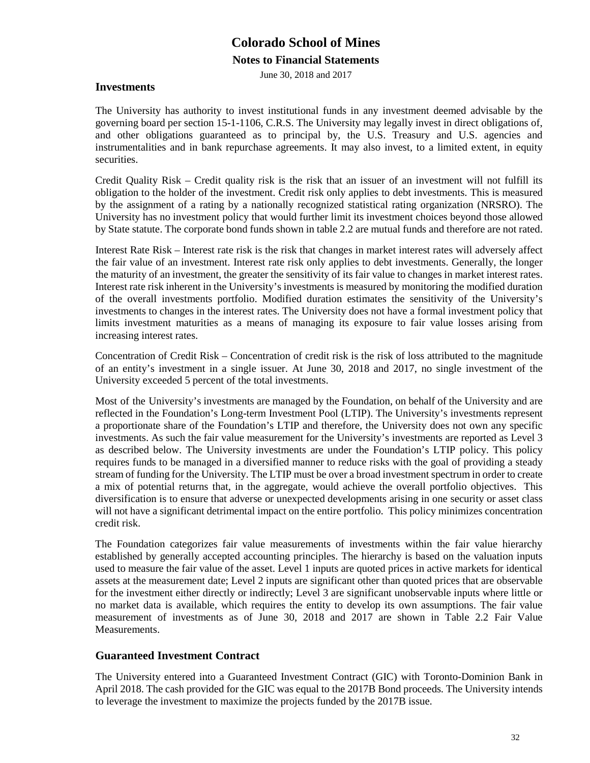### Investments

The University has authority to invest institutional funds in any investment deemed advisable by the governing board per section 15-1-1106, C.R.S. The University may legally invest in direct obligations of, and other obligations guaranteed as to principal by, the U.S. Treasury and U.S. agencies and instrumentalities and in bank repurchase agreements. It may also invest, to a limited extent, in equity securities.

Credit Quality Risk – Credit quality risk is the risk that an issuer of an investment will not fulfill its obligation to the holder of the investment. Credit risk only applies to debt investments. This is measured by the assignment of a rating by a nationally recognized statistical rating organization (NRSRO). The University has no investment policy that would further limit its investment choices beyond those allowed by State statute. The corporate bond funds shown in table 2.2 are mutual funds and therefore are not rated.

Interest Rate Risk – Interest rate risk is the risk that changes in market interest rates will adversely affect the fair value of an investment. Interest rate risk only applies to debt investments. Generally, the longer the maturity of an investment, the greater the sensitivity of its fair value to changes in market interest rates. Interest rate risk inherent in the University's investments is measured by monitoring the modified duration of the overall investments portfolio. Modified duration estimates the sensitivity of the University's investments to changes in the interest rates. The University does not have a formal investment policy that limits investment maturities as a means of managing its exposure to fair value losses arising from increasing interest rates.

Concentration of Credit Risk – Concentration of credit risk is the risk of loss attributed to the magnitude of an entity's investment in a single issuer. At June 30, 2018 and 2017, no single investment of the University exceeded 5 percent of the total investments.

Most of the University's investments are managed by the Foundation, on behalf of the University and are reflected in the Foundation's Long-term Investment Pool (LTIP). The University's investments represent a proportionate share of the Foundation's LTIP and therefore, the University does not own any specific investments. As such the fair value measurement for the University's investments are reported as Level 3 as described below. The University investments are under the Foundation's LTIP policy. This policy requires funds to be managed in a diversified manner to reduce risks with the goal of providing a steady stream of funding for the University. The LTIP must be over a broad investment spectrum in order to create a mix of potential returns that, in the aggregate, would achieve the overall portfolio objectives. This diversification is to ensure that adverse or unexpected developments arising in one security or asset class will not have a significant detrimental impact on the entire portfolio. This policy minimizes concentration credit risk.

The Foundation categorizes fair value measurements of investments within the fair value hierarchy established by generally accepted accounting principles. The hierarchy is based on the valuation inputs used to measure the fair value of the asset. Level 1 inputs are quoted prices in active markets for identical assets at the measurement date; Level 2 inputs are significant other than quoted prices that are observable for the investment either directly or indirectly; Level 3 are significant unobservable inputs where little or no market data is available, which requires the entity to develop its own assumptions. The fair value measurement of investments as of June 30, 2018 and 2017 are shown in Table 2.2 Fair Value Measurements.

### Guaranteed Investment Contract

The University entered into a Guaranteed Investment Contract (GIC) with Toronto-Dominion Bank in April 2018. The cash provided for the GIC was equal to the 2017B Bond proceeds. The University intends to leverage the investment to maximize the projects funded by the 2017B issue.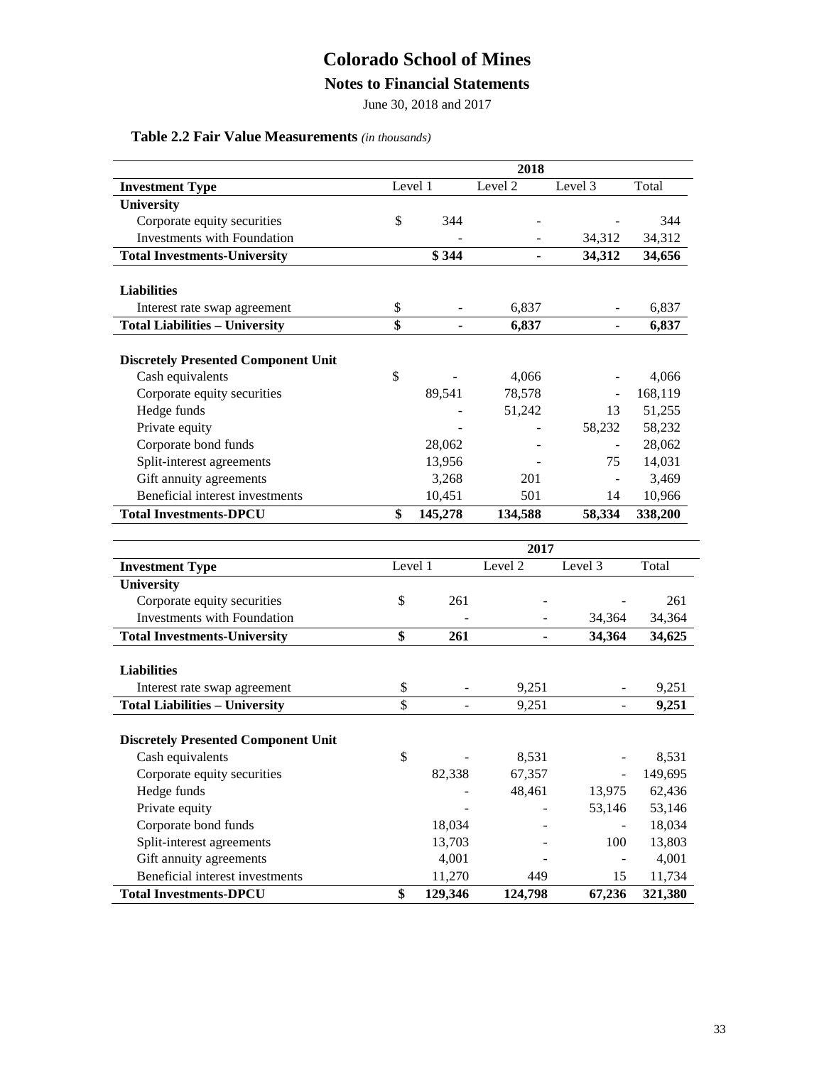# Colorado School of Mines

## Notes to Financial Statements

June 30, 2018 and 2017

**Table 2.2 Fair Value Measurements** *(in thousands)*

| | 2018 | | | |
|---|---|---|---|---|
| **Investment Type** | Level 1 | Level 2 | Level 3 | Total |
| **University** | | | | |
| Corporate equity securities | $ 344 | - | - | 344 |
| Investments with Foundation | - | - | 34,312 | 34,312 |
| **Total Investments-University** | **$ 344** | **-** | **34,312** | **34,656** |
| | | | | |
| **Liabilities** | | | | |
| Interest rate swap agreement | $ - | 6,837 | - | 6,837 |
| **Total Liabilities – University** | **$ -** | **6,837** | **-** | **6,837** |
| | | | | |
| **Discretely Presented Component Unit** | | | | |
| Cash equivalents | $ - | 4,066 | - | 4,066 |
| Corporate equity securities | 89,541 | 78,578 | - | 168,119 |
| Hedge funds | - | 51,242 | 13 | 51,255 |
| Private equity | - | - | 58,232 | 58,232 |
| Corporate bond funds | 28,062 | - | - | 28,062 |
| Split-interest agreements | 13,956 | - | 75 | 14,031 |
| Gift annuity agreements | 3,268 | 201 | - | 3,469 |
| Beneficial interest investments | 10,451 | 501 | 14 | 10,966 |
| **Total Investments-DPCU** | **$ 145,278** | **134,588** | **58,334** | **338,200** |

| | 2017 | | | |
|---|---|---|---|---|
| **Investment Type** | Level 1 | Level 2 | Level 3 | Total |
| **University** | | | | |
| Corporate equity securities | $ 261 | - | - | 261 |
| Investments with Foundation | - | - | 34,364 | 34,364 |
| **Total Investments-University** | **$ 261** | **-** | **34,364** | **34,625** |
| | | | | |
| **Liabilities** | | | | |
| Interest rate swap agreement | $ - | 9,251 | - | 9,251 |
| **Total Liabilities – University** | $ - | 9,251 | - | **9,251** |
| | | | | |
| **Discretely Presented Component Unit** | | | | |
| Cash equivalents | $ - | 8,531 | - | 8,531 |
| Corporate equity securities | 82,338 | 67,357 | - | 149,695 |
| Hedge funds | - | 48,461 | 13,975 | 62,436 |
| Private equity | - | - | 53,146 | 53,146 |
| Corporate bond funds | 18,034 | - | - | 18,034 |
| Split-interest agreements | 13,703 | - | 100 | 13,803 |
| Gift annuity agreements | 4,001 | - | - | 4,001 |
| Beneficial interest investments | 11,270 | 449 | 15 | 11,734 |
| **Total Investments-DPCU** | **$ 129,346** | **124,798** | **67,236** | **321,380** |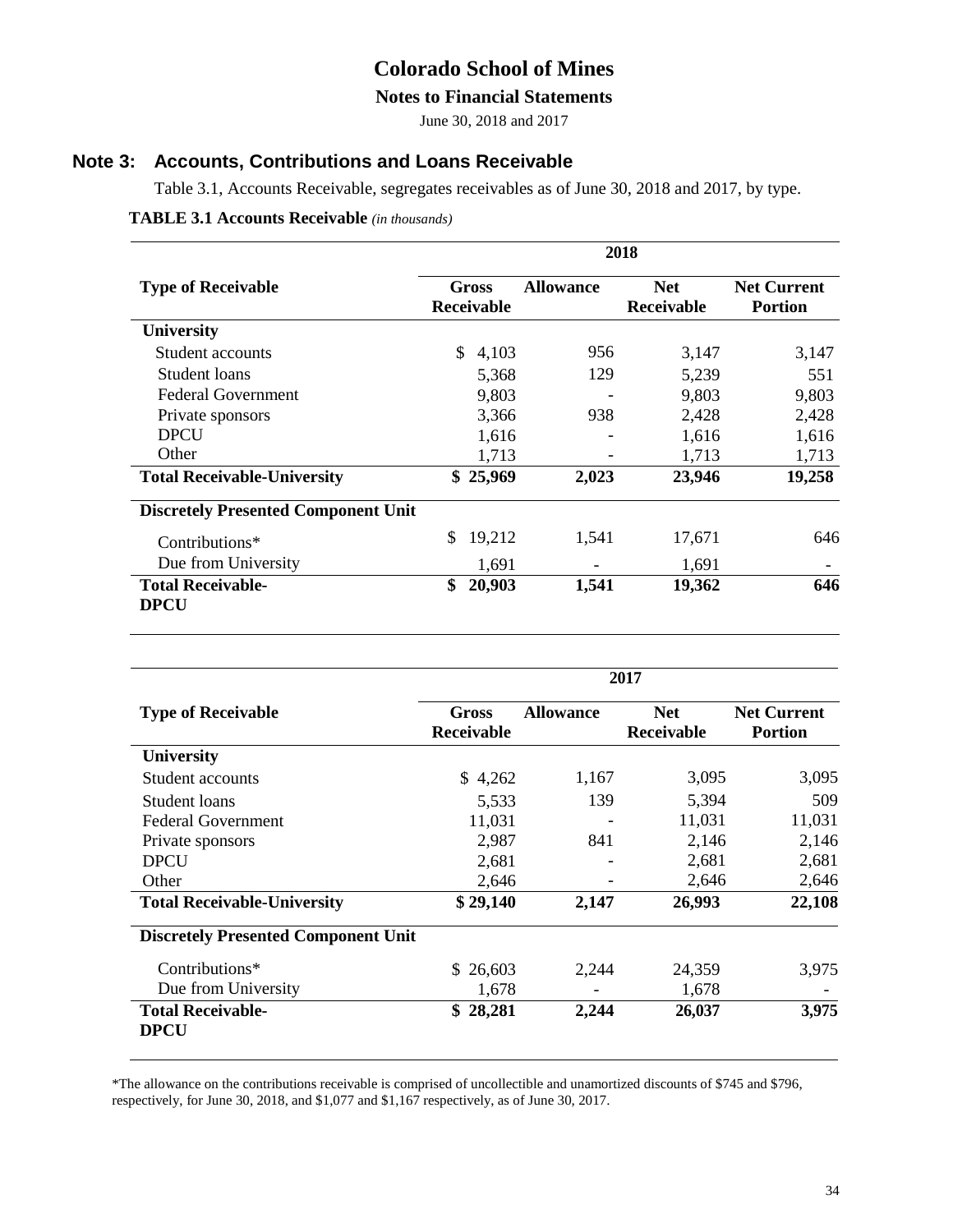# Colorado School of Mines

## Notes to Financial Statements

June 30, 2018 and 2017

## Note 3: Accounts, Contributions and Loans Receivable

Table 3.1, Accounts Receivable, segregates receivables as of June 30, 2018 and 2017, by type.

**TABLE 3.1 Accounts Receivable** *(in thousands)*

| | 2018 | | | |
|---|---|---|---|---|
| **Type of Receivable** | **Gross Receivable** | **Allowance** | **Net Receivable** | **Net Current Portion** |
| **University** | | | | |
| Student accounts | $ 4,103 | 956 | 3,147 | 3,147 |
| Student loans | 5,368 | 129 | 5,239 | 551 |
| Federal Government | 9,803 | - | 9,803 | 9,803 |
| Private sponsors | 3,366 | 938 | 2,428 | 2,428 |
| DPCU | 1,616 | - | 1,616 | 1,616 |
| Other | 1,713 | - | 1,713 | 1,713 |
| **Total Receivable-University** | **$ 25,969** | **2,023** | **23,946** | **19,258** |
| **Discretely Presented Component Unit** | | | | |
| Contributions* | $ 19,212 | 1,541 | 17,671 | 646 |
| Due from University | 1,691 | - | 1,691 | - |
| **Total Receivable-DPCU** | **$ 20,903** | **1,541** | **19,362** | **646** |

| | 2017 | | | |
|---|---|---|---|---|
| **Type of Receivable** | **Gross Receivable** | **Allowance** | **Net Receivable** | **Net Current Portion** |
| **University** | | | | |
| Student accounts | $ 4,262 | 1,167 | 3,095 | 3,095 |
| Student loans | 5,533 | 139 | 5,394 | 509 |
| Federal Government | 11,031 | - | 11,031 | 11,031 |
| Private sponsors | 2,987 | 841 | 2,146 | 2,146 |
| DPCU | 2,681 | - | 2,681 | 2,681 |
| Other | 2,646 | - | 2,646 | 2,646 |
| **Total Receivable-University** | **$ 29,140** | **2,147** | **26,993** | **22,108** |
| **Discretely Presented Component Unit** | | | | |
| Contributions* | $ 26,603 | 2,244 | 24,359 | 3,975 |
| Due from University | 1,678 | - | 1,678 | - |
| **Total Receivable-DPCU** | **$ 28,281** | **2,244** | **26,037** | **3,975** |

*The allowance on the contributions receivable is comprised of uncollectible and unamortized discounts of $745 and $796, respectively, for June 30, 2018, and $1,077 and $1,167 respectively, as of June 30, 2017.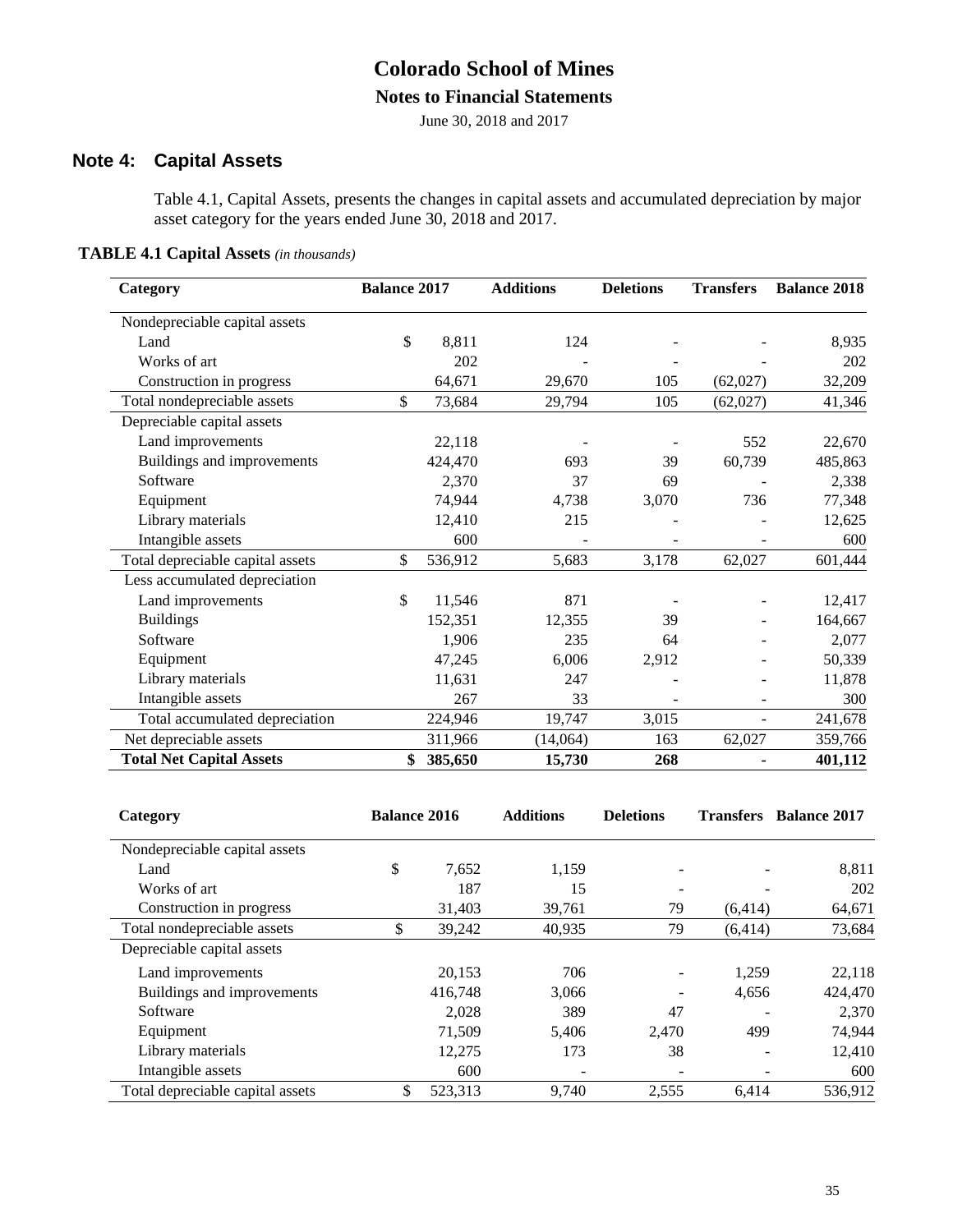# Colorado School of Mines

## Notes to Financial Statements

June 30, 2018 and 2017

## Note 4: Capital Assets

Table 4.1, Capital Assets, presents the changes in capital assets and accumulated depreciation by major asset category for the years ended June 30, 2018 and 2017.

**TABLE 4.1 Capital Assets** *(in thousands)*

| Category | Balance 2017 | Additions | Deletions | Transfers | Balance 2018 |
|---|---|---|---|---|---|
| Nondepreciable capital assets | | | | | |
| Land | $ 8,811 | 124 | - | - | 8,935 |
| Works of art | 202 | - | - | - | 202 |
| Construction in progress | 64,671 | 29,670 | 105 | (62,027) | 32,209 |
| Total nondepreciable assets | $ 73,684 | 29,794 | 105 | (62,027) | 41,346 |
| Depreciable capital assets | | | | | |
| Land improvements | 22,118 | - | - | 552 | 22,670 |
| Buildings and improvements | 424,470 | 693 | 39 | 60,739 | 485,863 |
| Software | 2,370 | 37 | 69 | - | 2,338 |
| Equipment | 74,944 | 4,738 | 3,070 | 736 | 77,348 |
| Library materials | 12,410 | 215 | - | - | 12,625 |
| Intangible assets | 600 | - | - | - | 600 |
| Total depreciable capital assets | $ 536,912 | 5,683 | 3,178 | 62,027 | 601,444 |
| Less accumulated depreciation | | | | | |
| Land improvements | $ 11,546 | 871 | - | - | 12,417 |
| Buildings | 152,351 | 12,355 | 39 | - | 164,667 |
| Software | 1,906 | 235 | 64 | - | 2,077 |
| Equipment | 47,245 | 6,006 | 2,912 | - | 50,339 |
| Library materials | 11,631 | 247 | - | - | 11,878 |
| Intangible assets | 267 | 33 | - | - | 300 |
| Total accumulated depreciation | 224,946 | 19,747 | 3,015 | - | 241,678 |
| Net depreciable assets | 311,966 | (14,064) | 163 | 62,027 | 359,766 |
| **Total Net Capital Assets** | **$ 385,650** | **15,730** | **268** | **-** | **401,112** |

| Category | Balance 2016 | Additions | Deletions | Transfers | Balance 2017 |
|---|---|---|---|---|---|
| Nondepreciable capital assets | | | | | |
| Land | $ 7,652 | 1,159 | - | - | 8,811 |
| Works of art | 187 | 15 | - | - | 202 |
| Construction in progress | 31,403 | 39,761 | 79 | (6,414) | 64,671 |
| Total nondepreciable assets | $ 39,242 | 40,935 | 79 | (6,414) | 73,684 |
| Depreciable capital assets | | | | | |
| Land improvements | 20,153 | 706 | - | 1,259 | 22,118 |
| Buildings and improvements | 416,748 | 3,066 | - | 4,656 | 424,470 |
| Software | 2,028 | 389 | 47 | - | 2,370 |
| Equipment | 71,509 | 5,406 | 2,470 | 499 | 74,944 |
| Library materials | 12,275 | 173 | 38 | - | 12,410 |
| Intangible assets | 600 | - | - | - | 600 |
| Total depreciable capital assets | $ 523,313 | 9,740 | 2,555 | 6,414 | 536,912 |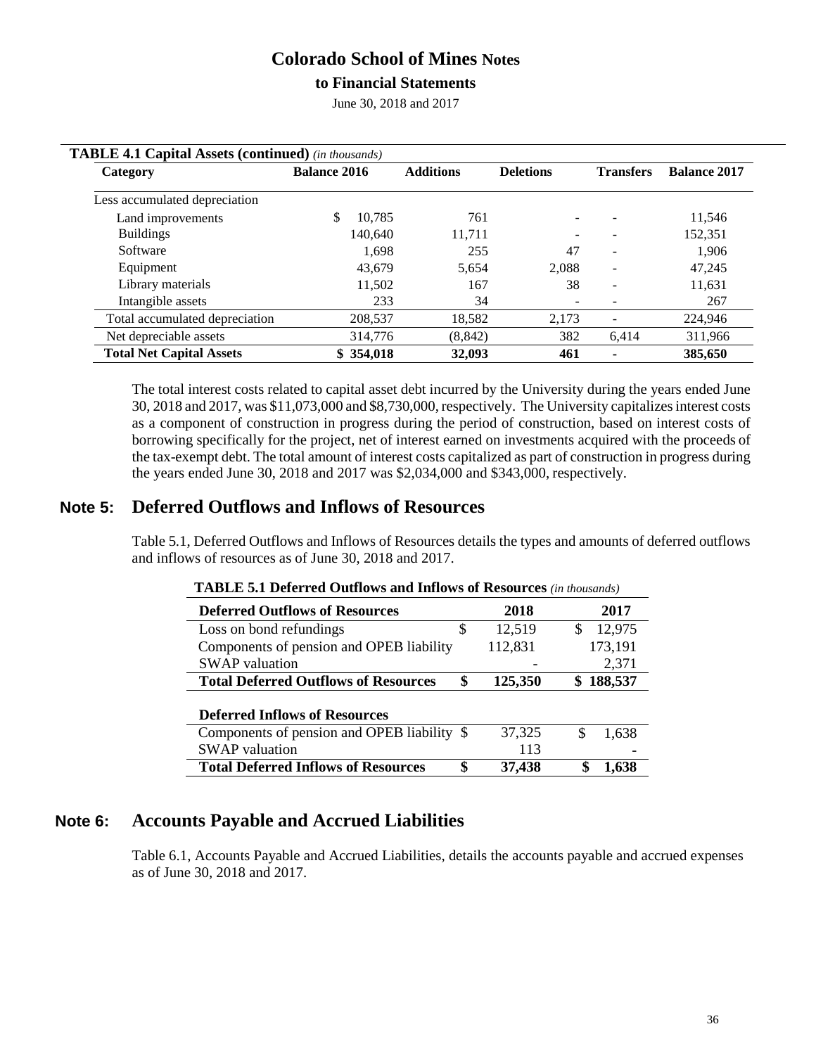**TABLE 4.1 Capital Assets (continued)** *(in thousands)*

| Category | Balance 2016 | Additions | Deletions | Transfers | Balance 2017 |
|---|---|---|---|---|---|
| Less accumulated depreciation | | | | | |
| Land improvements | $ 10,785 | 761 | - | - | 11,546 |
| Buildings | 140,640 | 11,711 | - | - | 152,351 |
| Software | 1,698 | 255 | 47 | - | 1,906 |
| Equipment | 43,679 | 5,654 | 2,088 | - | 47,245 |
| Library materials | 11,502 | 167 | 38 | - | 11,631 |
| Intangible assets | 233 | 34 | - | - | 267 |
| Total accumulated depreciation | 208,537 | 18,582 | 2,173 | - | 224,946 |
| Net depreciable assets | 314,776 | (8,842) | 382 | 6,414 | 311,966 |
| **Total Net Capital Assets** | **$ 354,018** | **32,093** | **461** | **-** | **385,650** |

The total interest costs related to capital asset debt incurred by the University during the years ended June 30, 2018 and 2017, was $11,073,000 and $8,730,000, respectively. The University capitalizes interest costs as a component of construction in progress during the period of construction, based on interest costs of borrowing specifically for the project, net of interest earned on investments acquired with the proceeds of the tax-exempt debt. The total amount of interest costs capitalized as part of construction in progress during the years ended June 30, 2018 and 2017 was $2,034,000 and $343,000, respectively.

## Note 5: Deferred Outflows and Inflows of Resources

Table 5.1, Deferred Outflows and Inflows of Resources details the types and amounts of deferred outflows and inflows of resources as of June 30, 2018 and 2017.

**TABLE 5.1 Deferred Outflows and Inflows of Resources** *(in thousands)*

| Deferred Outflows of Resources | 2018 | 2017 |
|---|---|---|
| Loss on bond refundings | $ 12,519 | $ 12,975 |
| Components of pension and OPEB liability | 112,831 | 173,191 |
| SWAP valuation | - | 2,371 |
| **Total Deferred Outflows of Resources** | **$ 125,350** | **$ 188,537** |
| **Deferred Inflows of Resources** | | |
| Components of pension and OPEB liability | $ 37,325 | $ 1,638 |
| SWAP valuation | 113 | - |
| **Total Deferred Inflows of Resources** | **$ 37,438** | **$ 1,638** |

## Note 6: Accounts Payable and Accrued Liabilities

Table 6.1, Accounts Payable and Accrued Liabilities, details the accounts payable and accrued expenses as of June 30, 2018 and 2017.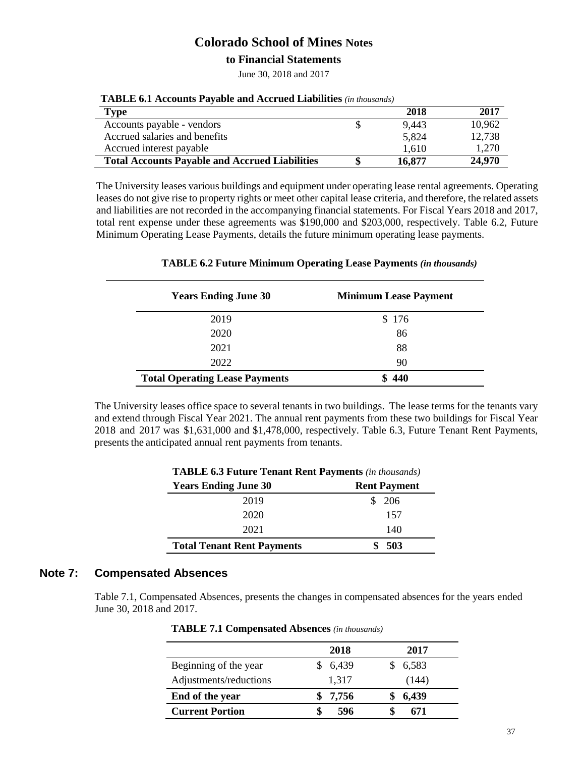# Colorado School of Mines Notes to Financial Statements

June 30, 2018 and 2017

**TABLE 6.1 Accounts Payable and Accrued Liabilities** *(in thousands)*

| Type | | 2018 | 2017 |
|---|---|---|---|
| Accounts payable - vendors | $ | 9,443 | 10,962 |
| Accrued salaries and benefits | | 5,824 | 12,738 |
| Accrued interest payable | | 1,610 | 1,270 |
| **Total Accounts Payable and Accrued Liabilities** | **$** | **16,877** | **24,970** |

The University leases various buildings and equipment under operating lease rental agreements. Operating leases do not give rise to property rights or meet other capital lease criteria, and therefore, the related assets and liabilities are not recorded in the accompanying financial statements. For Fiscal Years 2018 and 2017, total rent expense under these agreements was $190,000 and $203,000, respectively. Table 6.2, Future Minimum Operating Lease Payments, details the future minimum operating lease payments.

**TABLE 6.2 Future Minimum Operating Lease Payments** ***(in thousands)***

| Years Ending June 30 | Minimum Lease Payment |
|---|---|
| 2019 | $ 176 |
| 2020 | 86 |
| 2021 | 88 |
| 2022 | 90 |
| **Total Operating Lease Payments** | **$ 440** |

The University leases office space to several tenants in two buildings. The lease terms for the tenants vary and extend through Fiscal Year 2021. The annual rent payments from these two buildings for Fiscal Year 2018 and 2017 was $1,631,000 and $1,478,000, respectively. Table 6.3, Future Tenant Rent Payments, presents the anticipated annual rent payments from tenants.

**TABLE 6.3 Future Tenant Rent Payments** *(in thousands)*

| Years Ending June 30 | Rent Payment |
|---|---|
| 2019 | $ 206 |
| 2020 | 157 |
| 2021 | 140 |
| **Total Tenant Rent Payments** | **$ 503** |

## Note 7: Compensated Absences

Table 7.1, Compensated Absences, presents the changes in compensated absences for the years ended June 30, 2018 and 2017.

**TABLE 7.1 Compensated Absences** *(in thousands)*

| | 2018 | 2017 |
|---|---|---|
| Beginning of the year | $ 6,439 | $ 6,583 |
| Adjustments/reductions | 1,317 | (144) |
| **End of the year** | **$ 7,756** | **$ 6,439** |
| **Current Portion** | **$ 596** | **$ 671** |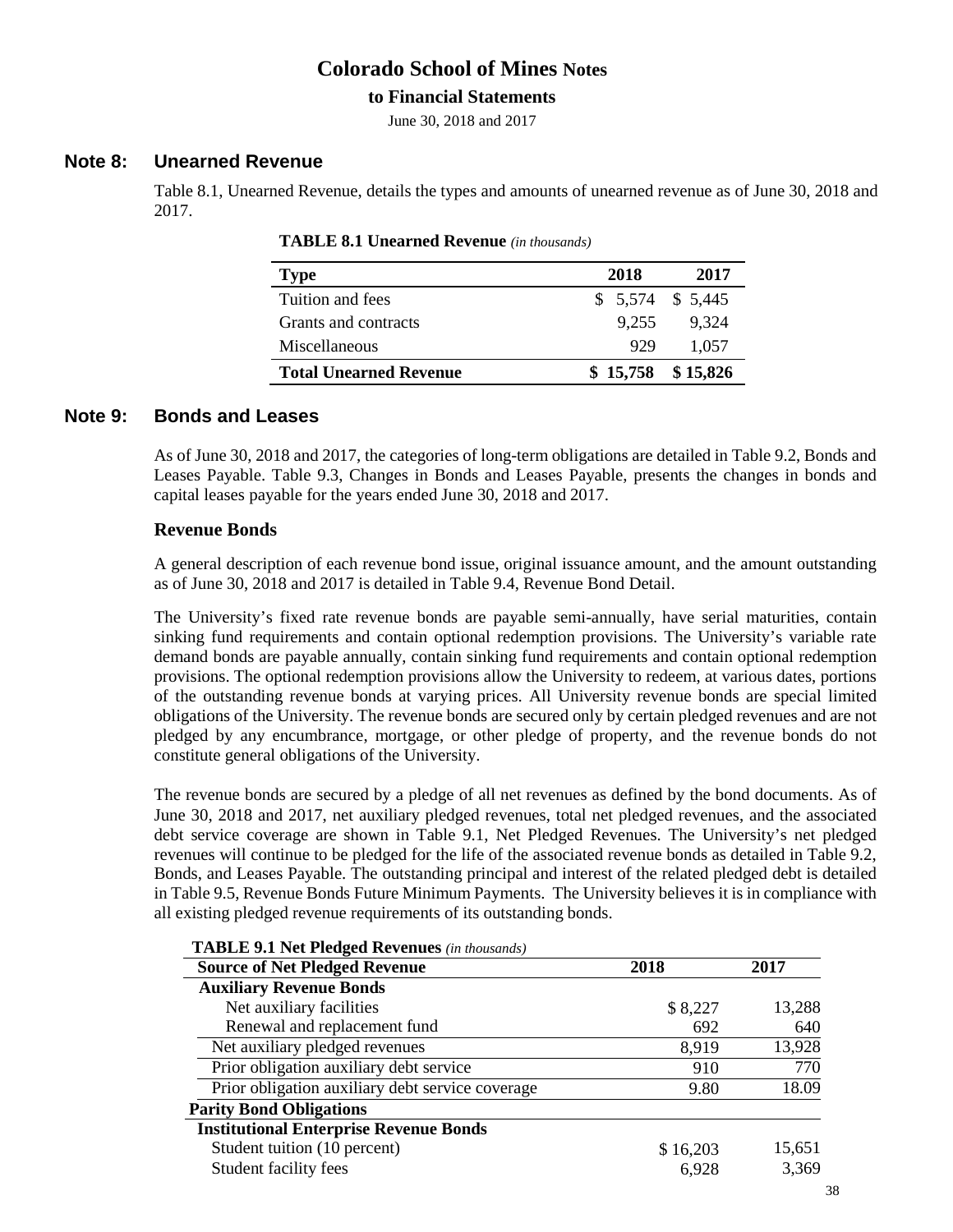## Note 8: Unearned Revenue

Table 8.1, Unearned Revenue, details the types and amounts of unearned revenue as of June 30, 2018 and 2017.

**TABLE 8.1 Unearned Revenue** *(in thousands)*

| Type | 2018 | 2017 |
|---|---|---|
| Tuition and fees | $ 5,574 | $ 5,445 |
| Grants and contracts | 9,255 | 9,324 |
| Miscellaneous | 929 | 1,057 |
| **Total Unearned Revenue** | **$ 15,758** | **$ 15,826** |

## Note 9: Bonds and Leases

As of June 30, 2018 and 2017, the categories of long-term obligations are detailed in Table 9.2, Bonds and Leases Payable. Table 9.3, Changes in Bonds and Leases Payable, presents the changes in bonds and capital leases payable for the years ended June 30, 2018 and 2017.

### Revenue Bonds

A general description of each revenue bond issue, original issuance amount, and the amount outstanding as of June 30, 2018 and 2017 is detailed in Table 9.4, Revenue Bond Detail.

The University's fixed rate revenue bonds are payable semi-annually, have serial maturities, contain sinking fund requirements and contain optional redemption provisions. The University's variable rate demand bonds are payable annually, contain sinking fund requirements and contain optional redemption provisions. The optional redemption provisions allow the University to redeem, at various dates, portions of the outstanding revenue bonds at varying prices. All University revenue bonds are special limited obligations of the University. The revenue bonds are secured only by certain pledged revenues and are not pledged by any encumbrance, mortgage, or other pledge of property, and the revenue bonds do not constitute general obligations of the University.

The revenue bonds are secured by a pledge of all net revenues as defined by the bond documents. As of June 30, 2018 and 2017, net auxiliary pledged revenues, total net pledged revenues, and the associated debt service coverage are shown in Table 9.1, Net Pledged Revenues. The University's net pledged revenues will continue to be pledged for the life of the associated revenue bonds as detailed in Table 9.2, Bonds, and Leases Payable. The outstanding principal and interest of the related pledged debt is detailed in Table 9.5, Revenue Bonds Future Minimum Payments. The University believes it is in compliance with all existing pledged revenue requirements of its outstanding bonds.

**TABLE 9.1 Net Pledged Revenues** *(in thousands)*

| Source of Net Pledged Revenue | 2018 | 2017 |
|---|---|---|
| **Auxiliary Revenue Bonds** | | |
| Net auxiliary facilities | $ 8,227 | 13,288 |
| Renewal and replacement fund | 692 | 640 |
| Net auxiliary pledged revenues | 8,919 | 13,928 |
| Prior obligation auxiliary debt service | 910 | 770 |
| Prior obligation auxiliary debt service coverage | 9.80 | 18.09 |
| **Parity Bond Obligations** | | |
| **Institutional Enterprise Revenue Bonds** | | |
| Student tuition (10 percent) | $ 16,203 | 15,651 |
| Student facility fees | 6,928 | 3,369 |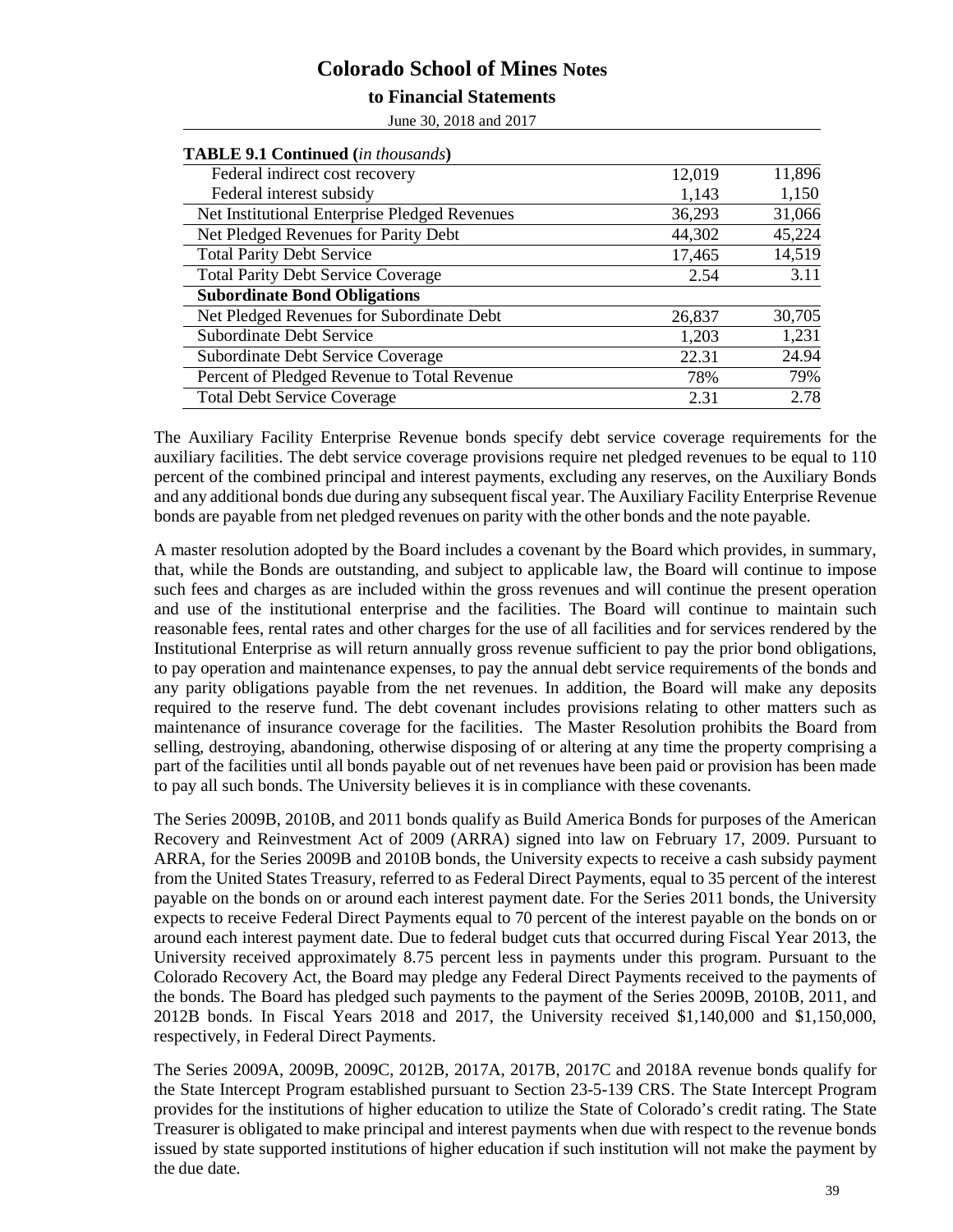**TABLE 9.1 Continued (*in thousands*)**

| | | |
|---|---|---|
| Federal indirect cost recovery | 12,019 | 11,896 |
| Federal interest subsidy | 1,143 | 1,150 |
| Net Institutional Enterprise Pledged Revenues | 36,293 | 31,066 |
| Net Pledged Revenues for Parity Debt | 44,302 | 45,224 |
| Total Parity Debt Service | 17,465 | 14,519 |
| Total Parity Debt Service Coverage | 2.54 | 3.11 |
| **Subordinate Bond Obligations** | | |
| Net Pledged Revenues for Subordinate Debt | 26,837 | 30,705 |
| Subordinate Debt Service | 1,203 | 1,231 |
| Subordinate Debt Service Coverage | 22.31 | 24.94 |
| Percent of Pledged Revenue to Total Revenue | 78% | 79% |
| Total Debt Service Coverage | 2.31 | 2.78 |

The Auxiliary Facility Enterprise Revenue bonds specify debt service coverage requirements for the auxiliary facilities. The debt service coverage provisions require net pledged revenues to be equal to 110 percent of the combined principal and interest payments, excluding any reserves, on the Auxiliary Bonds and any additional bonds due during any subsequent fiscal year. The Auxiliary Facility Enterprise Revenue bonds are payable from net pledged revenues on parity with the other bonds and the note payable.

A master resolution adopted by the Board includes a covenant by the Board which provides, in summary, that, while the Bonds are outstanding, and subject to applicable law, the Board will continue to impose such fees and charges as are included within the gross revenues and will continue the present operation and use of the institutional enterprise and the facilities. The Board will continue to maintain such reasonable fees, rental rates and other charges for the use of all facilities and for services rendered by the Institutional Enterprise as will return annually gross revenue sufficient to pay the prior bond obligations, to pay operation and maintenance expenses, to pay the annual debt service requirements of the bonds and any parity obligations payable from the net revenues. In addition, the Board will make any deposits required to the reserve fund. The debt covenant includes provisions relating to other matters such as maintenance of insurance coverage for the facilities. The Master Resolution prohibits the Board from selling, destroying, abandoning, otherwise disposing of or altering at any time the property comprising a part of the facilities until all bonds payable out of net revenues have been paid or provision has been made to pay all such bonds. The University believes it is in compliance with these covenants.

The Series 2009B, 2010B, and 2011 bonds qualify as Build America Bonds for purposes of the American Recovery and Reinvestment Act of 2009 (ARRA) signed into law on February 17, 2009. Pursuant to ARRA, for the Series 2009B and 2010B bonds, the University expects to receive a cash subsidy payment from the United States Treasury, referred to as Federal Direct Payments, equal to 35 percent of the interest payable on the bonds on or around each interest payment date. For the Series 2011 bonds, the University expects to receive Federal Direct Payments equal to 70 percent of the interest payable on the bonds on or around each interest payment date. Due to federal budget cuts that occurred during Fiscal Year 2013, the University received approximately 8.75 percent less in payments under this program. Pursuant to the Colorado Recovery Act, the Board may pledge any Federal Direct Payments received to the payments of the bonds. The Board has pledged such payments to the payment of the Series 2009B, 2010B, 2011, and 2012B bonds. In Fiscal Years 2018 and 2017, the University received $1,140,000 and $1,150,000, respectively, in Federal Direct Payments.

The Series 2009A, 2009B, 2009C, 2012B, 2017A, 2017B, 2017C and 2018A revenue bonds qualify for the State Intercept Program established pursuant to Section 23-5-139 CRS. The State Intercept Program provides for the institutions of higher education to utilize the State of Colorado's credit rating. The State Treasurer is obligated to make principal and interest payments when due with respect to the revenue bonds issued by state supported institutions of higher education if such institution will not make the payment by the due date.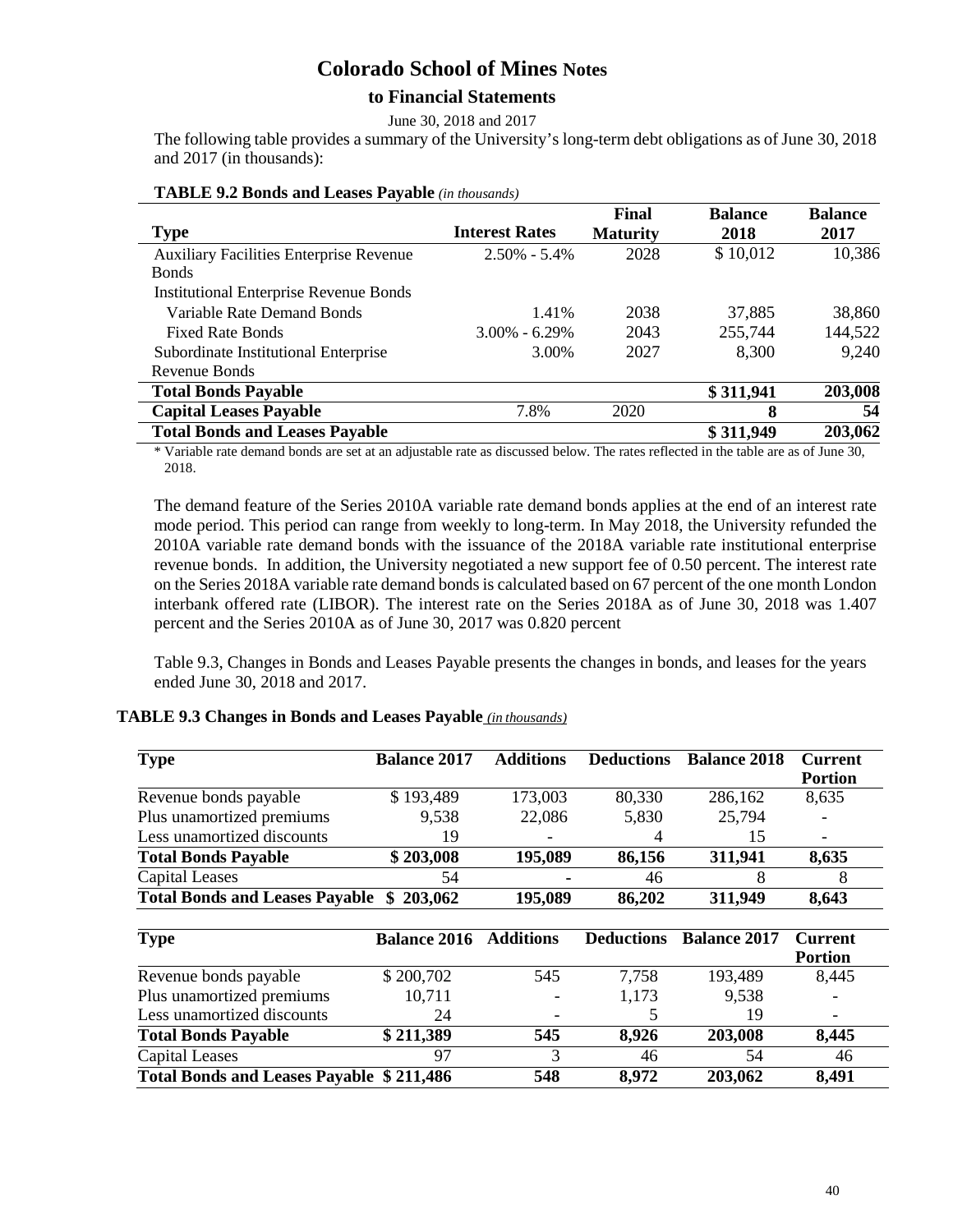# Colorado School of Mines Notes

## to Financial Statements

June 30, 2018 and 2017

The following table provides a summary of the University's long-term debt obligations as of June 30, 2018 and 2017 (in thousands):

**TABLE 9.2 Bonds and Leases Payable** *(in thousands)*

| Type | Interest Rates | Final Maturity | Balance 2018 | Balance 2017 |
|---|---|---|---|---|
| Auxiliary Facilities Enterprise Revenue Bonds | 2.50% - 5.4% | 2028 | $ 10,012 | 10,386 |
| Institutional Enterprise Revenue Bonds | | | | |
| Variable Rate Demand Bonds | 1.41% | 2038 | 37,885 | 38,860 |
| Fixed Rate Bonds | 3.00% - 6.29% | 2043 | 255,744 | 144,522 |
| Subordinate Institutional Enterprise Revenue Bonds | 3.00% | 2027 | 8,300 | 9,240 |
| **Total Bonds Payable** | | | **$ 311,941** | **203,008** |
| **Capital Leases Payable** | 7.8% | 2020 | **8** | **54** |
| **Total Bonds and Leases Payable** | | | **$ 311,949** | **203,062** |

\* Variable rate demand bonds are set at an adjustable rate as discussed below. The rates reflected in the table are as of June 30, 2018.

The demand feature of the Series 2010A variable rate demand bonds applies at the end of an interest rate mode period. This period can range from weekly to long-term. In May 2018, the University refunded the 2010A variable rate demand bonds with the issuance of the 2018A variable rate institutional enterprise revenue bonds. In addition, the University negotiated a new support fee of 0.50 percent. The interest rate on the Series 2018A variable rate demand bonds is calculated based on 67 percent of the one month London interbank offered rate (LIBOR). The interest rate on the Series 2018A as of June 30, 2018 was 1.407 percent and the Series 2010A as of June 30, 2017 was 0.820 percent

Table 9.3, Changes in Bonds and Leases Payable presents the changes in bonds, and leases for the years ended June 30, 2018 and 2017.

**TABLE 9.3 Changes in Bonds and Leases Payable** *(in thousands)*

| Type | Balance 2017 | Additions | Deductions | Balance 2018 | Current Portion |
|---|---|---|---|---|---|
| Revenue bonds payable | $ 193,489 | 173,003 | 80,330 | 286,162 | 8,635 |
| Plus unamortized premiums | 9,538 | 22,086 | 5,830 | 25,794 | - |
| Less unamortized discounts | 19 | - | 4 | 15 | - |
| **Total Bonds Payable** | **$ 203,008** | **195,089** | **86,156** | **311,941** | **8,635** |
| Capital Leases | 54 | - | 46 | 8 | 8 |
| **Total Bonds and Leases Payable** | **$ 203,062** | **195,089** | **86,202** | **311,949** | **8,643** |

| Type | Balance 2016 | Additions | Deductions | Balance 2017 | Current Portion |
|---|---|---|---|---|---|
| Revenue bonds payable | $ 200,702 | 545 | 7,758 | 193,489 | 8,445 |
| Plus unamortized premiums | 10,711 | - | 1,173 | 9,538 | - |
| Less unamortized discounts | 24 | - | 5 | 19 | - |
| **Total Bonds Payable** | **$ 211,389** | **545** | **8,926** | **203,008** | **8,445** |
| Capital Leases | 97 | 3 | 46 | 54 | 46 |
| **Total Bonds and Leases Payable** | **$ 211,486** | **548** | **8,972** | **203,062** | **8,491** |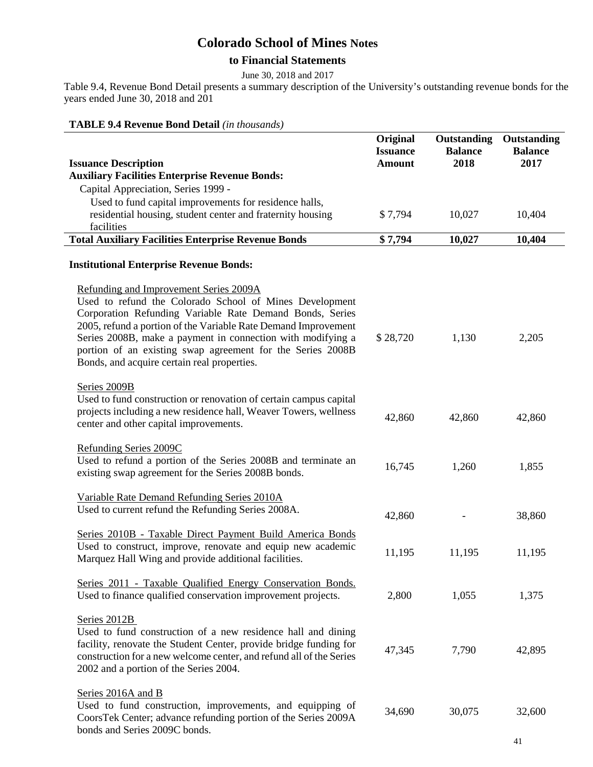# Colorado School of Mines Notes

## to Financial Statements

June 30, 2018 and 2017

Table 9.4, Revenue Bond Detail presents a summary description of the University's outstanding revenue bonds for the years ended June 30, 2018 and 201

**TABLE 9.4 Revenue Bond Detail** *(in thousands)*

| Issuance Description | Original Issuance Amount | Outstanding Balance 2018 | Outstanding Balance 2017 |
|---|---|---|---|
| **Auxiliary Facilities Enterprise Revenue Bonds:** | | | |
| Capital Appreciation, Series 1999 - Used to fund capital improvements for residence halls, residential housing, student center and fraternity housing facilities | $ 7,794 | 10,027 | 10,404 |
| **Total Auxiliary Facilities Enterprise Revenue Bonds** | **$ 7,794** | **10,027** | **10,404** |
| **Institutional Enterprise Revenue Bonds:** | | | |
| Refunding and Improvement Series 2009A<br>Used to refund the Colorado School of Mines Development Corporation Refunding Variable Rate Demand Bonds, Series 2005, refund a portion of the Variable Rate Demand Improvement Series 2008B, make a payment in connection with modifying a portion of an existing swap agreement for the Series 2008B Bonds, and acquire certain real properties. | $ 28,720 | 1,130 | 2,205 |
| Series 2009B<br>Used to fund construction or renovation of certain campus capital projects including a new residence hall, Weaver Towers, wellness center and other capital improvements. | 42,860 | 42,860 | 42,860 |
| Refunding Series 2009C<br>Used to refund a portion of the Series 2008B and terminate an existing swap agreement for the Series 2008B bonds. | 16,745 | 1,260 | 1,855 |
| Variable Rate Demand Refunding Series 2010A<br>Used to current refund the Refunding Series 2008A. | 42,860 | - | 38,860 |
| Series 2010B - Taxable Direct Payment Build America Bonds<br>Used to construct, improve, renovate and equip new academic Marquez Hall Wing and provide additional facilities. | 11,195 | 11,195 | 11,195 |
| Series 2011 - Taxable Qualified Energy Conservation Bonds.<br>Used to finance qualified conservation improvement projects. | 2,800 | 1,055 | 1,375 |
| Series 2012B<br>Used to fund construction of a new residence hall and dining facility, renovate the Student Center, provide bridge funding for construction for a new welcome center, and refund all of the Series 2002 and a portion of the Series 2004. | 47,345 | 7,790 | 42,895 |
| Series 2016A and B<br>Used to fund construction, improvements, and equipping of CoorsTek Center; advance refunding portion of the Series 2009A bonds and Series 2009C bonds. | 34,690 | 30,075 | 32,600 |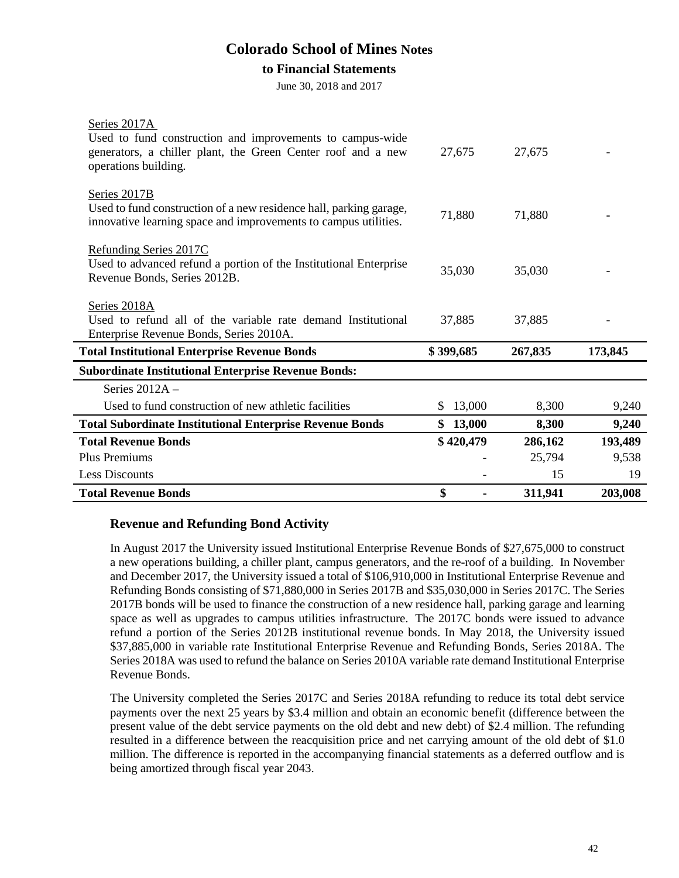# Colorado School of Mines Notes

## to Financial Statements

June 30, 2018 and 2017

| | | | |
|---|---|---|---|
| Series 2017A<br>Used to fund construction and improvements to campus-wide generators, a chiller plant, the Green Center roof and a new operations building. | 27,675 | 27,675 | - |
| Series 2017B<br>Used to fund construction of a new residence hall, parking garage, innovative learning space and improvements to campus utilities. | 71,880 | 71,880 | - |
| Refunding Series 2017C<br>Used to advanced refund a portion of the Institutional Enterprise Revenue Bonds, Series 2012B. | 35,030 | 35,030 | - |
| Series 2018A<br>Used to refund all of the variable rate demand Institutional Enterprise Revenue Bonds, Series 2010A. | 37,885 | 37,885 | - |
| **Total Institutional Enterprise Revenue Bonds** | **$ 399,685** | **267,835** | **173,845** |
| **Subordinate Institutional Enterprise Revenue Bonds:** | | | |
| Series 2012A – | | | |
| Used to fund construction of new athletic facilities | $ 13,000 | 8,300 | 9,240 |
| **Total Subordinate Institutional Enterprise Revenue Bonds** | **$ 13,000** | **8,300** | **9,240** |
| **Total Revenue Bonds** | **$ 420,479** | **286,162** | **193,489** |
| Plus Premiums | - | 25,794 | 9,538 |
| Less Discounts | - | 15 | 19 |
| **Total Revenue Bonds** | **$ -** | **311,941** | **203,008** |

### Revenue and Refunding Bond Activity

In August 2017 the University issued Institutional Enterprise Revenue Bonds of $27,675,000 to construct a new operations building, a chiller plant, campus generators, and the re-roof of a building. In November and December 2017, the University issued a total of $106,910,000 in Institutional Enterprise Revenue and Refunding Bonds consisting of $71,880,000 in Series 2017B and $35,030,000 in Series 2017C. The Series 2017B bonds will be used to finance the construction of a new residence hall, parking garage and learning space as well as upgrades to campus utilities infrastructure. The 2017C bonds were issued to advance refund a portion of the Series 2012B institutional revenue bonds. In May 2018, the University issued $37,885,000 in variable rate Institutional Enterprise Revenue and Refunding Bonds, Series 2018A. The Series 2018A was used to refund the balance on Series 2010A variable rate demand Institutional Enterprise Revenue Bonds.

The University completed the Series 2017C and Series 2018A refunding to reduce its total debt service payments over the next 25 years by $3.4 million and obtain an economic benefit (difference between the present value of the debt service payments on the old debt and new debt) of $2.4 million. The refunding resulted in a difference between the reacquisition price and net carrying amount of the old debt of $1.0 million. The difference is reported in the accompanying financial statements as a deferred outflow and is being amortized through fiscal year 2043.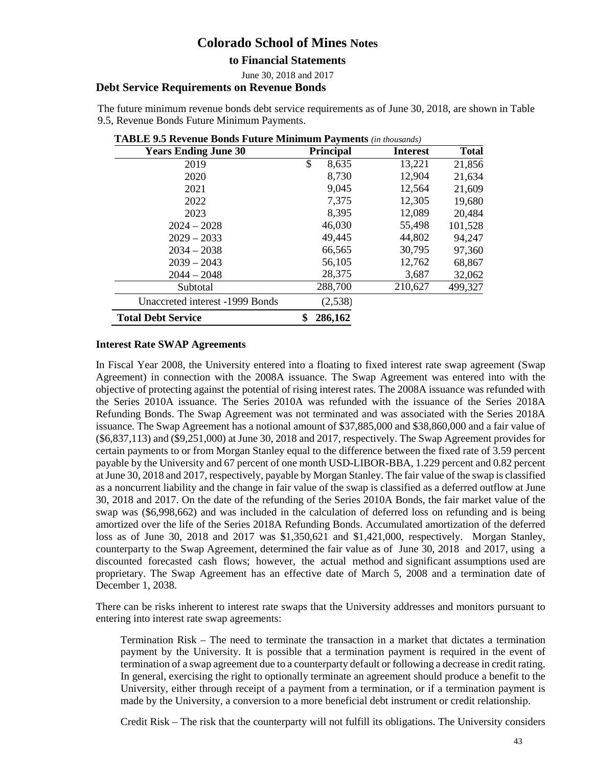# Colorado School of Mines Notes

## to Financial Statements

June 30, 2018 and 2017

### Debt Service Requirements on Revenue Bonds

The future minimum revenue bonds debt service requirements as of June 30, 2018, are shown in Table 9.5, Revenue Bonds Future Minimum Payments.

**TABLE 9.5 Revenue Bonds Future Minimum Payments** *(in thousands)*

| Years Ending June 30 | Principal | Interest | Total |
|---|---|---|---|
| 2019 | $ 8,635 | 13,221 | 21,856 |
| 2020 | 8,730 | 12,904 | 21,634 |
| 2021 | 9,045 | 12,564 | 21,609 |
| 2022 | 7,375 | 12,305 | 19,680 |
| 2023 | 8,395 | 12,089 | 20,484 |
| 2024 – 2028 | 46,030 | 55,498 | 101,528 |
| 2029 – 2033 | 49,445 | 44,802 | 94,247 |
| 2034 – 2038 | 66,565 | 30,795 | 97,360 |
| 2039 – 2043 | 56,105 | 12,762 | 68,867 |
| 2044 – 2048 | 28,375 | 3,687 | 32,062 |
| Subtotal | 288,700 | 210,627 | 499,327 |
| Unaccreted interest -1999 Bonds | (2,538) | | |
| **Total Debt Service** | **$ 286,162** | | |

### Interest Rate SWAP Agreements

In Fiscal Year 2008, the University entered into a floating to fixed interest rate swap agreement (Swap Agreement) in connection with the 2008A issuance. The Swap Agreement was entered into with the objective of protecting against the potential of rising interest rates. The 2008A issuance was refunded with the Series 2010A issuance. The Series 2010A was refunded with the issuance of the Series 2018A Refunding Bonds. The Swap Agreement was not terminated and was associated with the Series 2018A issuance. The Swap Agreement has a notional amount of $37,885,000 and $38,860,000 and a fair value of ($6,837,113) and ($9,251,000) at June 30, 2018 and 2017, respectively. The Swap Agreement provides for certain payments to or from Morgan Stanley equal to the difference between the fixed rate of 3.59 percent payable by the University and 67 percent of one month USD-LIBOR-BBA, 1.229 percent and 0.82 percent at June 30, 2018 and 2017, respectively, payable by Morgan Stanley. The fair value of the swap is classified as a noncurrent liability and the change in fair value of the swap is classified as a deferred outflow at June 30, 2018 and 2017. On the date of the refunding of the Series 2010A Bonds, the fair market value of the swap was ($6,998,662) and was included in the calculation of deferred loss on refunding and is being amortized over the life of the Series 2018A Refunding Bonds. Accumulated amortization of the deferred loss as of June 30, 2018 and 2017 was $1,350,621 and $1,421,000, respectively. Morgan Stanley, counterparty to the Swap Agreement, determined the fair value as of June 30, 2018 and 2017, using a discounted forecasted cash flows; however, the actual method and significant assumptions used are proprietary. The Swap Agreement has an effective date of March 5, 2008 and a termination date of December 1, 2038.

There can be risks inherent to interest rate swaps that the University addresses and monitors pursuant to entering into interest rate swap agreements:

Termination Risk – The need to terminate the transaction in a market that dictates a termination payment by the University. It is possible that a termination payment is required in the event of termination of a swap agreement due to a counterparty default or following a decrease in credit rating. In general, exercising the right to optionally terminate an agreement should produce a benefit to the University, either through receipt of a payment from a termination, or if a termination payment is made by the University, a conversion to a more beneficial debt instrument or credit relationship.

Credit Risk – The risk that the counterparty will not fulfill its obligations. The University considers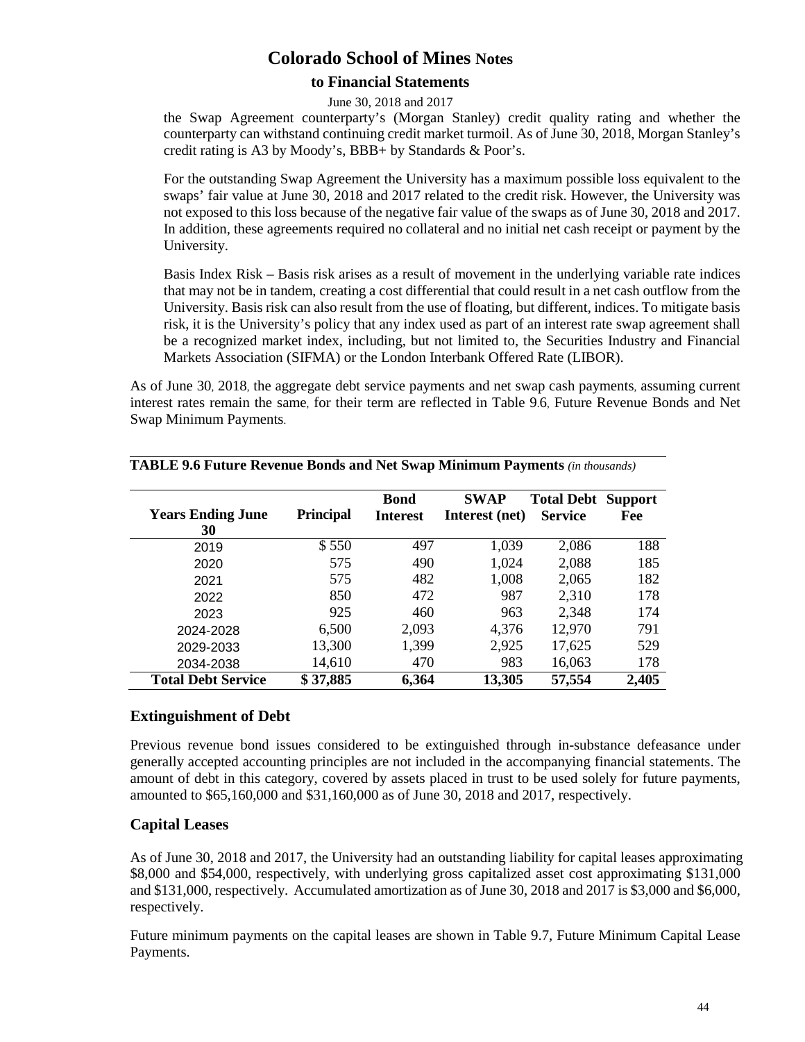the Swap Agreement counterparty's (Morgan Stanley) credit quality rating and whether the counterparty can withstand continuing credit market turmoil. As of June 30, 2018, Morgan Stanley's credit rating is A3 by Moody's, BBB+ by Standards & Poor's.

For the outstanding Swap Agreement the University has a maximum possible loss equivalent to the swaps' fair value at June 30, 2018 and 2017 related to the credit risk. However, the University was not exposed to this loss because of the negative fair value of the swaps as of June 30, 2018 and 2017. In addition, these agreements required no collateral and no initial net cash receipt or payment by the University.

Basis Index Risk – Basis risk arises as a result of movement in the underlying variable rate indices that may not be in tandem, creating a cost differential that could result in a net cash outflow from the University. Basis risk can also result from the use of floating, but different, indices. To mitigate basis risk, it is the University's policy that any index used as part of an interest rate swap agreement shall be a recognized market index, including, but not limited to, the Securities Industry and Financial Markets Association (SIFMA) or the London Interbank Offered Rate (LIBOR).

As of June 30, 2018, the aggregate debt service payments and net swap cash payments, assuming current interest rates remain the same, for their term are reflected in Table 9.6, Future Revenue Bonds and Net Swap Minimum Payments.

**TABLE 9.6 Future Revenue Bonds and Net Swap Minimum Payments** *(in thousands)*

| Years Ending June 30 | Principal | Bond Interest | SWAP Interest (net) | Total Debt Service | Support Fee |
|---|---|---|---|---|---|
| 2019 | $ 550 | 497 | 1,039 | 2,086 | 188 |
| 2020 | 575 | 490 | 1,024 | 2,088 | 185 |
| 2021 | 575 | 482 | 1,008 | 2,065 | 182 |
| 2022 | 850 | 472 | 987 | 2,310 | 178 |
| 2023 | 925 | 460 | 963 | 2,348 | 174 |
| 2024-2028 | 6,500 | 2,093 | 4,376 | 12,970 | 791 |
| 2029-2033 | 13,300 | 1,399 | 2,925 | 17,625 | 529 |
| 2034-2038 | 14,610 | 470 | 983 | 16,063 | 178 |
| **Total Debt Service** | **$ 37,885** | **6,364** | **13,305** | **57,554** | **2,405** |

## Extinguishment of Debt

Previous revenue bond issues considered to be extinguished through in-substance defeasance under generally accepted accounting principles are not included in the accompanying financial statements. The amount of debt in this category, covered by assets placed in trust to be used solely for future payments, amounted to $65,160,000 and $31,160,000 as of June 30, 2018 and 2017, respectively.

## Capital Leases

As of June 30, 2018 and 2017, the University had an outstanding liability for capital leases approximating $8,000 and $54,000, respectively, with underlying gross capitalized asset cost approximating $131,000 and $131,000, respectively. Accumulated amortization as of June 30, 2018 and 2017 is $3,000 and $6,000, respectively.

Future minimum payments on the capital leases are shown in Table 9.7, Future Minimum Capital Lease Payments.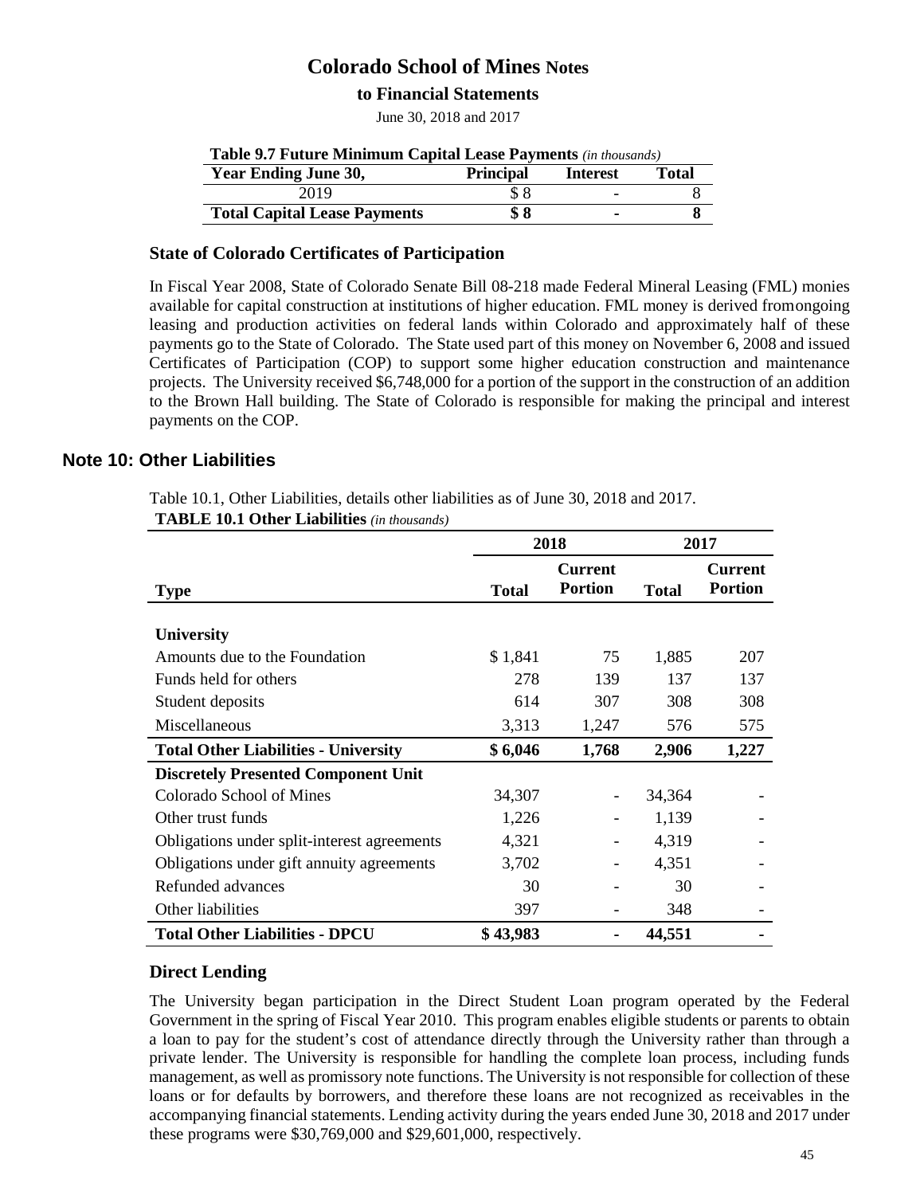**Table 9.7 Future Minimum Capital Lease Payments** *(in thousands)*

| Year Ending June 30, | Principal | Interest | Total |
|---|---|---|---|
| 2019 | $ 8 | - | 8 |
| **Total Capital Lease Payments** | **$ 8** | **-** | **8** |

### State of Colorado Certificates of Participation

In Fiscal Year 2008, State of Colorado Senate Bill 08-218 made Federal Mineral Leasing (FML) monies available for capital construction at institutions of higher education. FML money is derived fromongoing leasing and production activities on federal lands within Colorado and approximately half of these payments go to the State of Colorado. The State used part of this money on November 6, 2008 and issued Certificates of Participation (COP) to support some higher education construction and maintenance projects. The University received $6,748,000 for a portion of the support in the construction of an addition to the Brown Hall building. The State of Colorado is responsible for making the principal and interest payments on the COP.

## Note 10: Other Liabilities

Table 10.1, Other Liabilities, details other liabilities as of June 30, 2018 and 2017.

**TABLE 10.1 Other Liabilities** *(in thousands)*

| | 2018 | | 2017 | |
|---|---|---|---|---|
| **Type** | **Total** | **Current Portion** | **Total** | **Current Portion** |
| **University** | | | | |
| Amounts due to the Foundation | $ 1,841 | 75 | 1,885 | 207 |
| Funds held for others | 278 | 139 | 137 | 137 |
| Student deposits | 614 | 307 | 308 | 308 |
| Miscellaneous | 3,313 | 1,247 | 576 | 575 |
| **Total Other Liabilities - University** | **$ 6,046** | **1,768** | **2,906** | **1,227** |
| **Discretely Presented Component Unit** | | | | |
| Colorado School of Mines | 34,307 | - | 34,364 | - |
| Other trust funds | 1,226 | - | 1,139 | - |
| Obligations under split-interest agreements | 4,321 | - | 4,319 | - |
| Obligations under gift annuity agreements | 3,702 | - | 4,351 | - |
| Refunded advances | 30 | - | 30 | - |
| Other liabilities | 397 | - | 348 | - |
| **Total Other Liabilities - DPCU** | **$ 43,983** | **-** | **44,551** | **-** |

### Direct Lending

The University began participation in the Direct Student Loan program operated by the Federal Government in the spring of Fiscal Year 2010. This program enables eligible students or parents to obtain a loan to pay for the student's cost of attendance directly through the University rather than through a private lender. The University is responsible for handling the complete loan process, including funds management, as well as promissory note functions. The University is not responsible for collection of these loans or for defaults by borrowers, and therefore these loans are not recognized as receivables in the accompanying financial statements. Lending activity during the years ended June 30, 2018 and 2017 under these programs were $30,769,000 and $29,601,000, respectively.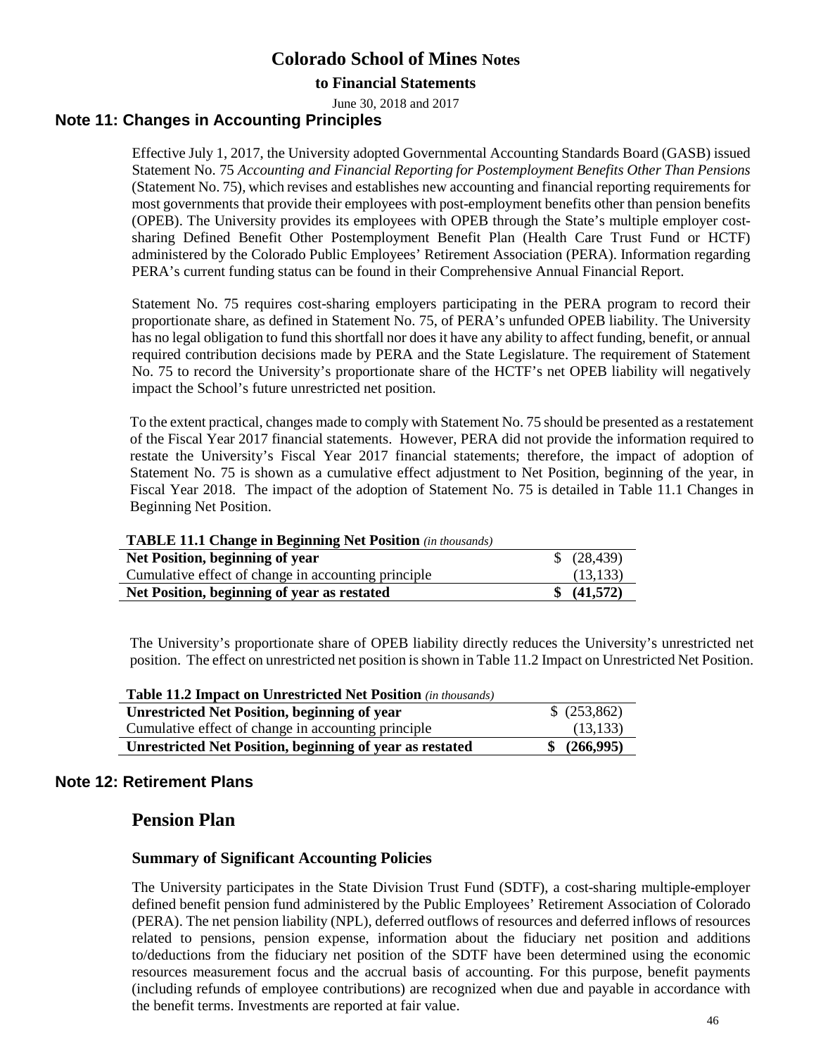## Note 11: Changes in Accounting Principles

Effective July 1, 2017, the University adopted Governmental Accounting Standards Board (GASB) issued Statement No. 75 *Accounting and Financial Reporting for Postemployment Benefits Other Than Pensions* (Statement No. 75), which revises and establishes new accounting and financial reporting requirements for most governments that provide their employees with post-employment benefits other than pension benefits (OPEB). The University provides its employees with OPEB through the State's multiple employer cost-sharing Defined Benefit Other Postemployment Benefit Plan (Health Care Trust Fund or HCTF) administered by the Colorado Public Employees' Retirement Association (PERA). Information regarding PERA's current funding status can be found in their Comprehensive Annual Financial Report.

Statement No. 75 requires cost-sharing employers participating in the PERA program to record their proportionate share, as defined in Statement No. 75, of PERA's unfunded OPEB liability. The University has no legal obligation to fund this shortfall nor does it have any ability to affect funding, benefit, or annual required contribution decisions made by PERA and the State Legislature. The requirement of Statement No. 75 to record the University's proportionate share of the HCTF's net OPEB liability will negatively impact the School's future unrestricted net position.

To the extent practical, changes made to comply with Statement No. 75 should be presented as a restatement of the Fiscal Year 2017 financial statements. However, PERA did not provide the information required to restate the University's Fiscal Year 2017 financial statements; therefore, the impact of adoption of Statement No. 75 is shown as a cumulative effect adjustment to Net Position, beginning of the year, in Fiscal Year 2018. The impact of the adoption of Statement No. 75 is detailed in Table 11.1 Changes in Beginning Net Position.

**TABLE 11.1 Change in Beginning Net Position** *(in thousands)*

| | |
|---|---|
| **Net Position, beginning of year** | $ (28,439) |
| Cumulative effect of change in accounting principle | (13,133) |
| **Net Position, beginning of year as restated** | **$ (41,572)** |

The University's proportionate share of OPEB liability directly reduces the University's unrestricted net position. The effect on unrestricted net position is shown in Table 11.2 Impact on Unrestricted Net Position.

**Table 11.2 Impact on Unrestricted Net Position** *(in thousands)*

| | |
|---|---|
| **Unrestricted Net Position, beginning of year** | $ (253,862) |
| Cumulative effect of change in accounting principle | (13,133) |
| **Unrestricted Net Position, beginning of year as restated** | **$ (266,995)** |

## Note 12: Retirement Plans

# Pension Plan

### Summary of Significant Accounting Policies

The University participates in the State Division Trust Fund (SDTF), a cost-sharing multiple-employer defined benefit pension fund administered by the Public Employees' Retirement Association of Colorado (PERA). The net pension liability (NPL), deferred outflows of resources and deferred inflows of resources related to pensions, pension expense, information about the fiduciary net position and additions to/deductions from the fiduciary net position of the SDTF have been determined using the economic resources measurement focus and the accrual basis of accounting. For this purpose, benefit payments (including refunds of employee contributions) are recognized when due and payable in accordance with the benefit terms. Investments are reported at fair value.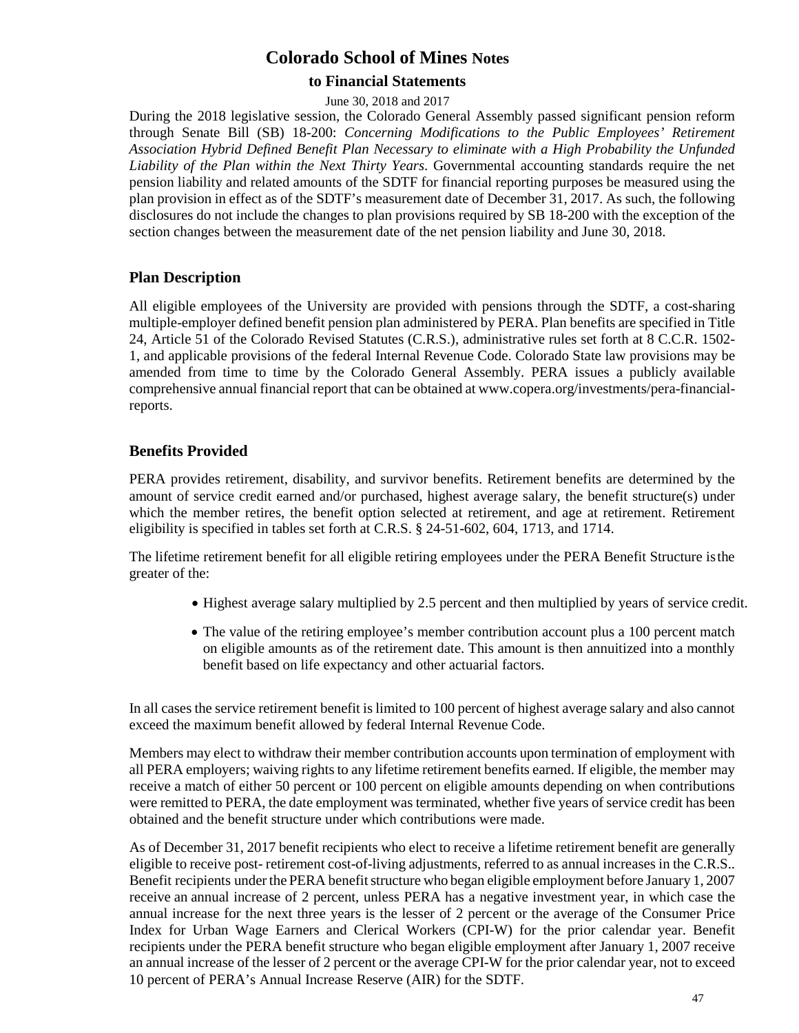During the 2018 legislative session, the Colorado General Assembly passed significant pension reform through Senate Bill (SB) 18-200: *Concerning Modifications to the Public Employees' Retirement Association Hybrid Defined Benefit Plan Necessary to eliminate with a High Probability the Unfunded Liability of the Plan within the Next Thirty Years*. Governmental accounting standards require the net pension liability and related amounts of the SDTF for financial reporting purposes be measured using the plan provision in effect as of the SDTF's measurement date of December 31, 2017. As such, the following disclosures do not include the changes to plan provisions required by SB 18-200 with the exception of the section changes between the measurement date of the net pension liability and June 30, 2018.

## Plan Description

All eligible employees of the University are provided with pensions through the SDTF, a cost-sharing multiple-employer defined benefit pension plan administered by PERA. Plan benefits are specified in Title 24, Article 51 of the Colorado Revised Statutes (C.R.S.), administrative rules set forth at 8 C.C.R. 1502-1, and applicable provisions of the federal Internal Revenue Code. Colorado State law provisions may be amended from time to time by the Colorado General Assembly. PERA issues a publicly available comprehensive annual financial report that can be obtained at www.copera.org/investments/pera-financial-reports.

## Benefits Provided

PERA provides retirement, disability, and survivor benefits. Retirement benefits are determined by the amount of service credit earned and/or purchased, highest average salary, the benefit structure(s) under which the member retires, the benefit option selected at retirement, and age at retirement. Retirement eligibility is specified in tables set forth at C.R.S. § 24-51-602, 604, 1713, and 1714.

The lifetime retirement benefit for all eligible retiring employees under the PERA Benefit Structure is the greater of the:

- Highest average salary multiplied by 2.5 percent and then multiplied by years of service credit.
- The value of the retiring employee's member contribution account plus a 100 percent match on eligible amounts as of the retirement date. This amount is then annuitized into a monthly benefit based on life expectancy and other actuarial factors.

In all cases the service retirement benefit is limited to 100 percent of highest average salary and also cannot exceed the maximum benefit allowed by federal Internal Revenue Code.

Members may elect to withdraw their member contribution accounts upon termination of employment with all PERA employers; waiving rights to any lifetime retirement benefits earned. If eligible, the member may receive a match of either 50 percent or 100 percent on eligible amounts depending on when contributions were remitted to PERA, the date employment was terminated, whether five years of service credit has been obtained and the benefit structure under which contributions were made.

As of December 31, 2017 benefit recipients who elect to receive a lifetime retirement benefit are generally eligible to receive post- retirement cost-of-living adjustments, referred to as annual increases in the C.R.S.. Benefit recipients under the PERA benefit structure who began eligible employment before January 1, 2007 receive an annual increase of 2 percent, unless PERA has a negative investment year, in which case the annual increase for the next three years is the lesser of 2 percent or the average of the Consumer Price Index for Urban Wage Earners and Clerical Workers (CPI-W) for the prior calendar year. Benefit recipients under the PERA benefit structure who began eligible employment after January 1, 2007 receive an annual increase of the lesser of 2 percent or the average CPI-W for the prior calendar year, not to exceed 10 percent of PERA's Annual Increase Reserve (AIR) for the SDTF.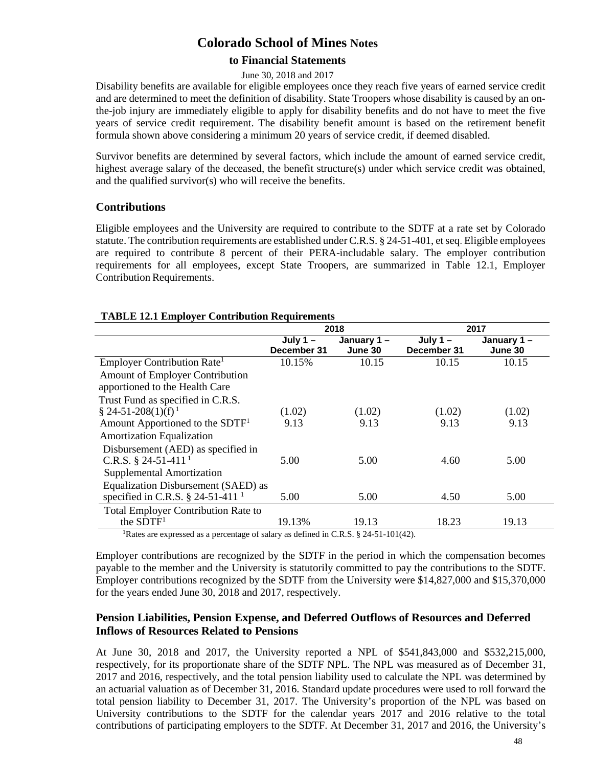Disability benefits are available for eligible employees once they reach five years of earned service credit and are determined to meet the definition of disability. State Troopers whose disability is caused by an on-the-job injury are immediately eligible to apply for disability benefits and do not have to meet the five years of service credit requirement. The disability benefit amount is based on the retirement benefit formula shown above considering a minimum 20 years of service credit, if deemed disabled.

Survivor benefits are determined by several factors, which include the amount of earned service credit, highest average salary of the deceased, the benefit structure(s) under which service credit was obtained, and the qualified survivor(s) who will receive the benefits.

## Contributions

Eligible employees and the University are required to contribute to the SDTF at a rate set by Colorado statute. The contribution requirements are established under C.R.S. § 24-51-401, et seq. Eligible employees are required to contribute 8 percent of their PERA-includable salary. The employer contribution requirements for all employees, except State Troopers, are summarized in Table 12.1, Employer Contribution Requirements.

**TABLE 12.1 Employer Contribution Requirements**

| | 2018 | | 2017 | |
|---|---|---|---|---|
| | July 1 – December 31 | January 1 – June 30 | July 1 – December 31 | January 1 – June 30 |
| Employer Contribution Rate[1] | 10.15% | 10.15 | 10.15 | 10.15 |
| Amount of Employer Contribution apportioned to the Health Care Trust Fund as specified in C.R.S. § 24-51-208(1)(f)[1] | (1.02) | (1.02) | (1.02) | (1.02) |
| Amount Apportioned to the SDTF[1] | 9.13 | 9.13 | 9.13 | 9.13 |
| Amortization Equalization Disbursement (AED) as specified in C.R.S. § 24-51-411[1] | 5.00 | 5.00 | 4.60 | 5.00 |
| Supplemental Amortization Equalization Disbursement (SAED) as specified in C.R.S. § 24-51-411[1] | 5.00 | 5.00 | 4.50 | 5.00 |
| Total Employer Contribution Rate to the SDTF[1] | 19.13% | 19.13 | 18.23 | 19.13 |

[1]Rates are expressed as a percentage of salary as defined in C.R.S. § 24-51-101(42).

Employer contributions are recognized by the SDTF in the period in which the compensation becomes payable to the member and the University is statutorily committed to pay the contributions to the SDTF. Employer contributions recognized by the SDTF from the University were $14,827,000 and $15,370,000 for the years ended June 30, 2018 and 2017, respectively.

## Pension Liabilities, Pension Expense, and Deferred Outflows of Resources and Deferred Inflows of Resources Related to Pensions

At June 30, 2018 and 2017, the University reported a NPL of $541,843,000 and $532,215,000, respectively, for its proportionate share of the SDTF NPL. The NPL was measured as of December 31, 2017 and 2016, respectively, and the total pension liability used to calculate the NPL was determined by an actuarial valuation as of December 31, 2016. Standard update procedures were used to roll forward the total pension liability to December 31, 2017. The University's proportion of the NPL was based on University contributions to the SDTF for the calendar years 2017 and 2016 relative to the total contributions of participating employers to the SDTF. At December 31, 2017 and 2016, the University's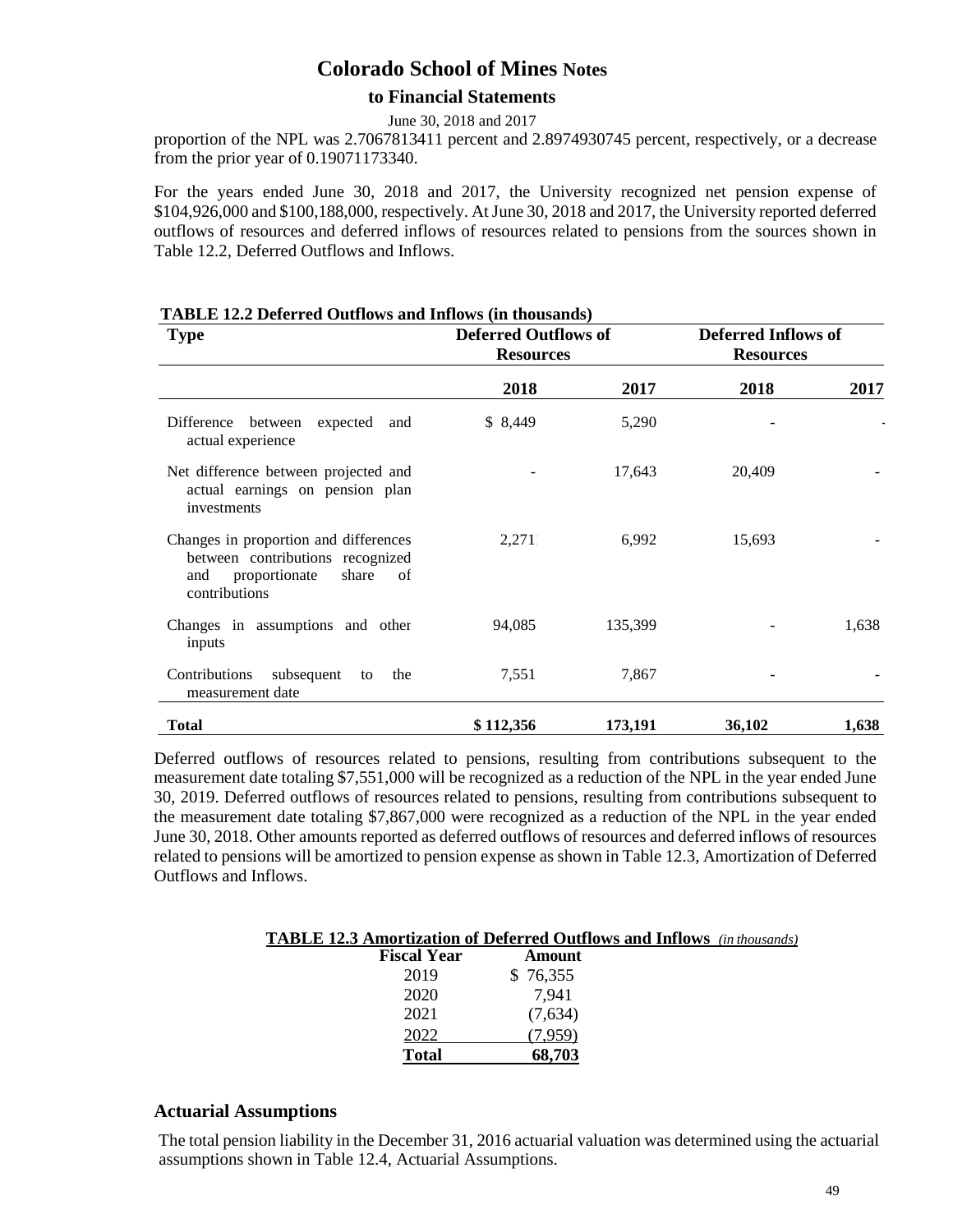proportion of the NPL was 2.7067813411 percent and 2.8974930745 percent, respectively, or a decrease from the prior year of 0.19071173340.

For the years ended June 30, 2018 and 2017, the University recognized net pension expense of $104,926,000 and $100,188,000, respectively. At June 30, 2018 and 2017, the University reported deferred outflows of resources and deferred inflows of resources related to pensions from the sources shown in Table 12.2, Deferred Outflows and Inflows.

**TABLE 12.2 Deferred Outflows and Inflows (in thousands)**

| Type | Deferred Outflows of Resources | | Deferred Inflows of Resources | |
|---|---|---|---|---|
| | **2018** | **2017** | **2018** | **2017** |
| Difference between expected and actual experience | $ 8,449 | 5,290 | - | - |
| Net difference between projected and actual earnings on pension plan investments | - | 17,643 | 20,409 | - |
| Changes in proportion and differences between contributions recognized and proportionate share of contributions | 2,271 | 6,992 | 15,693 | - |
| Changes in assumptions and other inputs | 94,085 | 135,399 | - | 1,638 |
| Contributions subsequent to the measurement date | 7,551 | 7,867 | - | - |
| **Total** | **$ 112,356** | **173,191** | **36,102** | **1,638** |

Deferred outflows of resources related to pensions, resulting from contributions subsequent to the measurement date totaling $7,551,000 will be recognized as a reduction of the NPL in the year ended June 30, 2019. Deferred outflows of resources related to pensions, resulting from contributions subsequent to the measurement date totaling $7,867,000 were recognized as a reduction of the NPL in the year ended June 30, 2018. Other amounts reported as deferred outflows of resources and deferred inflows of resources related to pensions will be amortized to pension expense as shown in Table 12.3, Amortization of Deferred Outflows and Inflows.

**TABLE 12.3 Amortization of Deferred Outflows and Inflows** *(in thousands)*

| Fiscal Year | Amount |
|---|---|
| 2019 | $ 76,355 |
| 2020 | 7,941 |
| 2021 | (7,634) |
| 2022 | (7,959) |
| **Total** | **68,703** |

## Actuarial Assumptions

The total pension liability in the December 31, 2016 actuarial valuation was determined using the actuarial assumptions shown in Table 12.4, Actuarial Assumptions.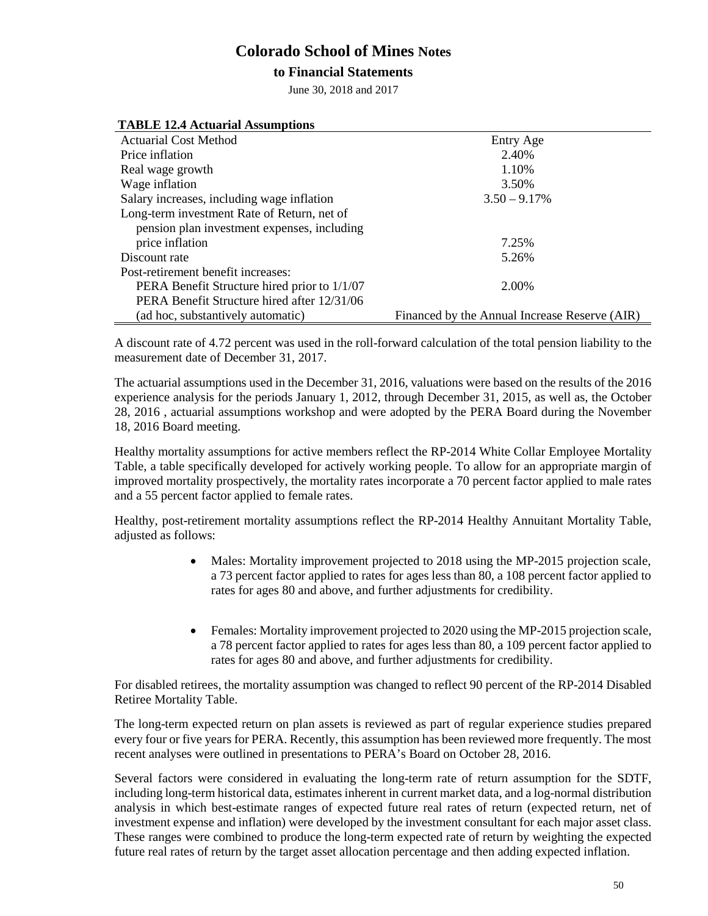**TABLE 12.4 Actuarial Assumptions**

| | |
|---|---|
| Actuarial Cost Method | Entry Age |
| Price inflation | 2.40% |
| Real wage growth | 1.10% |
| Wage inflation | 3.50% |
| Salary increases, including wage inflation | 3.50 – 9.17% |
| Long-term investment Rate of Return, net of pension plan investment expenses, including price inflation | 7.25% |
| Discount rate | 5.26% |
| Post-retirement benefit increases: | |
| PERA Benefit Structure hired prior to 1/1/07 | 2.00% |
| PERA Benefit Structure hired after 12/31/06 (ad hoc, substantively automatic) | Financed by the Annual Increase Reserve (AIR) |

A discount rate of 4.72 percent was used in the roll-forward calculation of the total pension liability to the measurement date of December 31, 2017.

The actuarial assumptions used in the December 31, 2016, valuations were based on the results of the 2016 experience analysis for the periods January 1, 2012, through December 31, 2015, as well as, the October 28, 2016 , actuarial assumptions workshop and were adopted by the PERA Board during the November 18, 2016 Board meeting.

Healthy mortality assumptions for active members reflect the RP-2014 White Collar Employee Mortality Table, a table specifically developed for actively working people. To allow for an appropriate margin of improved mortality prospectively, the mortality rates incorporate a 70 percent factor applied to male rates and a 55 percent factor applied to female rates.

Healthy, post-retirement mortality assumptions reflect the RP-2014 Healthy Annuitant Mortality Table, adjusted as follows:

- Males: Mortality improvement projected to 2018 using the MP-2015 projection scale, a 73 percent factor applied to rates for ages less than 80, a 108 percent factor applied to rates for ages 80 and above, and further adjustments for credibility.

- Females: Mortality improvement projected to 2020 using the MP-2015 projection scale, a 78 percent factor applied to rates for ages less than 80, a 109 percent factor applied to rates for ages 80 and above, and further adjustments for credibility.

For disabled retirees, the mortality assumption was changed to reflect 90 percent of the RP-2014 Disabled Retiree Mortality Table.

The long-term expected return on plan assets is reviewed as part of regular experience studies prepared every four or five years for PERA. Recently, this assumption has been reviewed more frequently. The most recent analyses were outlined in presentations to PERA's Board on October 28, 2016.

Several factors were considered in evaluating the long-term rate of return assumption for the SDTF, including long-term historical data, estimates inherent in current market data, and a log-normal distribution analysis in which best-estimate ranges of expected future real rates of return (expected return, net of investment expense and inflation) were developed by the investment consultant for each major asset class. These ranges were combined to produce the long-term expected rate of return by weighting the expected future real rates of return by the target asset allocation percentage and then adding expected inflation.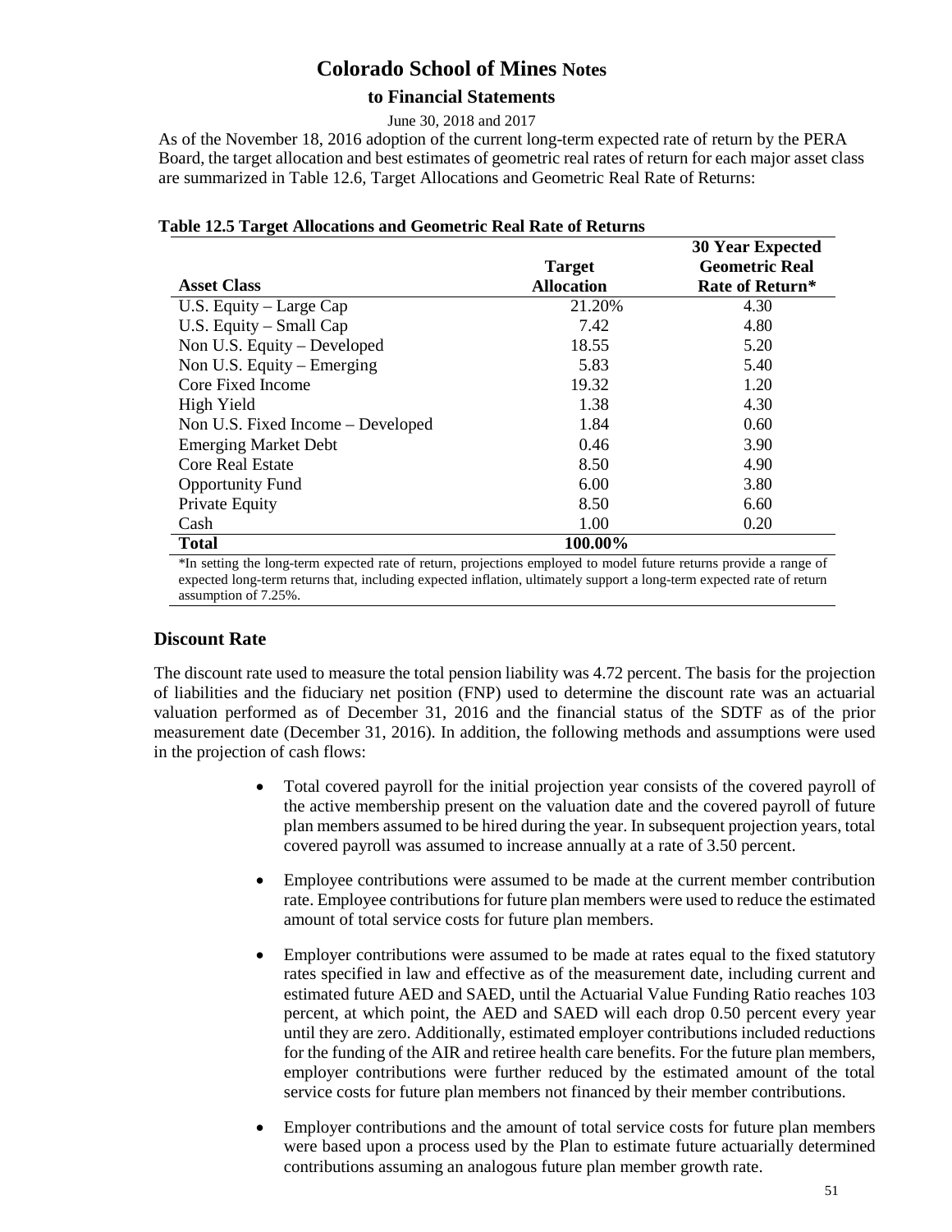As of the November 18, 2016 adoption of the current long-term expected rate of return by the PERA Board, the target allocation and best estimates of geometric real rates of return for each major asset class are summarized in Table 12.6, Target Allocations and Geometric Real Rate of Returns:

**Table 12.5 Target Allocations and Geometric Real Rate of Returns**

| Asset Class | Target Allocation | 30 Year Expected Geometric Real Rate of Return* |
|---|---|---|
| U.S. Equity – Large Cap | 21.20% | 4.30 |
| U.S. Equity – Small Cap | 7.42 | 4.80 |
| Non U.S. Equity – Developed | 18.55 | 5.20 |
| Non U.S. Equity – Emerging | 5.83 | 5.40 |
| Core Fixed Income | 19.32 | 1.20 |
| High Yield | 1.38 | 4.30 |
| Non U.S. Fixed Income – Developed | 1.84 | 0.60 |
| Emerging Market Debt | 0.46 | 3.90 |
| Core Real Estate | 8.50 | 4.90 |
| Opportunity Fund | 6.00 | 3.80 |
| Private Equity | 8.50 | 6.60 |
| Cash | 1.00 | 0.20 |
| **Total** | **100.00%** | |

*In setting the long-term expected rate of return, projections employed to model future returns provide a range of expected long-term returns that, including expected inflation, ultimately support a long-term expected rate of return assumption of 7.25%.

## Discount Rate

The discount rate used to measure the total pension liability was 4.72 percent. The basis for the projection of liabilities and the fiduciary net position (FNP) used to determine the discount rate was an actuarial valuation performed as of December 31, 2016 and the financial status of the SDTF as of the prior measurement date (December 31, 2016). In addition, the following methods and assumptions were used in the projection of cash flows:

- Total covered payroll for the initial projection year consists of the covered payroll of the active membership present on the valuation date and the covered payroll of future plan members assumed to be hired during the year. In subsequent projection years, total covered payroll was assumed to increase annually at a rate of 3.50 percent.

- Employee contributions were assumed to be made at the current member contribution rate. Employee contributions for future plan members were used to reduce the estimated amount of total service costs for future plan members.

- Employer contributions were assumed to be made at rates equal to the fixed statutory rates specified in law and effective as of the measurement date, including current and estimated future AED and SAED, until the Actuarial Value Funding Ratio reaches 103 percent, at which point, the AED and SAED will each drop 0.50 percent every year until they are zero. Additionally, estimated employer contributions included reductions for the funding of the AIR and retiree health care benefits. For the future plan members, employer contributions were further reduced by the estimated amount of the total service costs for future plan members not financed by their member contributions.

- Employer contributions and the amount of total service costs for future plan members were based upon a process used by the Plan to estimate future actuarially determined contributions assuming an analogous future plan member growth rate.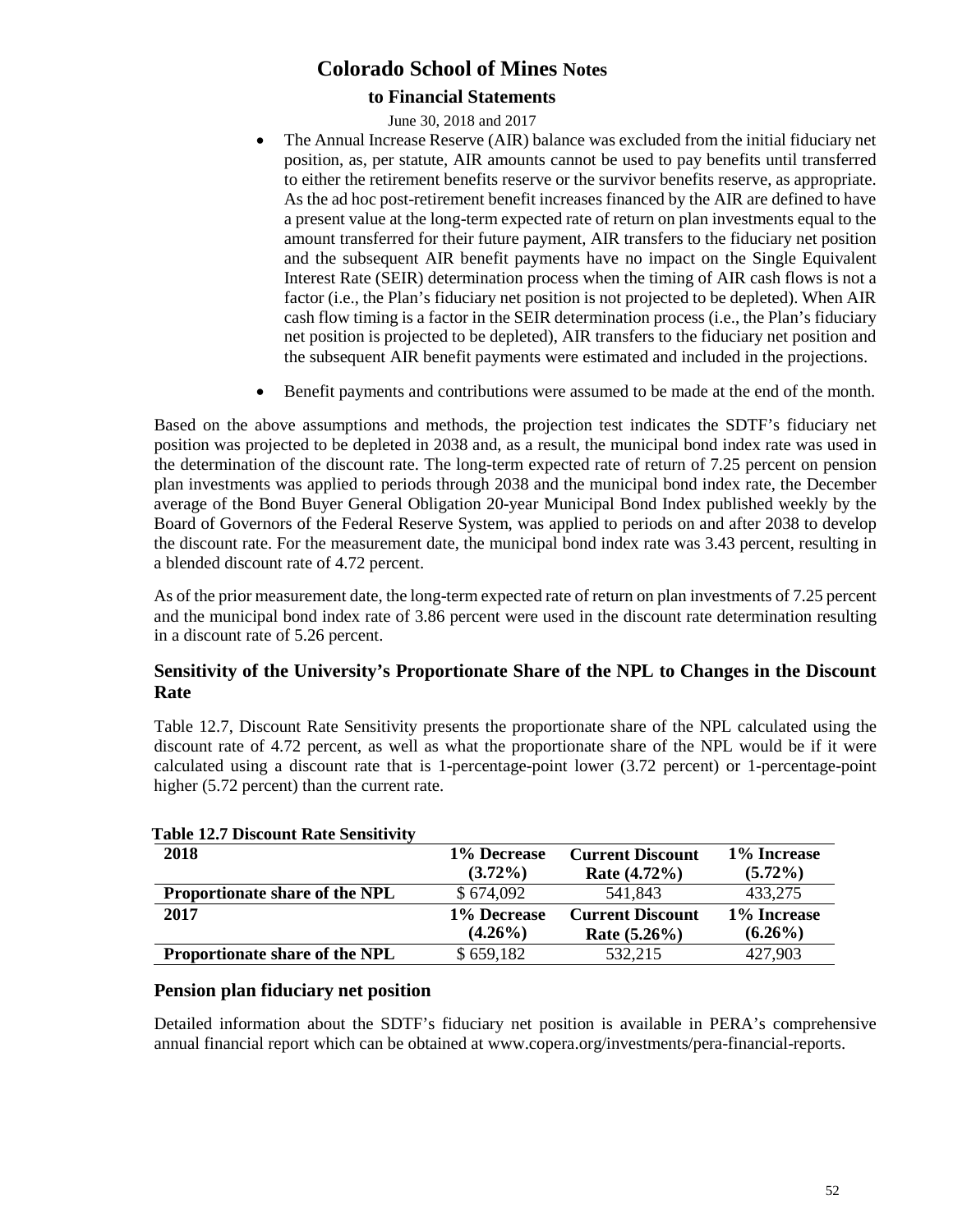- The Annual Increase Reserve (AIR) balance was excluded from the initial fiduciary net position, as, per statute, AIR amounts cannot be used to pay benefits until transferred to either the retirement benefits reserve or the survivor benefits reserve, as appropriate. As the ad hoc post-retirement benefit increases financed by the AIR are defined to have a present value at the long-term expected rate of return on plan investments equal to the amount transferred for their future payment, AIR transfers to the fiduciary net position and the subsequent AIR benefit payments have no impact on the Single Equivalent Interest Rate (SEIR) determination process when the timing of AIR cash flows is not a factor (i.e., the Plan's fiduciary net position is not projected to be depleted). When AIR cash flow timing is a factor in the SEIR determination process (i.e., the Plan's fiduciary net position is projected to be depleted), AIR transfers to the fiduciary net position and the subsequent AIR benefit payments were estimated and included in the projections.

- Benefit payments and contributions were assumed to be made at the end of the month.

Based on the above assumptions and methods, the projection test indicates the SDTF's fiduciary net position was projected to be depleted in 2038 and, as a result, the municipal bond index rate was used in the determination of the discount rate. The long-term expected rate of return of 7.25 percent on pension plan investments was applied to periods through 2038 and the municipal bond index rate, the December average of the Bond Buyer General Obligation 20-year Municipal Bond Index published weekly by the Board of Governors of the Federal Reserve System, was applied to periods on and after 2038 to develop the discount rate. For the measurement date, the municipal bond index rate was 3.43 percent, resulting in a blended discount rate of 4.72 percent.

As of the prior measurement date, the long-term expected rate of return on plan investments of 7.25 percent and the municipal bond index rate of 3.86 percent were used in the discount rate determination resulting in a discount rate of 5.26 percent.

## Sensitivity of the University's Proportionate Share of the NPL to Changes in the Discount Rate

Table 12.7, Discount Rate Sensitivity presents the proportionate share of the NPL calculated using the discount rate of 4.72 percent, as well as what the proportionate share of the NPL would be if it were calculated using a discount rate that is 1-percentage-point lower (3.72 percent) or 1-percentage-point higher (5.72 percent) than the current rate.

**Table 12.7 Discount Rate Sensitivity**

| 2018 | 1% Decrease (3.72%) | Current Discount Rate (4.72%) | 1% Increase (5.72%) |
|---|---|---|---|
| **Proportionate share of the NPL** | $ 674,092 | 541,843 | 433,275 |
| **2017** | **1% Decrease (4.26%)** | **Current Discount Rate (5.26%)** | **1% Increase (6.26%)** |
| **Proportionate share of the NPL** | $ 659,182 | 532,215 | 427,903 |

## Pension plan fiduciary net position

Detailed information about the SDTF's fiduciary net position is available in PERA's comprehensive annual financial report which can be obtained at www.copera.org/investments/pera-financial-reports.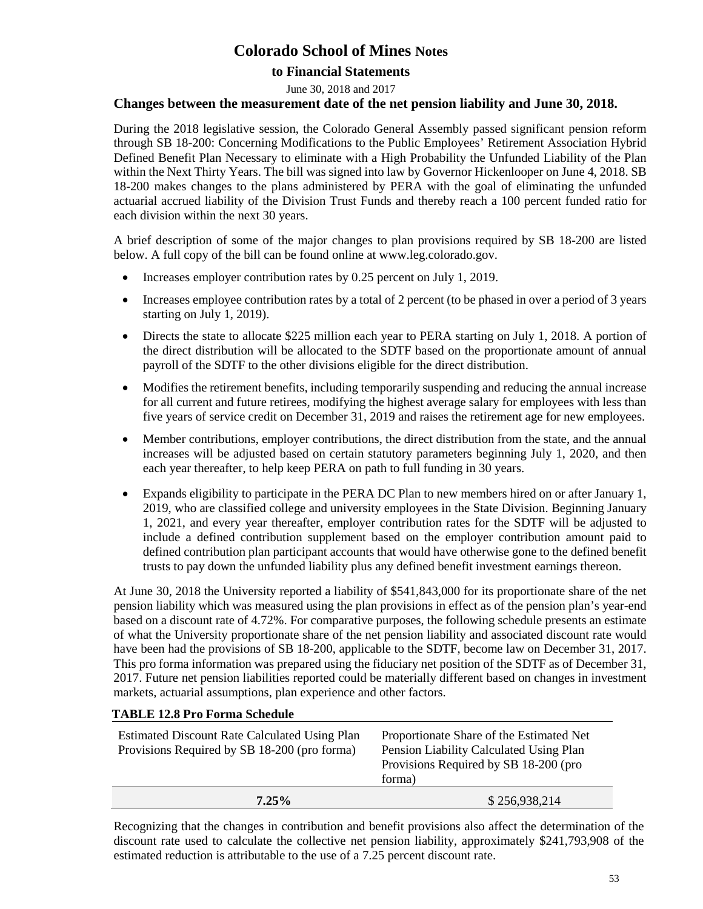### Changes between the measurement date of the net pension liability and June 30, 2018.

During the 2018 legislative session, the Colorado General Assembly passed significant pension reform through SB 18-200: Concerning Modifications to the Public Employees' Retirement Association Hybrid Defined Benefit Plan Necessary to eliminate with a High Probability the Unfunded Liability of the Plan within the Next Thirty Years. The bill was signed into law by Governor Hickenlooper on June 4, 2018. SB 18-200 makes changes to the plans administered by PERA with the goal of eliminating the unfunded actuarial accrued liability of the Division Trust Funds and thereby reach a 100 percent funded ratio for each division within the next 30 years.

A brief description of some of the major changes to plan provisions required by SB 18-200 are listed below. A full copy of the bill can be found online at www.leg.colorado.gov.

- Increases employer contribution rates by 0.25 percent on July 1, 2019.
- Increases employee contribution rates by a total of 2 percent (to be phased in over a period of 3 years starting on July 1, 2019).
- Directs the state to allocate $225 million each year to PERA starting on July 1, 2018. A portion of the direct distribution will be allocated to the SDTF based on the proportionate amount of annual payroll of the SDTF to the other divisions eligible for the direct distribution.
- Modifies the retirement benefits, including temporarily suspending and reducing the annual increase for all current and future retirees, modifying the highest average salary for employees with less than five years of service credit on December 31, 2019 and raises the retirement age for new employees.
- Member contributions, employer contributions, the direct distribution from the state, and the annual increases will be adjusted based on certain statutory parameters beginning July 1, 2020, and then each year thereafter, to help keep PERA on path to full funding in 30 years.
- Expands eligibility to participate in the PERA DC Plan to new members hired on or after January 1, 2019, who are classified college and university employees in the State Division. Beginning January 1, 2021, and every year thereafter, employer contribution rates for the SDTF will be adjusted to include a defined contribution supplement based on the employer contribution amount paid to defined contribution plan participant accounts that would have otherwise gone to the defined benefit trusts to pay down the unfunded liability plus any defined benefit investment earnings thereon.

At June 30, 2018 the University reported a liability of $541,843,000 for its proportionate share of the net pension liability which was measured using the plan provisions in effect as of the pension plan's year-end based on a discount rate of 4.72%. For comparative purposes, the following schedule presents an estimate of what the University proportionate share of the net pension liability and associated discount rate would have been had the provisions of SB 18-200, applicable to the SDTF, become law on December 31, 2017. This pro forma information was prepared using the fiduciary net position of the SDTF as of December 31, 2017. Future net pension liabilities reported could be materially different based on changes in investment markets, actuarial assumptions, plan experience and other factors.

**TABLE 12.8 Pro Forma Schedule**

| Estimated Discount Rate Calculated Using Plan Provisions Required by SB 18-200 (pro forma) | Proportionate Share of the Estimated Net Pension Liability Calculated Using Plan Provisions Required by SB 18-200 (pro forma) |
|---|---|
| **7.25%** | $ 256,938,214 |

Recognizing that the changes in contribution and benefit provisions also affect the determination of the discount rate used to calculate the collective net pension liability, approximately $241,793,908 of the estimated reduction is attributable to the use of a 7.25 percent discount rate.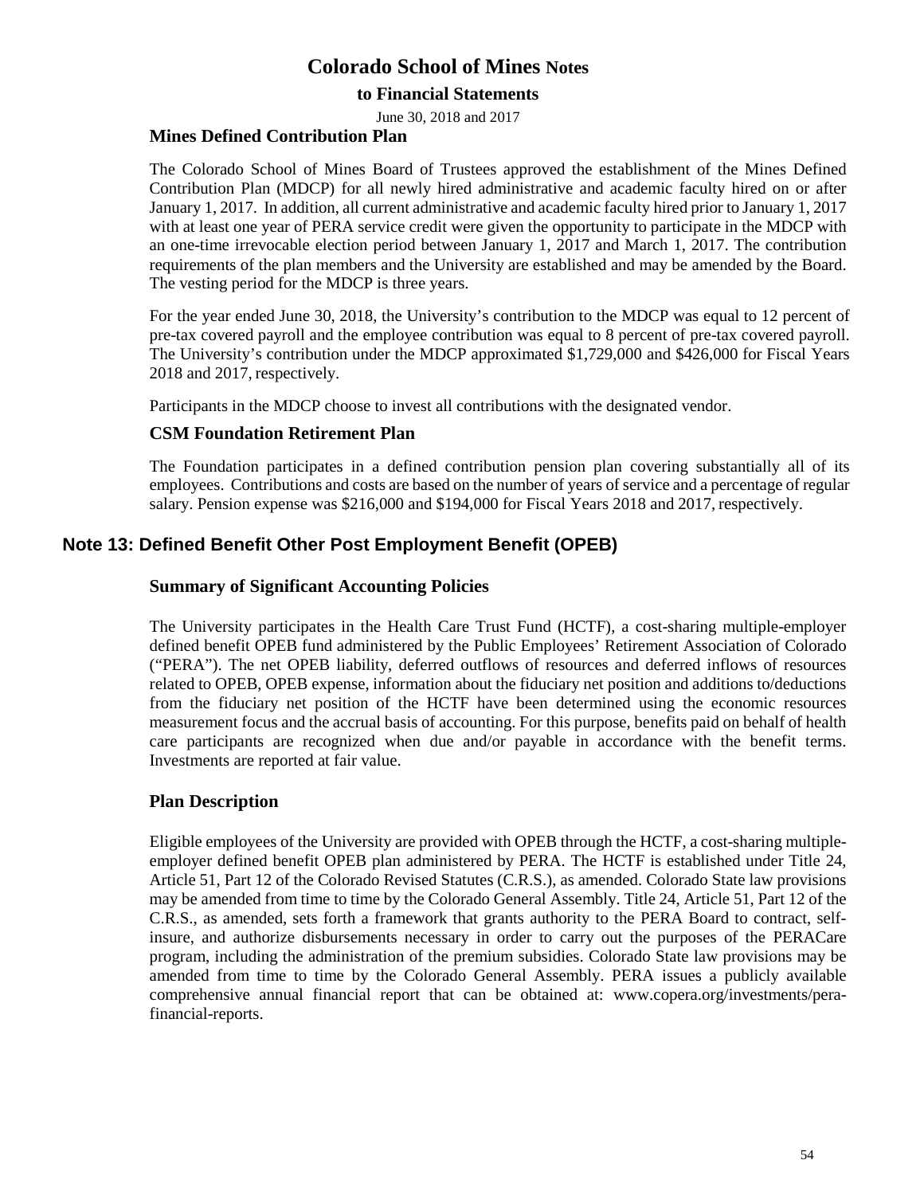### Mines Defined Contribution Plan

The Colorado School of Mines Board of Trustees approved the establishment of the Mines Defined Contribution Plan (MDCP) for all newly hired administrative and academic faculty hired on or after January 1, 2017. In addition, all current administrative and academic faculty hired prior to January 1, 2017 with at least one year of PERA service credit were given the opportunity to participate in the MDCP with an one-time irrevocable election period between January 1, 2017 and March 1, 2017. The contribution requirements of the plan members and the University are established and may be amended by the Board. The vesting period for the MDCP is three years.

For the year ended June 30, 2018, the University's contribution to the MDCP was equal to 12 percent of pre-tax covered payroll and the employee contribution was equal to 8 percent of pre-tax covered payroll. The University's contribution under the MDCP approximated $1,729,000 and $426,000 for Fiscal Years 2018 and 2017, respectively.

Participants in the MDCP choose to invest all contributions with the designated vendor.

### CSM Foundation Retirement Plan

The Foundation participates in a defined contribution pension plan covering substantially all of its employees. Contributions and costs are based on the number of years of service and a percentage of regular salary. Pension expense was $216,000 and $194,000 for Fiscal Years 2018 and 2017, respectively.

## Note 13: Defined Benefit Other Post Employment Benefit (OPEB)

### Summary of Significant Accounting Policies

The University participates in the Health Care Trust Fund (HCTF), a cost-sharing multiple-employer defined benefit OPEB fund administered by the Public Employees' Retirement Association of Colorado ("PERA"). The net OPEB liability, deferred outflows of resources and deferred inflows of resources related to OPEB, OPEB expense, information about the fiduciary net position and additions to/deductions from the fiduciary net position of the HCTF have been determined using the economic resources measurement focus and the accrual basis of accounting. For this purpose, benefits paid on behalf of health care participants are recognized when due and/or payable in accordance with the benefit terms. Investments are reported at fair value.

### Plan Description

Eligible employees of the University are provided with OPEB through the HCTF, a cost-sharing multiple-employer defined benefit OPEB plan administered by PERA. The HCTF is established under Title 24, Article 51, Part 12 of the Colorado Revised Statutes (C.R.S.), as amended. Colorado State law provisions may be amended from time to time by the Colorado General Assembly. Title 24, Article 51, Part 12 of the C.R.S., as amended, sets forth a framework that grants authority to the PERA Board to contract, self-insure, and authorize disbursements necessary in order to carry out the purposes of the PERACare program, including the administration of the premium subsidies. Colorado State law provisions may be amended from time to time by the Colorado General Assembly. PERA issues a publicly available comprehensive annual financial report that can be obtained at: www.copera.org/investments/pera-financial-reports.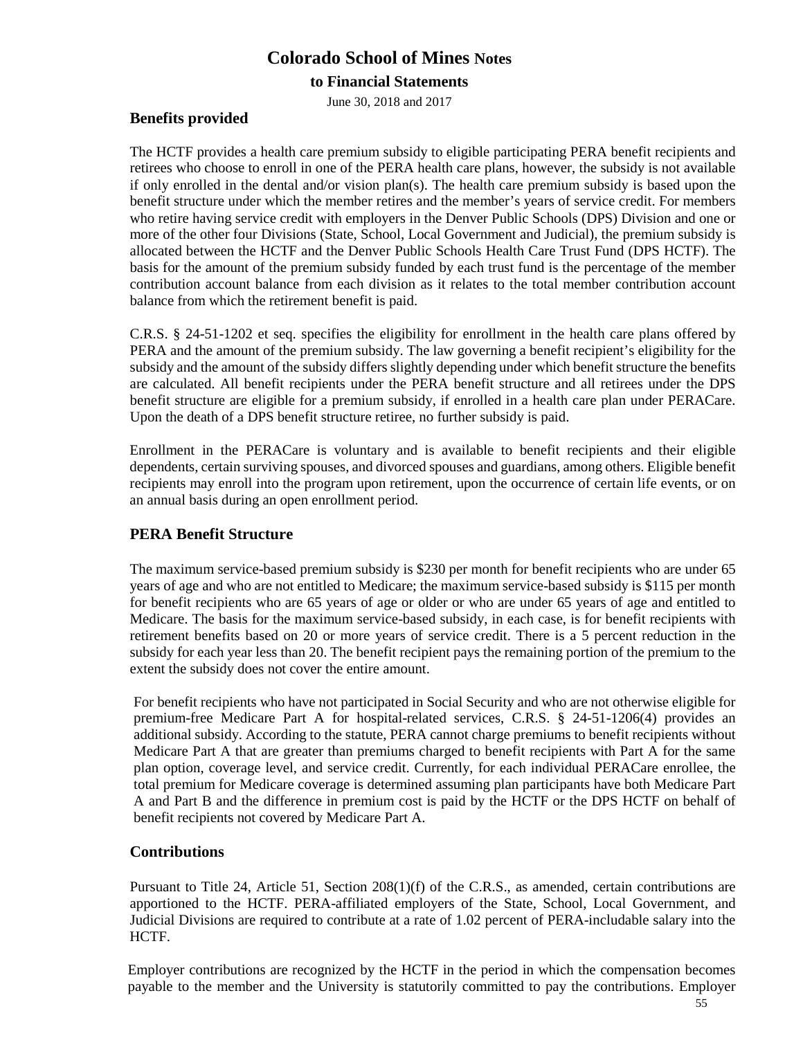### Benefits provided

The HCTF provides a health care premium subsidy to eligible participating PERA benefit recipients and retirees who choose to enroll in one of the PERA health care plans, however, the subsidy is not available if only enrolled in the dental and/or vision plan(s). The health care premium subsidy is based upon the benefit structure under which the member retires and the member's years of service credit. For members who retire having service credit with employers in the Denver Public Schools (DPS) Division and one or more of the other four Divisions (State, School, Local Government and Judicial), the premium subsidy is allocated between the HCTF and the Denver Public Schools Health Care Trust Fund (DPS HCTF). The basis for the amount of the premium subsidy funded by each trust fund is the percentage of the member contribution account balance from each division as it relates to the total member contribution account balance from which the retirement benefit is paid.

C.R.S. § 24-51-1202 et seq. specifies the eligibility for enrollment in the health care plans offered by PERA and the amount of the premium subsidy. The law governing a benefit recipient's eligibility for the subsidy and the amount of the subsidy differs slightly depending under which benefit structure the benefits are calculated. All benefit recipients under the PERA benefit structure and all retirees under the DPS benefit structure are eligible for a premium subsidy, if enrolled in a health care plan under PERACare. Upon the death of a DPS benefit structure retiree, no further subsidy is paid.

Enrollment in the PERACare is voluntary and is available to benefit recipients and their eligible dependents, certain surviving spouses, and divorced spouses and guardians, among others. Eligible benefit recipients may enroll into the program upon retirement, upon the occurrence of certain life events, or on an annual basis during an open enrollment period.

### PERA Benefit Structure

The maximum service-based premium subsidy is $230 per month for benefit recipients who are under 65 years of age and who are not entitled to Medicare; the maximum service-based subsidy is $115 per month for benefit recipients who are 65 years of age or older or who are under 65 years of age and entitled to Medicare. The basis for the maximum service-based subsidy, in each case, is for benefit recipients with retirement benefits based on 20 or more years of service credit. There is a 5 percent reduction in the subsidy for each year less than 20. The benefit recipient pays the remaining portion of the premium to the extent the subsidy does not cover the entire amount.

For benefit recipients who have not participated in Social Security and who are not otherwise eligible for premium-free Medicare Part A for hospital-related services, C.R.S. § 24-51-1206(4) provides an additional subsidy. According to the statute, PERA cannot charge premiums to benefit recipients without Medicare Part A that are greater than premiums charged to benefit recipients with Part A for the same plan option, coverage level, and service credit. Currently, for each individual PERACare enrollee, the total premium for Medicare coverage is determined assuming plan participants have both Medicare Part A and Part B and the difference in premium cost is paid by the HCTF or the DPS HCTF on behalf of benefit recipients not covered by Medicare Part A.

### Contributions

Pursuant to Title 24, Article 51, Section 208(1)(f) of the C.R.S., as amended, certain contributions are apportioned to the HCTF. PERA-affiliated employers of the State, School, Local Government, and Judicial Divisions are required to contribute at a rate of 1.02 percent of PERA-includable salary into the HCTF.

Employer contributions are recognized by the HCTF in the period in which the compensation becomes payable to the member and the University is statutorily committed to pay the contributions. Employer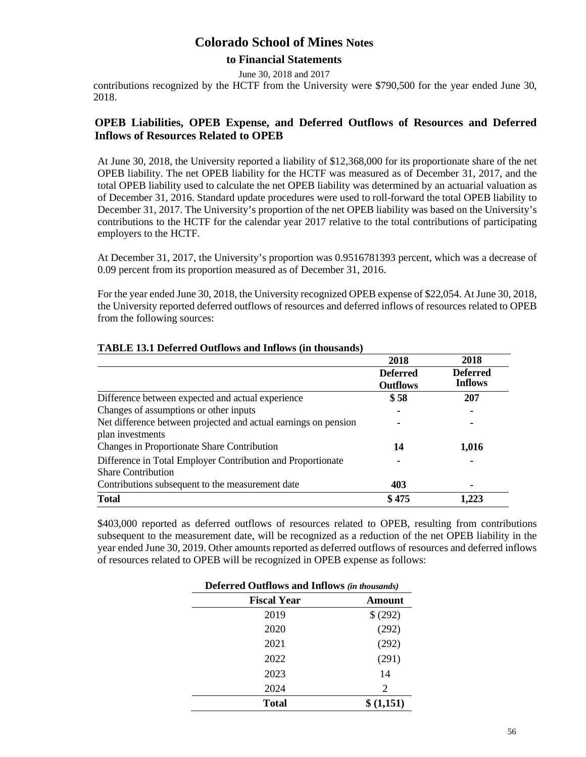contributions recognized by the HCTF from the University were $790,500 for the year ended June 30, 2018.

## OPEB Liabilities, OPEB Expense, and Deferred Outflows of Resources and Deferred Inflows of Resources Related to OPEB

At June 30, 2018, the University reported a liability of $12,368,000 for its proportionate share of the net OPEB liability. The net OPEB liability for the HCTF was measured as of December 31, 2017, and the total OPEB liability used to calculate the net OPEB liability was determined by an actuarial valuation as of December 31, 2016. Standard update procedures were used to roll-forward the total OPEB liability to December 31, 2017. The University's proportion of the net OPEB liability was based on the University's contributions to the HCTF for the calendar year 2017 relative to the total contributions of participating employers to the HCTF.

At December 31, 2017, the University's proportion was 0.9516781393 percent, which was a decrease of 0.09 percent from its proportion measured as of December 31, 2016.

For the year ended June 30, 2018, the University recognized OPEB expense of $22,054. At June 30, 2018, the University reported deferred outflows of resources and deferred inflows of resources related to OPEB from the following sources:

**TABLE 13.1 Deferred Outflows and Inflows (in thousands)**

| | 2018 Deferred Outflows | 2018 Deferred Inflows |
|---|---|---|
| Difference between expected and actual experience | $ 58 | 207 |
| Changes of assumptions or other inputs | - | - |
| Net difference between projected and actual earnings on pension plan investments | - | - |
| Changes in Proportionate Share Contribution | 14 | 1,016 |
| Difference in Total Employer Contribution and Proportionate Share Contribution | - | - |
| Contributions subsequent to the measurement date | 403 | - |
| **Total** | **$ 475** | **1,223** |

$403,000 reported as deferred outflows of resources related to OPEB, resulting from contributions subsequent to the measurement date, will be recognized as a reduction of the net OPEB liability in the year ended June 30, 2019. Other amounts reported as deferred outflows of resources and deferred inflows of resources related to OPEB will be recognized in OPEB expense as follows:

**Deferred Outflows and Inflows** *(in thousands)*

| Fiscal Year | Amount |
|---|---|
| 2019 | $ (292) |
| 2020 | (292) |
| 2021 | (292) |
| 2022 | (291) |
| 2023 | 14 |
| 2024 | 2 |
| **Total** | **$ (1,151)** |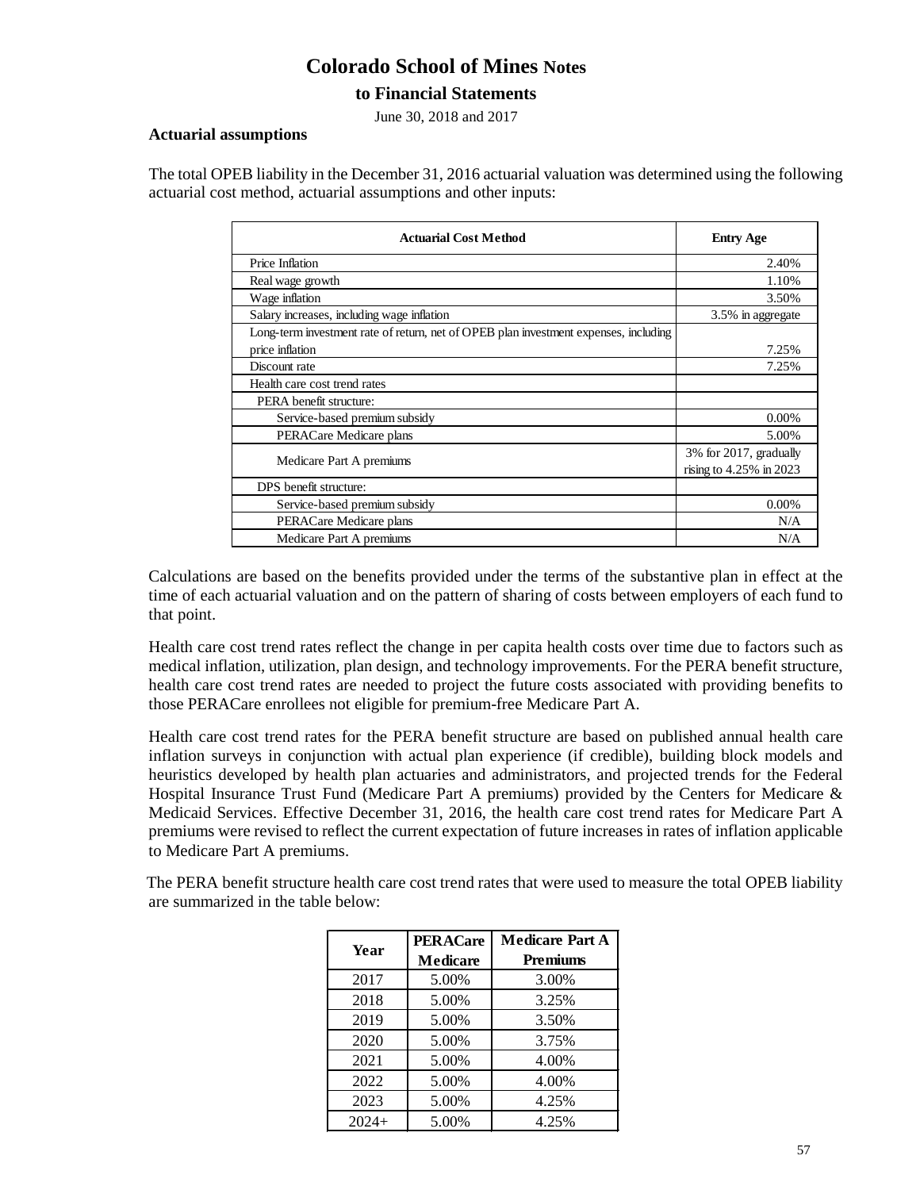# Colorado School of Mines Notes

## to Financial Statements

June 30, 2018 and 2017

**Actuarial assumptions**

The total OPEB liability in the December 31, 2016 actuarial valuation was determined using the following actuarial cost method, actuarial assumptions and other inputs:

| Actuarial Cost Method | Entry Age |
|---|---|
| Price Inflation | 2.40% |
| Real wage growth | 1.10% |
| Wage inflation | 3.50% |
| Salary increases, including wage inflation | 3.5% in aggregate |
| Long-term investment rate of return, net of OPEB plan investment expenses, including price inflation | 7.25% |
| Discount rate | 7.25% |
| Health care cost trend rates | |
| PERA benefit structure: | |
| Service-based premium subsidy | 0.00% |
| PERACare Medicare plans | 5.00% |
| Medicare Part A premiums | 3% for 2017, gradually rising to 4.25% in 2023 |
| DPS benefit structure: | |
| Service-based premium subsidy | 0.00% |
| PERACare Medicare plans | N/A |
| Medicare Part A premiums | N/A |

Calculations are based on the benefits provided under the terms of the substantive plan in effect at the time of each actuarial valuation and on the pattern of sharing of costs between employers of each fund to that point.

Health care cost trend rates reflect the change in per capita health costs over time due to factors such as medical inflation, utilization, plan design, and technology improvements. For the PERA benefit structure, health care cost trend rates are needed to project the future costs associated with providing benefits to those PERACare enrollees not eligible for premium-free Medicare Part A.

Health care cost trend rates for the PERA benefit structure are based on published annual health care inflation surveys in conjunction with actual plan experience (if credible), building block models and heuristics developed by health plan actuaries and administrators, and projected trends for the Federal Hospital Insurance Trust Fund (Medicare Part A premiums) provided by the Centers for Medicare & Medicaid Services. Effective December 31, 2016, the health care cost trend rates for Medicare Part A premiums were revised to reflect the current expectation of future increases in rates of inflation applicable to Medicare Part A premiums.

The PERA benefit structure health care cost trend rates that were used to measure the total OPEB liability are summarized in the table below:

| Year | PERACare Medicare | Medicare Part A Premiums |
|---|---|---|
| 2017 | 5.00% | 3.00% |
| 2018 | 5.00% | 3.25% |
| 2019 | 5.00% | 3.50% |
| 2020 | 5.00% | 3.75% |
| 2021 | 5.00% | 4.00% |
| 2022 | 5.00% | 4.00% |
| 2023 | 5.00% | 4.25% |
| 2024+ | 5.00% | 4.25% |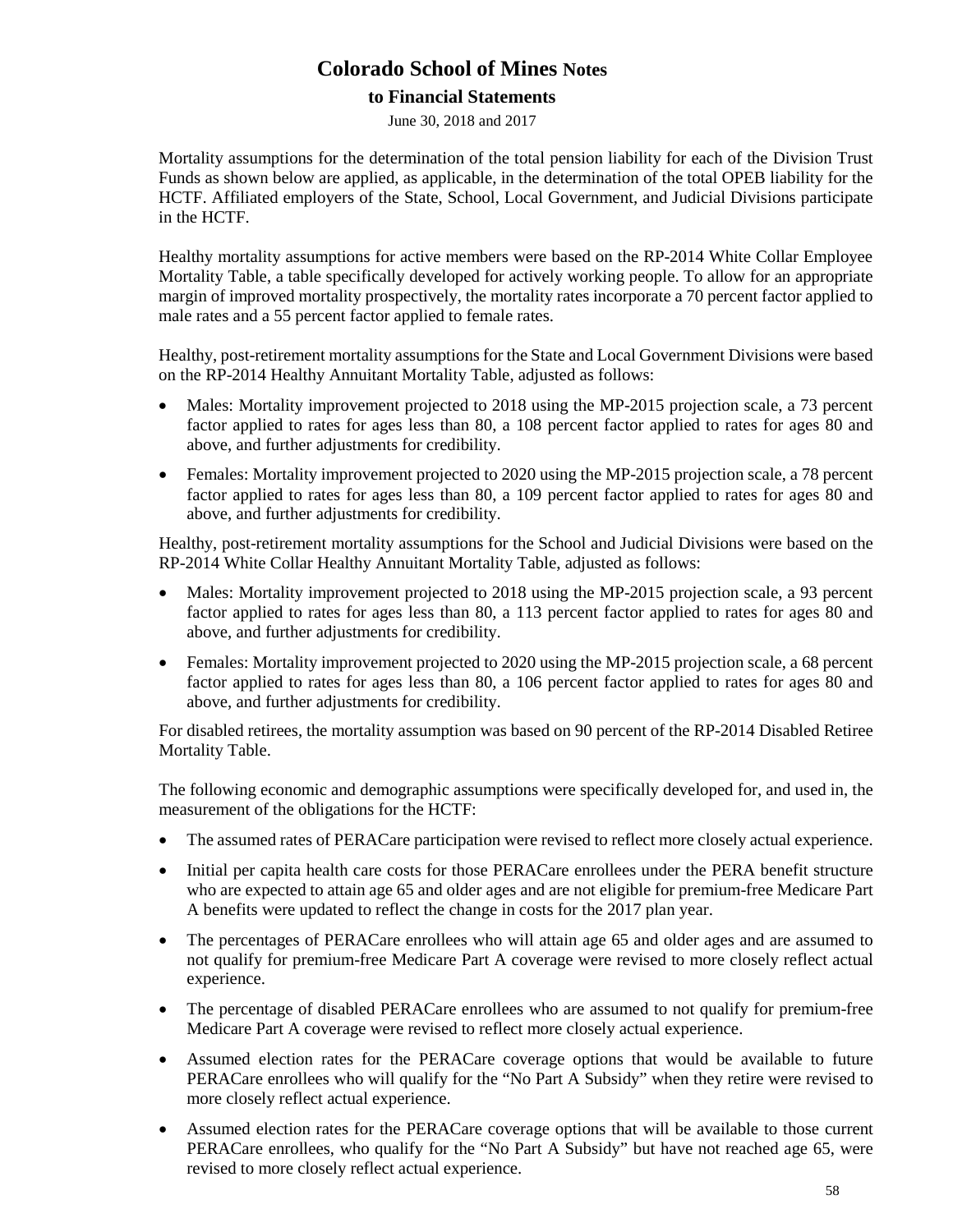Mortality assumptions for the determination of the total pension liability for each of the Division Trust Funds as shown below are applied, as applicable, in the determination of the total OPEB liability for the HCTF. Affiliated employers of the State, School, Local Government, and Judicial Divisions participate in the HCTF.

Healthy mortality assumptions for active members were based on the RP-2014 White Collar Employee Mortality Table, a table specifically developed for actively working people. To allow for an appropriate margin of improved mortality prospectively, the mortality rates incorporate a 70 percent factor applied to male rates and a 55 percent factor applied to female rates.

Healthy, post-retirement mortality assumptions for the State and Local Government Divisions were based on the RP-2014 Healthy Annuitant Mortality Table, adjusted as follows:

- Males: Mortality improvement projected to 2018 using the MP-2015 projection scale, a 73 percent factor applied to rates for ages less than 80, a 108 percent factor applied to rates for ages 80 and above, and further adjustments for credibility.
- Females: Mortality improvement projected to 2020 using the MP-2015 projection scale, a 78 percent factor applied to rates for ages less than 80, a 109 percent factor applied to rates for ages 80 and above, and further adjustments for credibility.

Healthy, post-retirement mortality assumptions for the School and Judicial Divisions were based on the RP-2014 White Collar Healthy Annuitant Mortality Table, adjusted as follows:

- Males: Mortality improvement projected to 2018 using the MP-2015 projection scale, a 93 percent factor applied to rates for ages less than 80, a 113 percent factor applied to rates for ages 80 and above, and further adjustments for credibility.
- Females: Mortality improvement projected to 2020 using the MP-2015 projection scale, a 68 percent factor applied to rates for ages less than 80, a 106 percent factor applied to rates for ages 80 and above, and further adjustments for credibility.

For disabled retirees, the mortality assumption was based on 90 percent of the RP-2014 Disabled Retiree Mortality Table.

The following economic and demographic assumptions were specifically developed for, and used in, the measurement of the obligations for the HCTF:

- The assumed rates of PERACare participation were revised to reflect more closely actual experience.
- Initial per capita health care costs for those PERACare enrollees under the PERA benefit structure who are expected to attain age 65 and older ages and are not eligible for premium-free Medicare Part A benefits were updated to reflect the change in costs for the 2017 plan year.
- The percentages of PERACare enrollees who will attain age 65 and older ages and are assumed to not qualify for premium-free Medicare Part A coverage were revised to more closely reflect actual experience.
- The percentage of disabled PERACare enrollees who are assumed to not qualify for premium-free Medicare Part A coverage were revised to reflect more closely actual experience.
- Assumed election rates for the PERACare coverage options that would be available to future PERACare enrollees who will qualify for the "No Part A Subsidy" when they retire were revised to more closely reflect actual experience.
- Assumed election rates for the PERACare coverage options that will be available to those current PERACare enrollees, who qualify for the "No Part A Subsidy" but have not reached age 65, were revised to more closely reflect actual experience.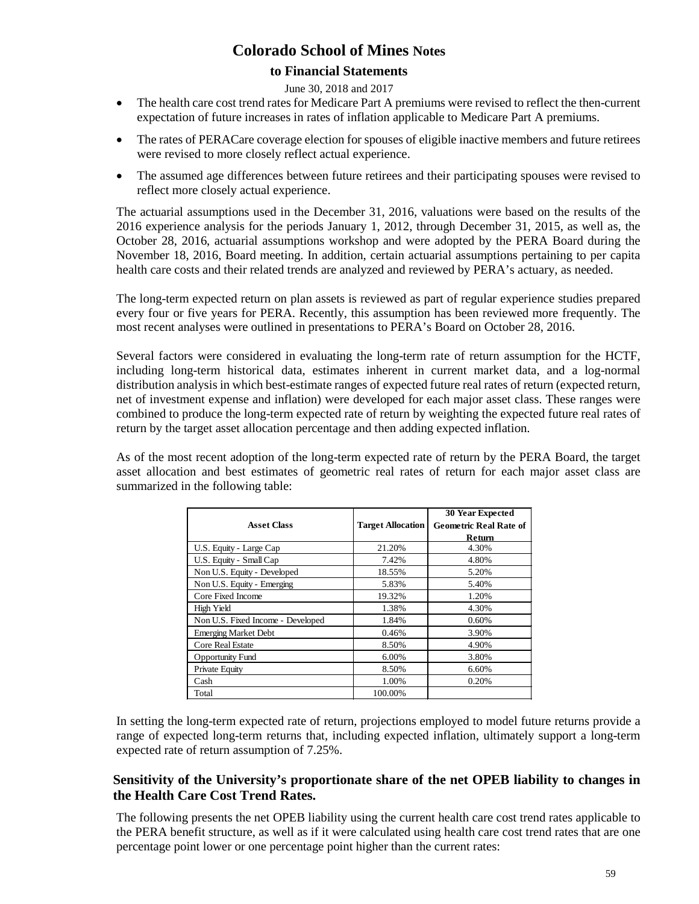- The health care cost trend rates for Medicare Part A premiums were revised to reflect the then-current expectation of future increases in rates of inflation applicable to Medicare Part A premiums.
- The rates of PERACare coverage election for spouses of eligible inactive members and future retirees were revised to more closely reflect actual experience.
- The assumed age differences between future retirees and their participating spouses were revised to reflect more closely actual experience.

The actuarial assumptions used in the December 31, 2016, valuations were based on the results of the 2016 experience analysis for the periods January 1, 2012, through December 31, 2015, as well as, the October 28, 2016, actuarial assumptions workshop and were adopted by the PERA Board during the November 18, 2016, Board meeting. In addition, certain actuarial assumptions pertaining to per capita health care costs and their related trends are analyzed and reviewed by PERA's actuary, as needed.

The long-term expected return on plan assets is reviewed as part of regular experience studies prepared every four or five years for PERA. Recently, this assumption has been reviewed more frequently. The most recent analyses were outlined in presentations to PERA's Board on October 28, 2016.

Several factors were considered in evaluating the long-term rate of return assumption for the HCTF, including long-term historical data, estimates inherent in current market data, and a log-normal distribution analysis in which best-estimate ranges of expected future real rates of return (expected return, net of investment expense and inflation) were developed for each major asset class. These ranges were combined to produce the long-term expected rate of return by weighting the expected future real rates of return by the target asset allocation percentage and then adding expected inflation.

As of the most recent adoption of the long-term expected rate of return by the PERA Board, the target asset allocation and best estimates of geometric real rates of return for each major asset class are summarized in the following table:

| Asset Class | Target Allocation | 30 Year Expected Geometric Real Rate of Return |
|---|---|---|
| U.S. Equity - Large Cap | 21.20% | 4.30% |
| U.S. Equity - Small Cap | 7.42% | 4.80% |
| Non U.S. Equity - Developed | 18.55% | 5.20% |
| Non U.S. Equity - Emerging | 5.83% | 5.40% |
| Core Fixed Income | 19.32% | 1.20% |
| High Yield | 1.38% | 4.30% |
| Non U.S. Fixed Income - Developed | 1.84% | 0.60% |
| Emerging Market Debt | 0.46% | 3.90% |
| Core Real Estate | 8.50% | 4.90% |
| Opportunity Fund | 6.00% | 3.80% |
| Private Equity | 8.50% | 6.60% |
| Cash | 1.00% | 0.20% |
| Total | 100.00% | |

In setting the long-term expected rate of return, projections employed to model future returns provide a range of expected long-term returns that, including expected inflation, ultimately support a long-term expected rate of return assumption of 7.25%.

## Sensitivity of the University's proportionate share of the net OPEB liability to changes in the Health Care Cost Trend Rates.

The following presents the net OPEB liability using the current health care cost trend rates applicable to the PERA benefit structure, as well as if it were calculated using health care cost trend rates that are one percentage point lower or one percentage point higher than the current rates: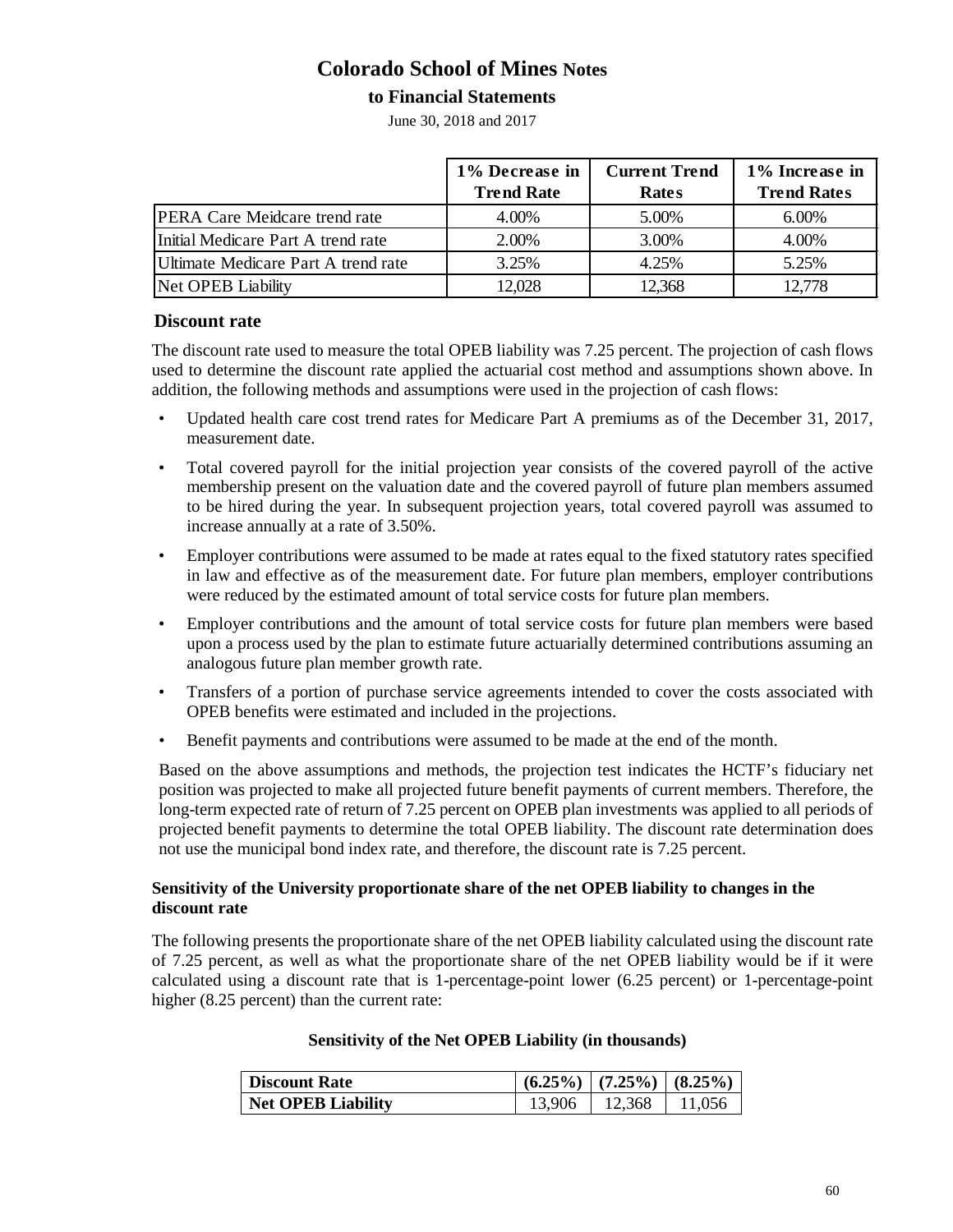|  | 1% Decrease in Trend Rate | Current Trend Rates | 1% Increase in Trend Rates |
|---|---|---|---|
| PERA Care Meidcare trend rate | 4.00% | 5.00% | 6.00% |
| Initial Medicare Part A trend rate | 2.00% | 3.00% | 4.00% |
| Ultimate Medicare Part A trend rate | 3.25% | 4.25% | 5.25% |
| Net OPEB Liability | 12,028 | 12,368 | 12,778 |

## Discount rate

The discount rate used to measure the total OPEB liability was 7.25 percent. The projection of cash flows used to determine the discount rate applied the actuarial cost method and assumptions shown above. In addition, the following methods and assumptions were used in the projection of cash flows:

- Updated health care cost trend rates for Medicare Part A premiums as of the December 31, 2017, measurement date.
- Total covered payroll for the initial projection year consists of the covered payroll of the active membership present on the valuation date and the covered payroll of future plan members assumed to be hired during the year. In subsequent projection years, total covered payroll was assumed to increase annually at a rate of 3.50%.
- Employer contributions were assumed to be made at rates equal to the fixed statutory rates specified in law and effective as of the measurement date. For future plan members, employer contributions were reduced by the estimated amount of total service costs for future plan members.
- Employer contributions and the amount of total service costs for future plan members were based upon a process used by the plan to estimate future actuarially determined contributions assuming an analogous future plan member growth rate.
- Transfers of a portion of purchase service agreements intended to cover the costs associated with OPEB benefits were estimated and included in the projections.
- Benefit payments and contributions were assumed to be made at the end of the month.

Based on the above assumptions and methods, the projection test indicates the HCTF's fiduciary net position was projected to make all projected future benefit payments of current members. Therefore, the long-term expected rate of return of 7.25 percent on OPEB plan investments was applied to all periods of projected benefit payments to determine the total OPEB liability. The discount rate determination does not use the municipal bond index rate, and therefore, the discount rate is 7.25 percent.

### Sensitivity of the University proportionate share of the net OPEB liability to changes in the discount rate

The following presents the proportionate share of the net OPEB liability calculated using the discount rate of 7.25 percent, as well as what the proportionate share of the net OPEB liability would be if it were calculated using a discount rate that is 1-percentage-point lower (6.25 percent) or 1-percentage-point higher (8.25 percent) than the current rate:

**Sensitivity of the Net OPEB Liability (in thousands)**

| Discount Rate | (6.25%) | (7.25%) | (8.25%) |
|---|---|---|---|
| **Net OPEB Liability** | 13,906 | 12,368 | 11,056 |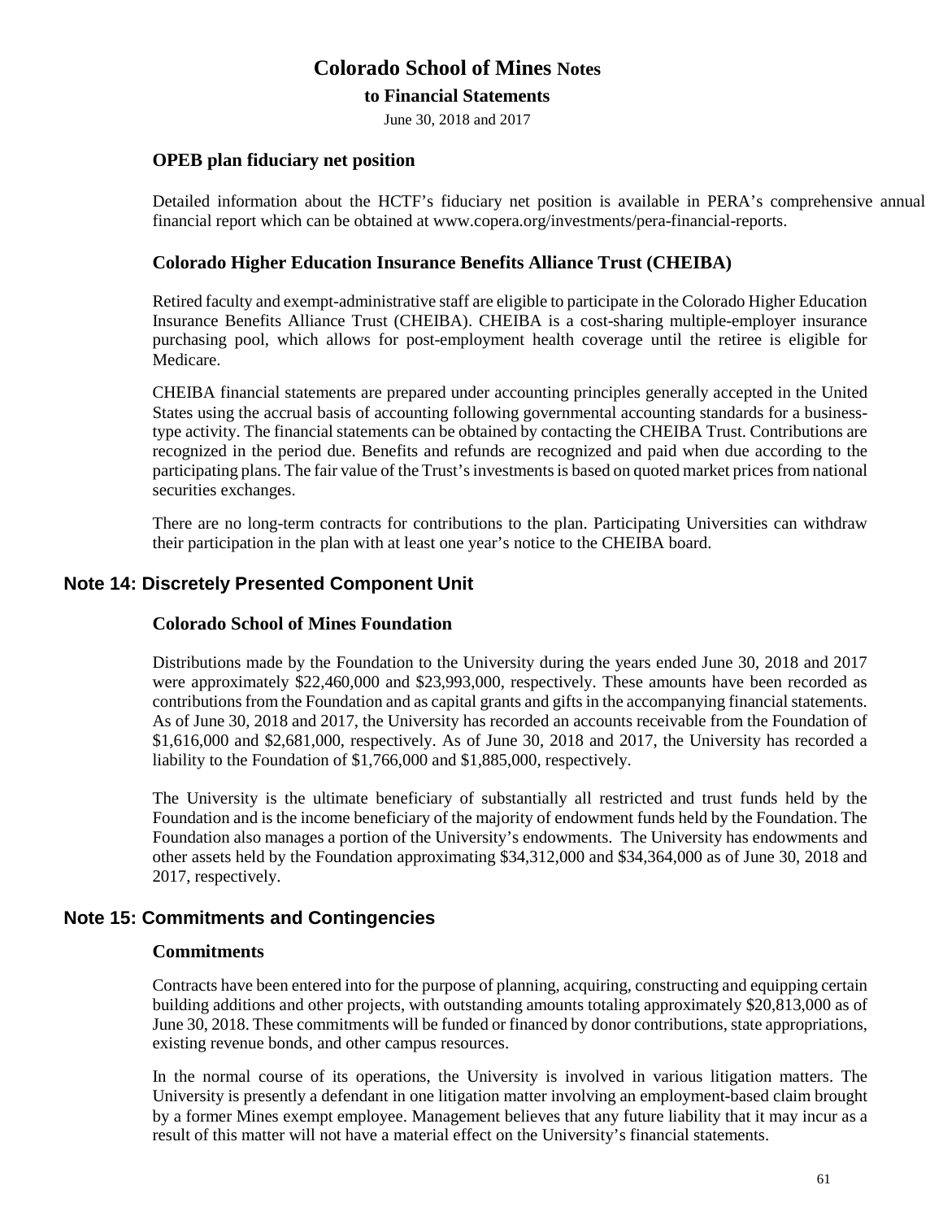### OPEB plan fiduciary net position

Detailed information about the HCTF's fiduciary net position is available in PERA's comprehensive annual financial report which can be obtained at www.copera.org/investments/pera-financial-reports.

### Colorado Higher Education Insurance Benefits Alliance Trust (CHEIBA)

Retired faculty and exempt-administrative staff are eligible to participate in the Colorado Higher Education Insurance Benefits Alliance Trust (CHEIBA). CHEIBA is a cost-sharing multiple-employer insurance purchasing pool, which allows for post-employment health coverage until the retiree is eligible for Medicare.

CHEIBA financial statements are prepared under accounting principles generally accepted in the United States using the accrual basis of accounting following governmental accounting standards for a business-type activity. The financial statements can be obtained by contacting the CHEIBA Trust. Contributions are recognized in the period due. Benefits and refunds are recognized and paid when due according to the participating plans. The fair value of the Trust's investments is based on quoted market prices from national securities exchanges.

There are no long-term contracts for contributions to the plan. Participating Universities can withdraw their participation in the plan with at least one year's notice to the CHEIBA board.

## Note 14: Discretely Presented Component Unit

### Colorado School of Mines Foundation

Distributions made by the Foundation to the University during the years ended June 30, 2018 and 2017 were approximately $22,460,000 and $23,993,000, respectively. These amounts have been recorded as contributions from the Foundation and as capital grants and gifts in the accompanying financial statements. As of June 30, 2018 and 2017, the University has recorded an accounts receivable from the Foundation of $1,616,000 and $2,681,000, respectively. As of June 30, 2018 and 2017, the University has recorded a liability to the Foundation of $1,766,000 and $1,885,000, respectively.

The University is the ultimate beneficiary of substantially all restricted and trust funds held by the Foundation and is the income beneficiary of the majority of endowment funds held by the Foundation. The Foundation also manages a portion of the University's endowments. The University has endowments and other assets held by the Foundation approximating $34,312,000 and $34,364,000 as of June 30, 2018 and 2017, respectively.

## Note 15: Commitments and Contingencies

### Commitments

Contracts have been entered into for the purpose of planning, acquiring, constructing and equipping certain building additions and other projects, with outstanding amounts totaling approximately $20,813,000 as of June 30, 2018. These commitments will be funded or financed by donor contributions, state appropriations, existing revenue bonds, and other campus resources.

In the normal course of its operations, the University is involved in various litigation matters. The University is presently a defendant in one litigation matter involving an employment-based claim brought by a former Mines exempt employee. Management believes that any future liability that it may incur as a result of this matter will not have a material effect on the University's financial statements.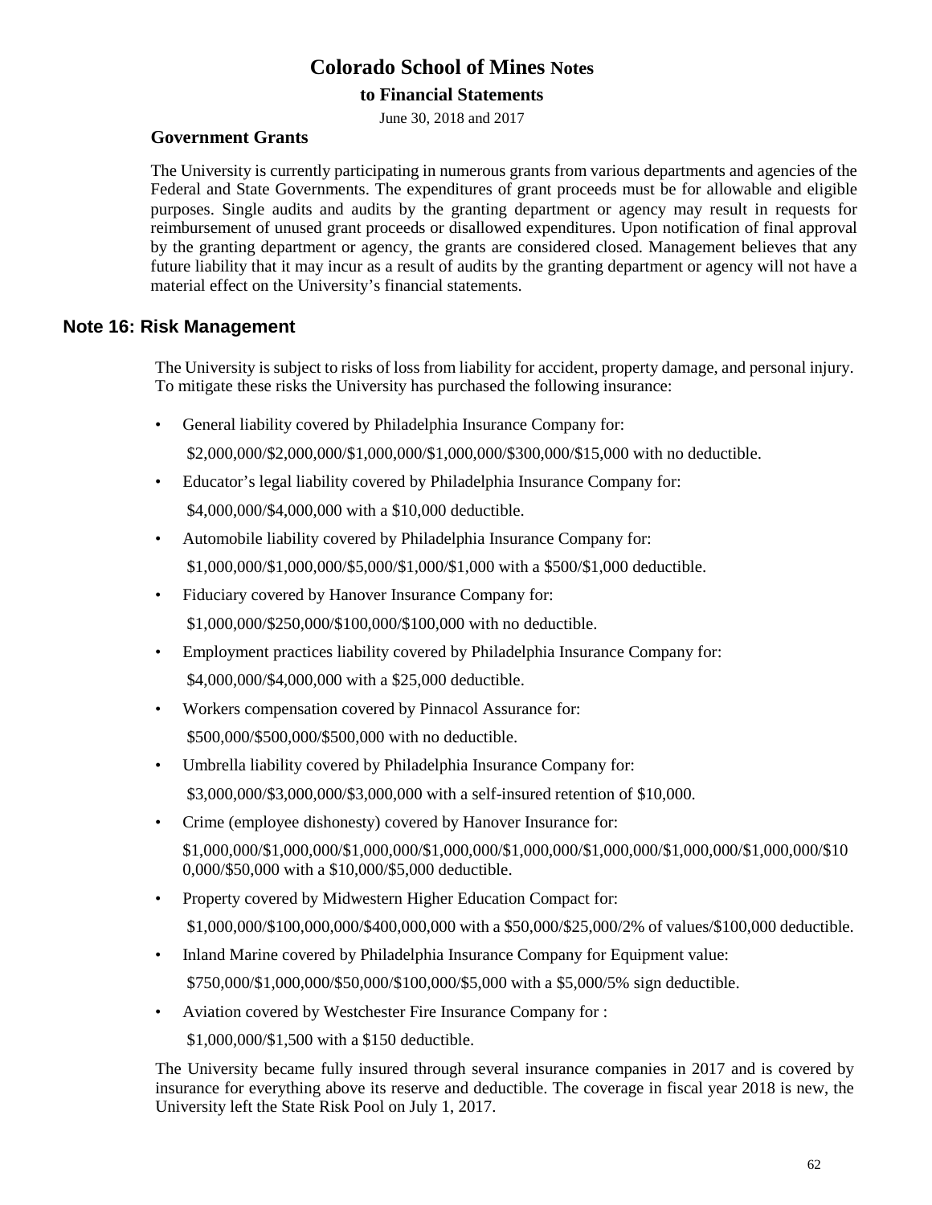### Government Grants

The University is currently participating in numerous grants from various departments and agencies of the Federal and State Governments. The expenditures of grant proceeds must be for allowable and eligible purposes. Single audits and audits by the granting department or agency may result in requests for reimbursement of unused grant proceeds or disallowed expenditures. Upon notification of final approval by the granting department or agency, the grants are considered closed. Management believes that any future liability that it may incur as a result of audits by the granting department or agency will not have a material effect on the University's financial statements.

## Note 16: Risk Management

The University is subject to risks of loss from liability for accident, property damage, and personal injury. To mitigate these risks the University has purchased the following insurance:

- General liability covered by Philadelphia Insurance Company for:

  $2,000,000/$2,000,000/$1,000,000/$1,000,000/$300,000/$15,000 with no deductible.
- Educator's legal liability covered by Philadelphia Insurance Company for:

  $4,000,000/$4,000,000 with a $10,000 deductible.
- Automobile liability covered by Philadelphia Insurance Company for:

  $1,000,000/$1,000,000/$5,000/$1,000/$1,000 with a $500/$1,000 deductible.
- Fiduciary covered by Hanover Insurance Company for:

  $1,000,000/$250,000/$100,000/$100,000 with no deductible.
- Employment practices liability covered by Philadelphia Insurance Company for:

  $4,000,000/$4,000,000 with a $25,000 deductible.
- Workers compensation covered by Pinnacol Assurance for:

  $500,000/$500,000/$500,000 with no deductible.
- Umbrella liability covered by Philadelphia Insurance Company for:

  $3,000,000/$3,000,000/$3,000,000 with a self-insured retention of $10,000.
- Crime (employee dishonesty) covered by Hanover Insurance for:

  $1,000,000/$1,000,000/$1,000,000/$1,000,000/$1,000,000/$1,000,000/$1,000,000/$1,000,000/$100,000/$50,000 with a $10,000/$5,000 deductible.
- Property covered by Midwestern Higher Education Compact for:

  $1,000,000/$100,000,000/$400,000,000 with a $50,000/$25,000/2% of values/$100,000 deductible.
- Inland Marine covered by Philadelphia Insurance Company for Equipment value:

  $750,000/$1,000,000/$50,000/$100,000/$5,000 with a $5,000/5% sign deductible.
- Aviation covered by Westchester Fire Insurance Company for :

  $1,000,000/$1,500 with a $150 deductible.

The University became fully insured through several insurance companies in 2017 and is covered by insurance for everything above its reserve and deductible. The coverage in fiscal year 2018 is new, the University left the State Risk Pool on July 1, 2017.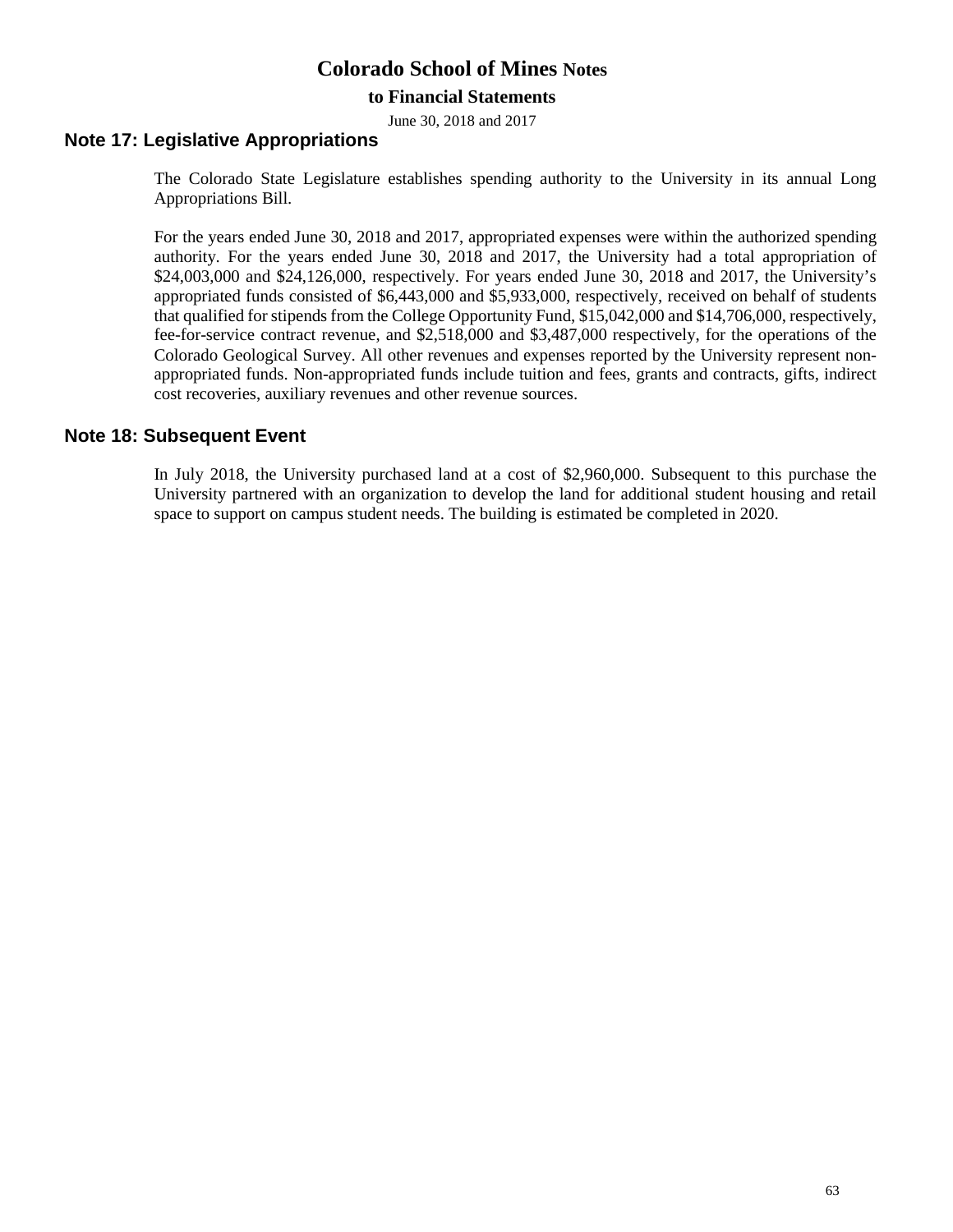## Note 17: Legislative Appropriations

The Colorado State Legislature establishes spending authority to the University in its annual Long Appropriations Bill.

For the years ended June 30, 2018 and 2017, appropriated expenses were within the authorized spending authority. For the years ended June 30, 2018 and 2017, the University had a total appropriation of \$24,003,000 and \$24,126,000, respectively. For years ended June 30, 2018 and 2017, the University's appropriated funds consisted of \$6,443,000 and \$5,933,000, respectively, received on behalf of students that qualified for stipends from the College Opportunity Fund, \$15,042,000 and \$14,706,000, respectively, fee-for-service contract revenue, and \$2,518,000 and \$3,487,000 respectively, for the operations of the Colorado Geological Survey. All other revenues and expenses reported by the University represent non-appropriated funds. Non-appropriated funds include tuition and fees, grants and contracts, gifts, indirect cost recoveries, auxiliary revenues and other revenue sources.

## Note 18: Subsequent Event

In July 2018, the University purchased land at a cost of \$2,960,000. Subsequent to this purchase the University partnered with an organization to develop the land for additional student housing and retail space to support on campus student needs. The building is estimated be completed in 2020.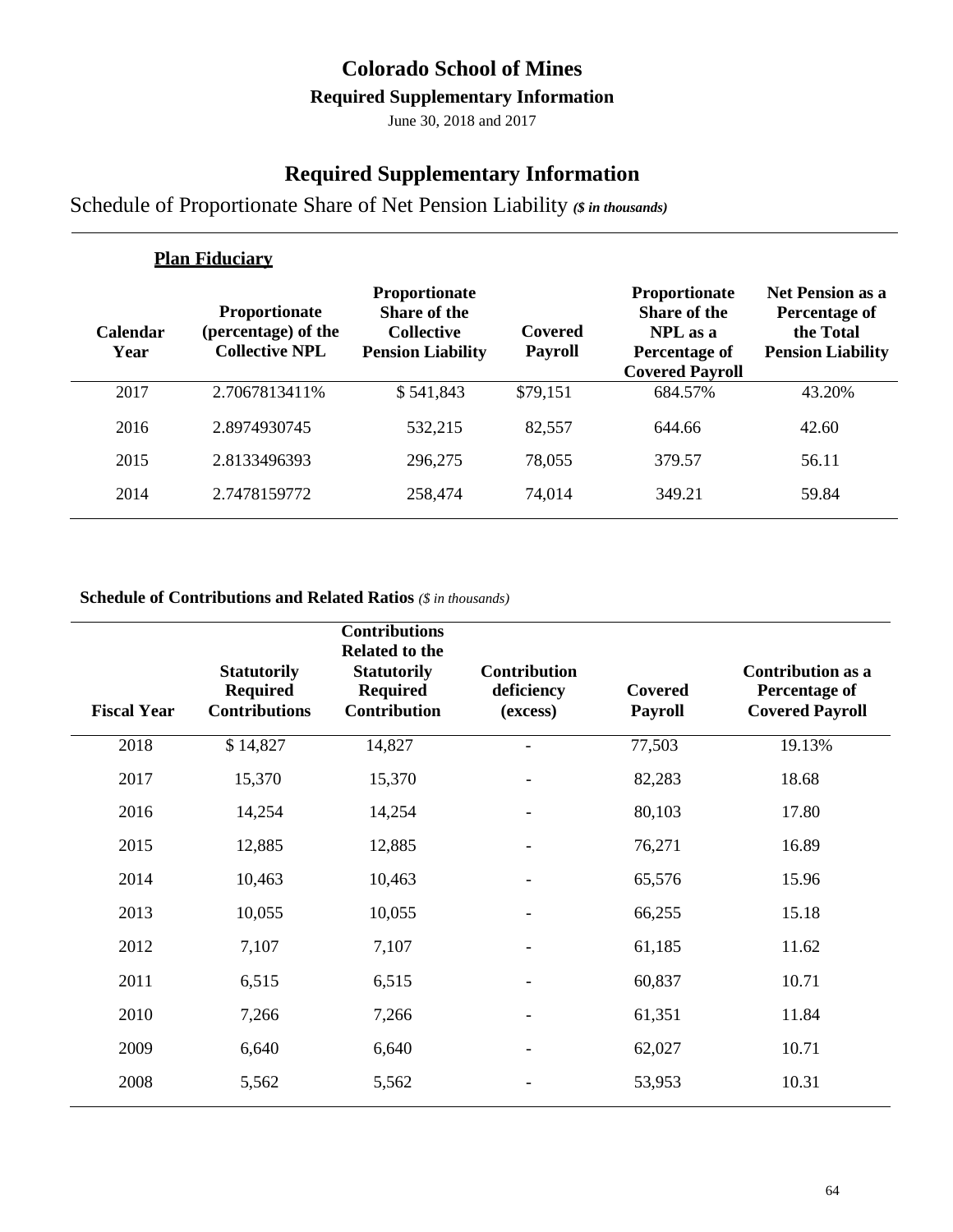# Colorado School of Mines

**Required Supplementary Information**

June 30, 2018 and 2017

## Required Supplementary Information

Schedule of Proportionate Share of Net Pension Liability ***($ in thousands)***

**Plan Fiduciary**

| Calendar Year | Proportionate (percentage) of the Collective NPL | Proportionate Share of the Collective Pension Liability | Covered Payroll | Proportionate Share of the NPL as a Percentage of Covered Payroll | Net Pension as a Percentage of the Total Pension Liability |
|---|---|---|---|---|---|
| 2017 | 2.7067813411% | $ 541,843 | $79,151 | 684.57% | 43.20% |
| 2016 | 2.8974930745 | 532,215 | 82,557 | 644.66 | 42.60 |
| 2015 | 2.8133496393 | 296,275 | 78,055 | 379.57 | 56.11 |
| 2014 | 2.7478159772 | 258,474 | 74,014 | 349.21 | 59.84 |

**Schedule of Contributions and Related Ratios** *($ in thousands)*

| Fiscal Year | Statutorily Required Contributions | Contributions Related to the Statutorily Required Contribution | Contribution deficiency (excess) | Covered Payroll | Contribution as a Percentage of Covered Payroll |
|---|---|---|---|---|---|
| 2018 | $ 14,827 | 14,827 | - | 77,503 | 19.13% |
| 2017 | 15,370 | 15,370 | - | 82,283 | 18.68 |
| 2016 | 14,254 | 14,254 | - | 80,103 | 17.80 |
| 2015 | 12,885 | 12,885 | - | 76,271 | 16.89 |
| 2014 | 10,463 | 10,463 | - | 65,576 | 15.96 |
| 2013 | 10,055 | 10,055 | - | 66,255 | 15.18 |
| 2012 | 7,107 | 7,107 | - | 61,185 | 11.62 |
| 2011 | 6,515 | 6,515 | - | 60,837 | 10.71 |
| 2010 | 7,266 | 7,266 | - | 61,351 | 11.84 |
| 2009 | 6,640 | 6,640 | - | 62,027 | 10.71 |
| 2008 | 5,562 | 5,562 | - | 53,953 | 10.31 |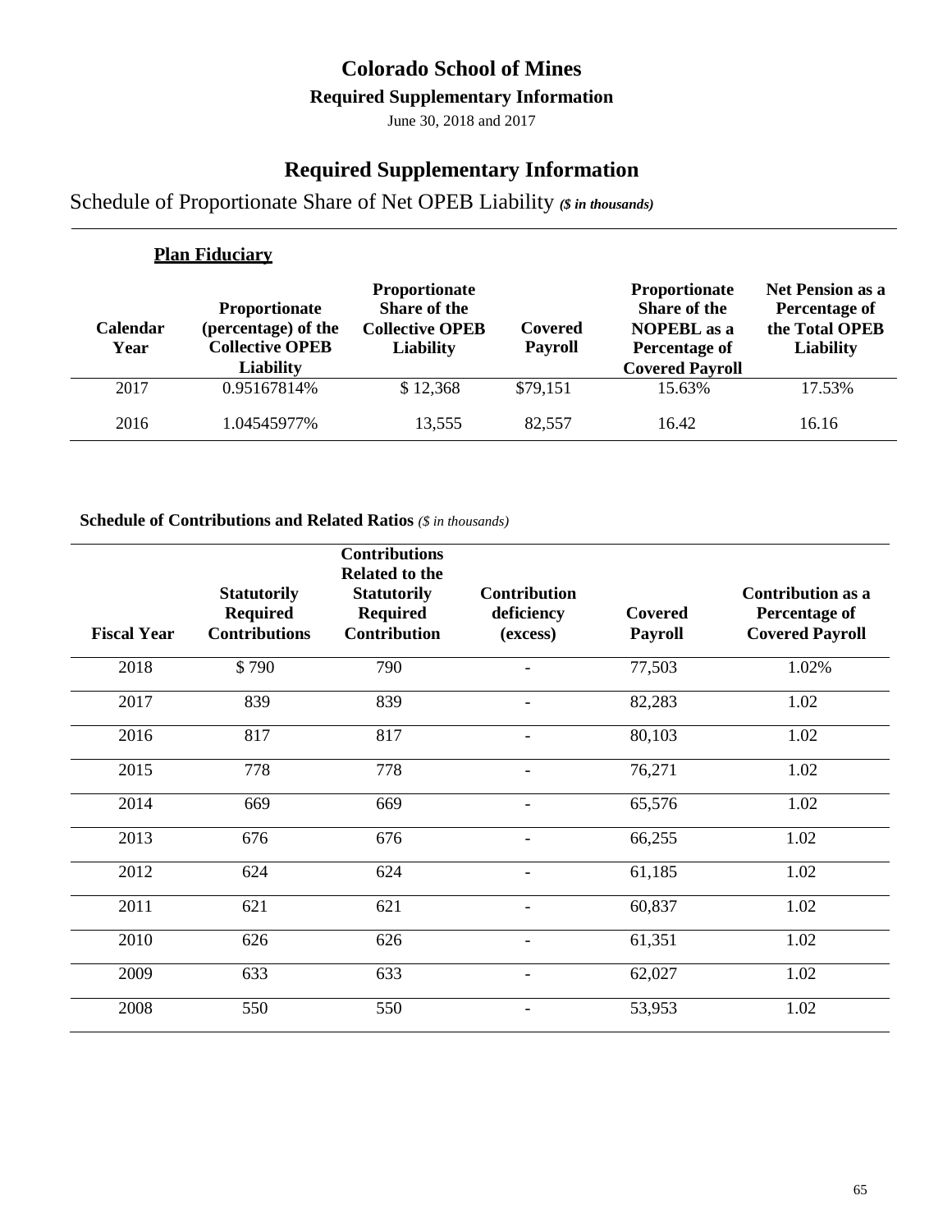# Colorado School of Mines

### Required Supplementary Information

June 30, 2018 and 2017

## Required Supplementary Information

Schedule of Proportionate Share of Net OPEB Liability ***($ in thousands)***

**Plan Fiduciary**

| Calendar Year | Proportionate (percentage) of the Collective OPEB Liability | Proportionate Share of the Collective OPEB Liability | Covered Payroll | Proportionate Share of the NOPEBL as a Percentage of Covered Payroll | Net Pension as a Percentage of the Total OPEB Liability |
|---|---|---|---|---|---|
| 2017 | 0.95167814% | $ 12,368 | $79,151 | 15.63% | 17.53% |
| 2016 | 1.04545977% | 13,555 | 82,557 | 16.42 | 16.16 |

**Schedule of Contributions and Related Ratios** *($ in thousands)*

| Fiscal Year | Statutorily Required Contributions | Contributions Related to the Statutorily Required Contribution | Contribution deficiency (excess) | Covered Payroll | Contribution as a Percentage of Covered Payroll |
|---|---|---|---|---|---|
| 2018 | $ 790 | 790 | - | 77,503 | 1.02% |
| 2017 | 839 | 839 | - | 82,283 | 1.02 |
| 2016 | 817 | 817 | - | 80,103 | 1.02 |
| 2015 | 778 | 778 | - | 76,271 | 1.02 |
| 2014 | 669 | 669 | - | 65,576 | 1.02 |
| 2013 | 676 | 676 | - | 66,255 | 1.02 |
| 2012 | 624 | 624 | - | 61,185 | 1.02 |
| 2011 | 621 | 621 | - | 60,837 | 1.02 |
| 2010 | 626 | 626 | - | 61,351 | 1.02 |
| 2009 | 633 | 633 | - | 62,027 | 1.02 |
| 2008 | 550 | 550 | - | 53,953 | 1.02 |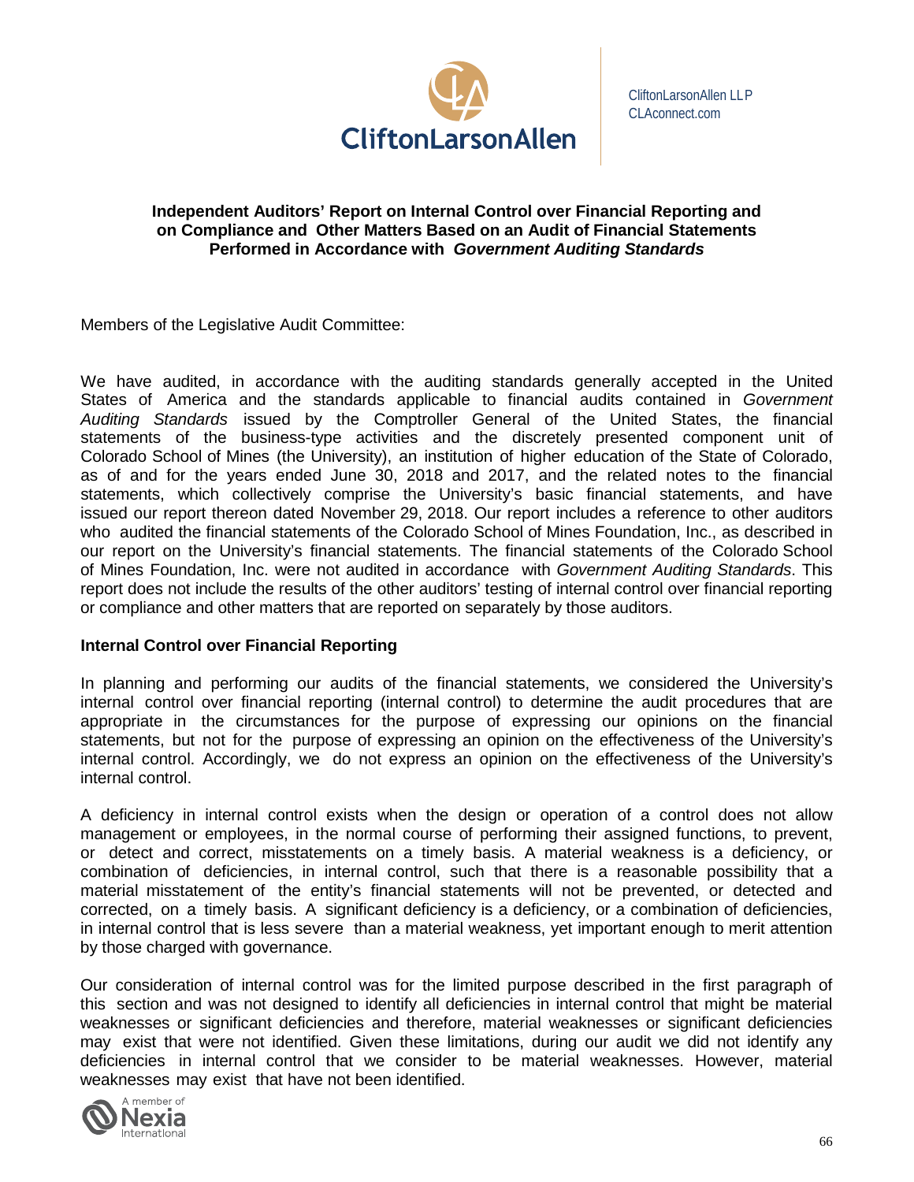CliftonLarsonAllen LLP
CLAconnect.com

# Independent Auditors' Report on Internal Control over Financial Reporting and on Compliance and Other Matters Based on an Audit of Financial Statements Performed in Accordance with *Government Auditing Standards*

Members of the Legislative Audit Committee:

We have audited, in accordance with the auditing standards generally accepted in the United States of America and the standards applicable to financial audits contained in *Government Auditing Standards* issued by the Comptroller General of the United States, the financial statements of the business-type activities and the discretely presented component unit of Colorado School of Mines (the University), an institution of higher education of the State of Colorado, as of and for the years ended June 30, 2018 and 2017, and the related notes to the financial statements, which collectively comprise the University's basic financial statements, and have issued our report thereon dated November 29, 2018. Our report includes a reference to other auditors who audited the financial statements of the Colorado School of Mines Foundation, Inc., as described in our report on the University's financial statements. The financial statements of the Colorado School of Mines Foundation, Inc. were not audited in accordance with *Government Auditing Standards*. This report does not include the results of the other auditors' testing of internal control over financial reporting or compliance and other matters that are reported on separately by those auditors.

## Internal Control over Financial Reporting

In planning and performing our audits of the financial statements, we considered the University's internal control over financial reporting (internal control) to determine the audit procedures that are appropriate in the circumstances for the purpose of expressing our opinions on the financial statements, but not for the purpose of expressing an opinion on the effectiveness of the University's internal control. Accordingly, we do not express an opinion on the effectiveness of the University's internal control.

A deficiency in internal control exists when the design or operation of a control does not allow management or employees, in the normal course of performing their assigned functions, to prevent, or detect and correct, misstatements on a timely basis. A material weakness is a deficiency, or combination of deficiencies, in internal control, such that there is a reasonable possibility that a material misstatement of the entity's financial statements will not be prevented, or detected and corrected, on a timely basis. A significant deficiency is a deficiency, or a combination of deficiencies, in internal control that is less severe than a material weakness, yet important enough to merit attention by those charged with governance.

Our consideration of internal control was for the limited purpose described in the first paragraph of this section and was not designed to identify all deficiencies in internal control that might be material weaknesses or significant deficiencies and therefore, material weaknesses or significant deficiencies may exist that were not identified. Given these limitations, during our audit we did not identify any deficiencies in internal control that we consider to be material weaknesses. However, material weaknesses may exist that have not been identified.

A member of Nexia International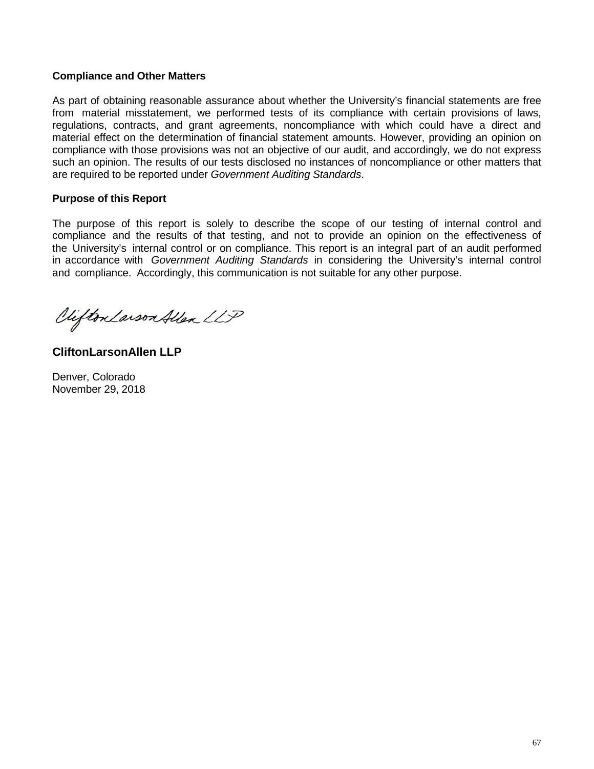**Compliance and Other Matters**

As part of obtaining reasonable assurance about whether the University's financial statements are free from material misstatement, we performed tests of its compliance with certain provisions of laws, regulations, contracts, and grant agreements, noncompliance with which could have a direct and material effect on the determination of financial statement amounts. However, providing an opinion on compliance with those provisions was not an objective of our audit, and accordingly, we do not express such an opinion. The results of our tests disclosed no instances of noncompliance or other matters that are required to be reported under *Government Auditing Standards*.

**Purpose of this Report**

The purpose of this report is solely to describe the scope of our testing of internal control and compliance and the results of that testing, and not to provide an opinion on the effectiveness of the University's internal control or on compliance. This report is an integral part of an audit performed in accordance with *Government Auditing Standards* in considering the University's internal control and compliance. Accordingly, this communication is not suitable for any other purpose.

CliftonLarsonAllen LLP

**CliftonLarsonAllen LLP**

Denver, Colorado
November 29, 2018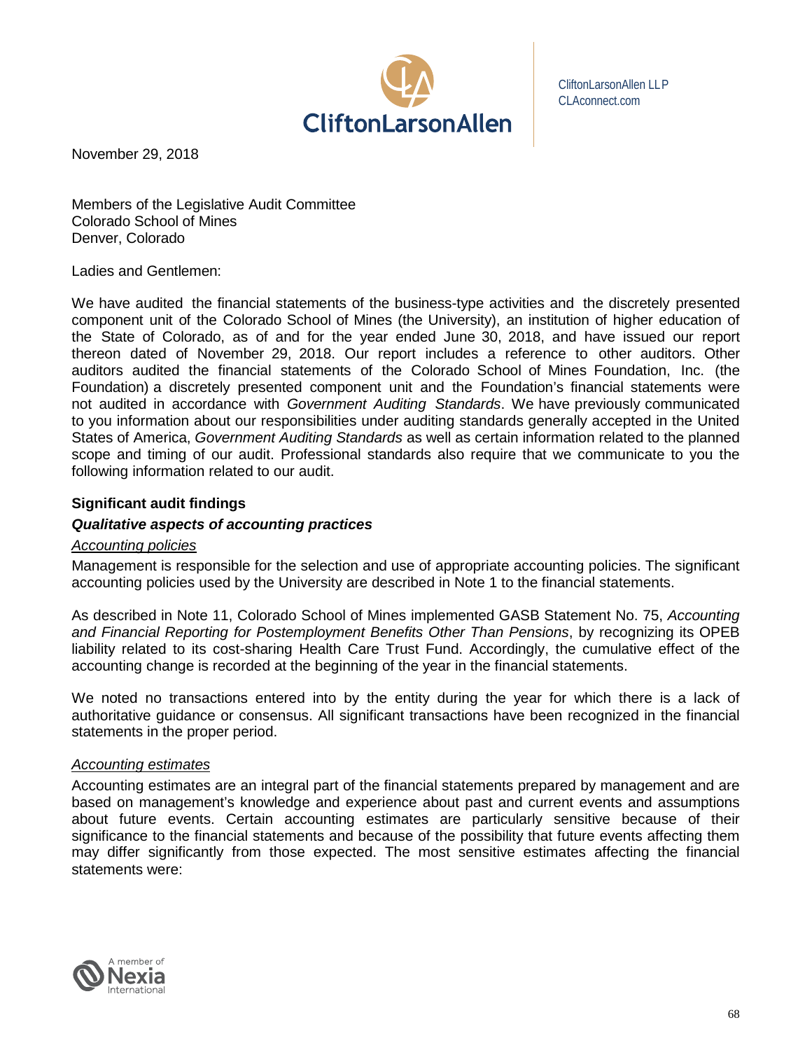CliftonLarsonAllen LLP
CLAconnect.com

November 29, 2018

Members of the Legislative Audit Committee
Colorado School of Mines
Denver, Colorado

Ladies and Gentlemen:

We have audited the financial statements of the business-type activities and the discretely presented component unit of the Colorado School of Mines (the University), an institution of higher education of the State of Colorado, as of and for the year ended June 30, 2018, and have issued our report thereon dated of November 29, 2018. Our report includes a reference to other auditors. Other auditors audited the financial statements of the Colorado School of Mines Foundation, Inc. (the Foundation) a discretely presented component unit and the Foundation's financial statements were not audited in accordance with *Government Auditing Standards*. We have previously communicated to you information about our responsibilities under auditing standards generally accepted in the United States of America, *Government Auditing Standards* as well as certain information related to the planned scope and timing of our audit. Professional standards also require that we communicate to you the following information related to our audit.

**Significant audit findings**

***Qualitative aspects of accounting practices***

*Accounting policies*

Management is responsible for the selection and use of appropriate accounting policies. The significant accounting policies used by the University are described in Note 1 to the financial statements.

As described in Note 11, Colorado School of Mines implemented GASB Statement No. 75, *Accounting and Financial Reporting for Postemployment Benefits Other Than Pensions*, by recognizing its OPEB liability related to its cost-sharing Health Care Trust Fund. Accordingly, the cumulative effect of the accounting change is recorded at the beginning of the year in the financial statements.

We noted no transactions entered into by the entity during the year for which there is a lack of authoritative guidance or consensus. All significant transactions have been recognized in the financial statements in the proper period.

*Accounting estimates*

Accounting estimates are an integral part of the financial statements prepared by management and are based on management's knowledge and experience about past and current events and assumptions about future events. Certain accounting estimates are particularly sensitive because of their significance to the financial statements and because of the possibility that future events affecting them may differ significantly from those expected. The most sensitive estimates affecting the financial statements were: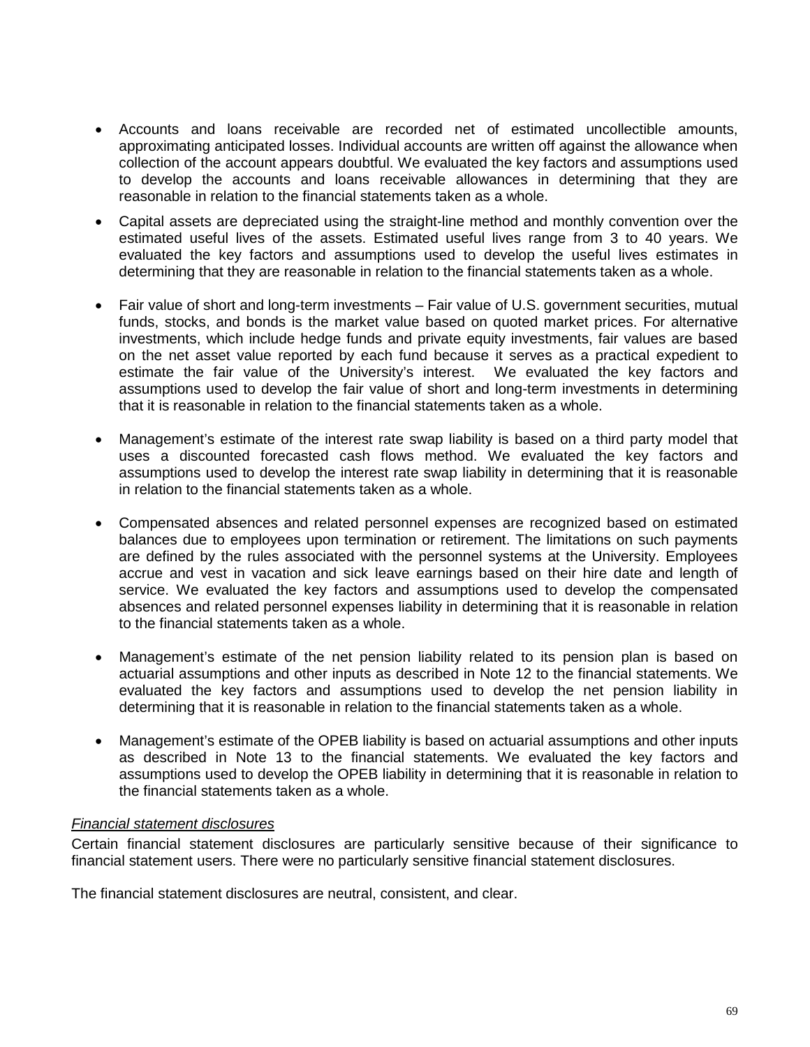- Accounts and loans receivable are recorded net of estimated uncollectible amounts, approximating anticipated losses. Individual accounts are written off against the allowance when collection of the account appears doubtful. We evaluated the key factors and assumptions used to develop the accounts and loans receivable allowances in determining that they are reasonable in relation to the financial statements taken as a whole.

- Capital assets are depreciated using the straight-line method and monthly convention over the estimated useful lives of the assets. Estimated useful lives range from 3 to 40 years. We evaluated the key factors and assumptions used to develop the useful lives estimates in determining that they are reasonable in relation to the financial statements taken as a whole.

- Fair value of short and long-term investments – Fair value of U.S. government securities, mutual funds, stocks, and bonds is the market value based on quoted market prices. For alternative investments, which include hedge funds and private equity investments, fair values are based on the net asset value reported by each fund because it serves as a practical expedient to estimate the fair value of the University's interest. We evaluated the key factors and assumptions used to develop the fair value of short and long-term investments in determining that it is reasonable in relation to the financial statements taken as a whole.

- Management's estimate of the interest rate swap liability is based on a third party model that uses a discounted forecasted cash flows method. We evaluated the key factors and assumptions used to develop the interest rate swap liability in determining that it is reasonable in relation to the financial statements taken as a whole.

- Compensated absences and related personnel expenses are recognized based on estimated balances due to employees upon termination or retirement. The limitations on such payments are defined by the rules associated with the personnel systems at the University. Employees accrue and vest in vacation and sick leave earnings based on their hire date and length of service. We evaluated the key factors and assumptions used to develop the compensated absences and related personnel expenses liability in determining that it is reasonable in relation to the financial statements taken as a whole.

- Management's estimate of the net pension liability related to its pension plan is based on actuarial assumptions and other inputs as described in Note 12 to the financial statements. We evaluated the key factors and assumptions used to develop the net pension liability in determining that it is reasonable in relation to the financial statements taken as a whole.

- Management's estimate of the OPEB liability is based on actuarial assumptions and other inputs as described in Note 13 to the financial statements. We evaluated the key factors and assumptions used to develop the OPEB liability in determining that it is reasonable in relation to the financial statements taken as a whole.

*Financial statement disclosures*

Certain financial statement disclosures are particularly sensitive because of their significance to financial statement users. There were no particularly sensitive financial statement disclosures.

The financial statement disclosures are neutral, consistent, and clear.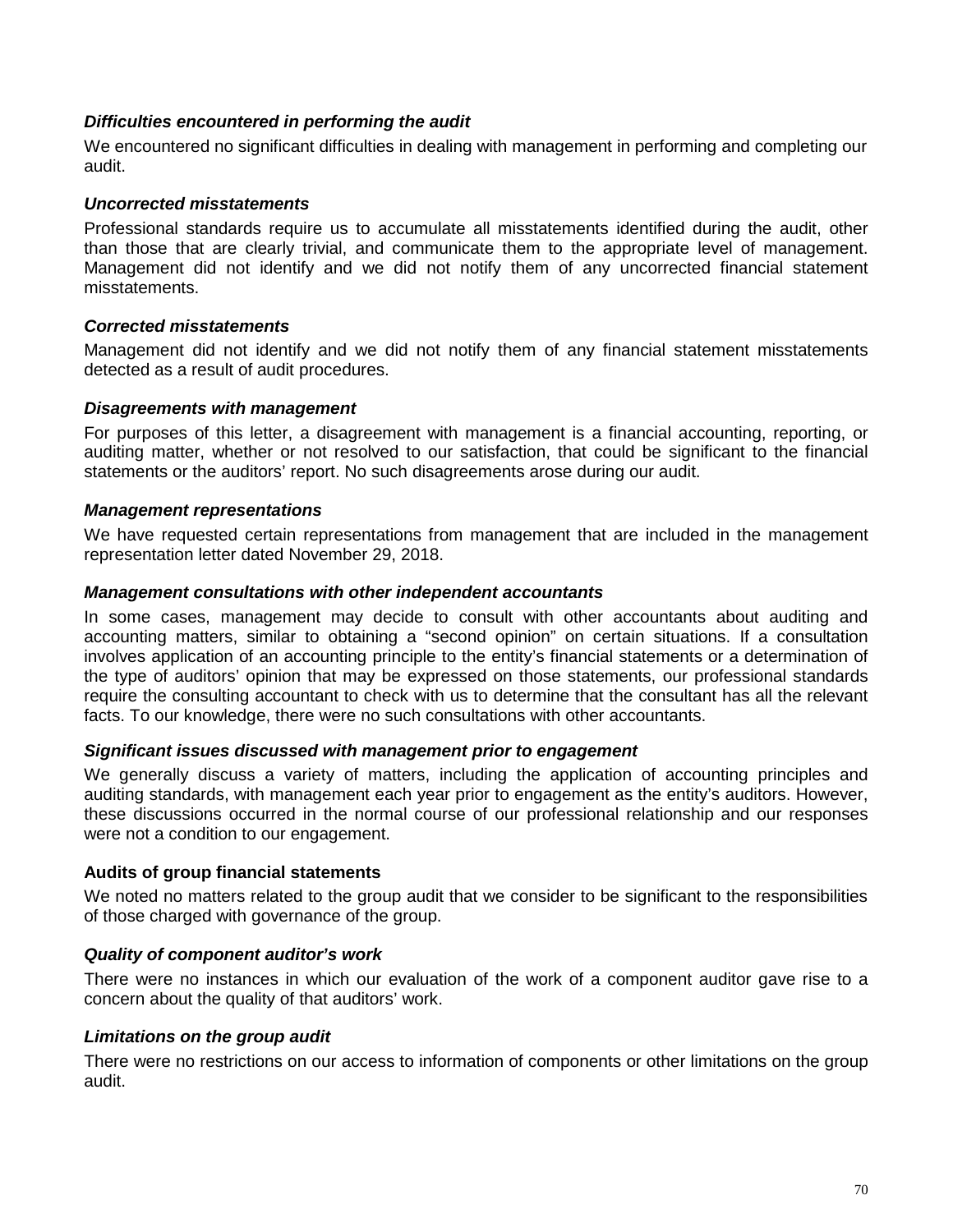***Difficulties encountered in performing the audit***

We encountered no significant difficulties in dealing with management in performing and completing our audit.

***Uncorrected misstatements***

Professional standards require us to accumulate all misstatements identified during the audit, other than those that are clearly trivial, and communicate them to the appropriate level of management. Management did not identify and we did not notify them of any uncorrected financial statement misstatements.

***Corrected misstatements***

Management did not identify and we did not notify them of any financial statement misstatements detected as a result of audit procedures.

***Disagreements with management***

For purposes of this letter, a disagreement with management is a financial accounting, reporting, or auditing matter, whether or not resolved to our satisfaction, that could be significant to the financial statements or the auditors' report. No such disagreements arose during our audit.

***Management representations***

We have requested certain representations from management that are included in the management representation letter dated November 29, 2018.

***Management consultations with other independent accountants***

In some cases, management may decide to consult with other accountants about auditing and accounting matters, similar to obtaining a "second opinion" on certain situations. If a consultation involves application of an accounting principle to the entity's financial statements or a determination of the type of auditors' opinion that may be expressed on those statements, our professional standards require the consulting accountant to check with us to determine that the consultant has all the relevant facts. To our knowledge, there were no such consultations with other accountants.

***Significant issues discussed with management prior to engagement***

We generally discuss a variety of matters, including the application of accounting principles and auditing standards, with management each year prior to engagement as the entity's auditors. However, these discussions occurred in the normal course of our professional relationship and our responses were not a condition to our engagement.

**Audits of group financial statements**

We noted no matters related to the group audit that we consider to be significant to the responsibilities of those charged with governance of the group.

***Quality of component auditor's work***

There were no instances in which our evaluation of the work of a component auditor gave rise to a concern about the quality of that auditors' work.

***Limitations on the group audit***

There were no restrictions on our access to information of components or other limitations on the group audit.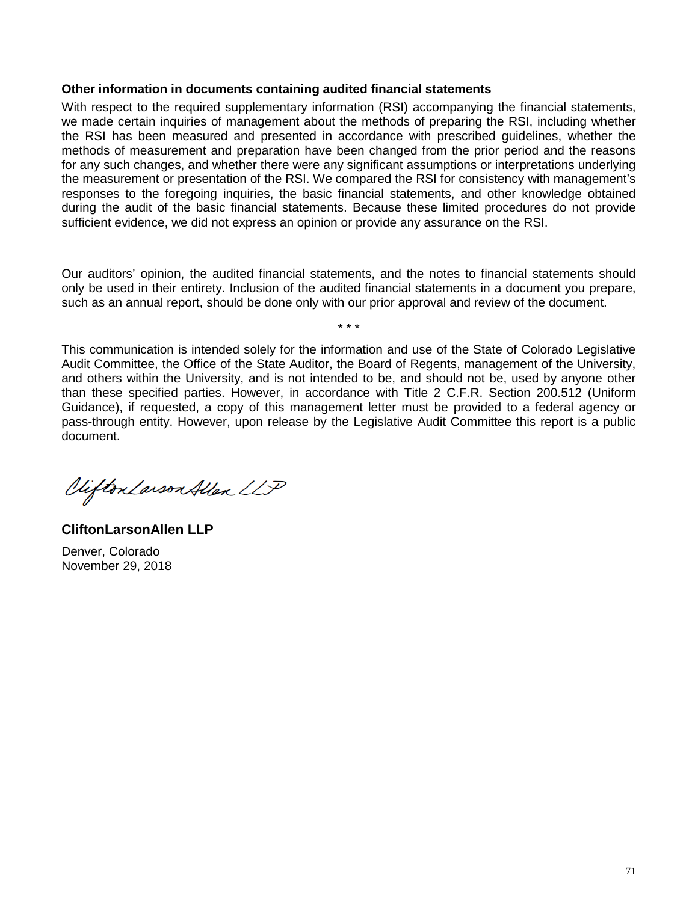**Other information in documents containing audited financial statements**

With respect to the required supplementary information (RSI) accompanying the financial statements, we made certain inquiries of management about the methods of preparing the RSI, including whether the RSI has been measured and presented in accordance with prescribed guidelines, whether the methods of measurement and preparation have been changed from the prior period and the reasons for any such changes, and whether there were any significant assumptions or interpretations underlying the measurement or presentation of the RSI. We compared the RSI for consistency with management's responses to the foregoing inquiries, the basic financial statements, and other knowledge obtained during the audit of the basic financial statements. Because these limited procedures do not provide sufficient evidence, we did not express an opinion or provide any assurance on the RSI.

Our auditors' opinion, the audited financial statements, and the notes to financial statements should only be used in their entirety. Inclusion of the audited financial statements in a document you prepare, such as an annual report, should be done only with our prior approval and review of the document.

\* \* \*

This communication is intended solely for the information and use of the State of Colorado Legislative Audit Committee, the Office of the State Auditor, the Board of Regents, management of the University, and others within the University, and is not intended to be, and should not be, used by anyone other than these specified parties. However, in accordance with Title 2 C.F.R. Section 200.512 (Uniform Guidance), if requested, a copy of this management letter must be provided to a federal agency or pass-through entity. However, upon release by the Legislative Audit Committee this report is a public document.

CliftonLarsonAllen LLP

**CliftonLarsonAllen LLP**

Denver, Colorado
November 29, 2018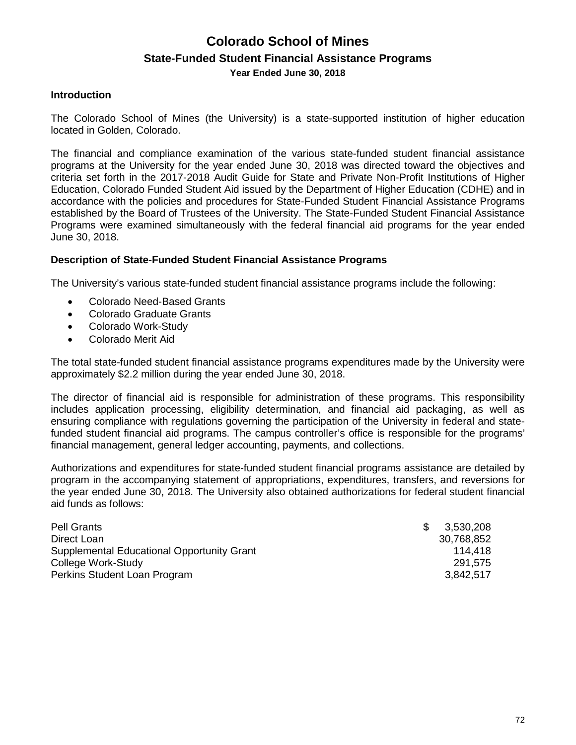# Colorado School of Mines

## State-Funded Student Financial Assistance Programs

### Year Ended June 30, 2018

**Introduction**

The Colorado School of Mines (the University) is a state-supported institution of higher education located in Golden, Colorado.

The financial and compliance examination of the various state-funded student financial assistance programs at the University for the year ended June 30, 2018 was directed toward the objectives and criteria set forth in the 2017-2018 Audit Guide for State and Private Non-Profit Institutions of Higher Education, Colorado Funded Student Aid issued by the Department of Higher Education (CDHE) and in accordance with the policies and procedures for State-Funded Student Financial Assistance Programs established by the Board of Trustees of the University. The State-Funded Student Financial Assistance Programs were examined simultaneously with the federal financial aid programs for the year ended June 30, 2018.

**Description of State-Funded Student Financial Assistance Programs**

The University's various state-funded student financial assistance programs include the following:

- Colorado Need-Based Grants
- Colorado Graduate Grants
- Colorado Work-Study
- Colorado Merit Aid

The total state-funded student financial assistance programs expenditures made by the University were approximately $2.2 million during the year ended June 30, 2018.

The director of financial aid is responsible for administration of these programs. This responsibility includes application processing, eligibility determination, and financial aid packaging, as well as ensuring compliance with regulations governing the participation of the University in federal and state-funded student financial aid programs. The campus controller's office is responsible for the programs' financial management, general ledger accounting, payments, and collections.

Authorizations and expenditures for state-funded student financial programs assistance are detailed by program in the accompanying statement of appropriations, expenditures, transfers, and reversions for the year ended June 30, 2018. The University also obtained authorizations for federal student financial aid funds as follows:

| | |
|---|---|
| Pell Grants | $ 3,530,208 |
| Direct Loan | 30,768,852 |
| Supplemental Educational Opportunity Grant | 114,418 |
| College Work-Study | 291,575 |
| Perkins Student Loan Program | 3,842,517 |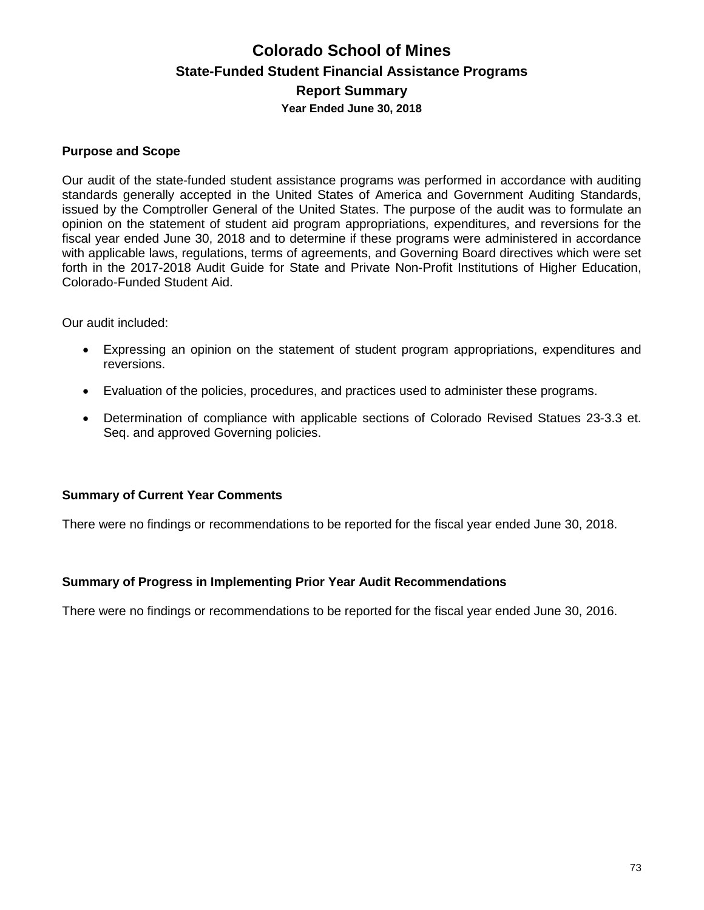# Colorado School of Mines

## State-Funded Student Financial Assistance Programs

## Report Summary

### Year Ended June 30, 2018

### Purpose and Scope

Our audit of the state-funded student assistance programs was performed in accordance with auditing standards generally accepted in the United States of America and Government Auditing Standards, issued by the Comptroller General of the United States. The purpose of the audit was to formulate an opinion on the statement of student aid program appropriations, expenditures, and reversions for the fiscal year ended June 30, 2018 and to determine if these programs were administered in accordance with applicable laws, regulations, terms of agreements, and Governing Board directives which were set forth in the 2017-2018 Audit Guide for State and Private Non-Profit Institutions of Higher Education, Colorado-Funded Student Aid.

Our audit included:

- Expressing an opinion on the statement of student program appropriations, expenditures and reversions.
- Evaluation of the policies, procedures, and practices used to administer these programs.
- Determination of compliance with applicable sections of Colorado Revised Statues 23-3.3 et. Seq. and approved Governing policies.

### Summary of Current Year Comments

There were no findings or recommendations to be reported for the fiscal year ended June 30, 2018.

### Summary of Progress in Implementing Prior Year Audit Recommendations

There were no findings or recommendations to be reported for the fiscal year ended June 30, 2016.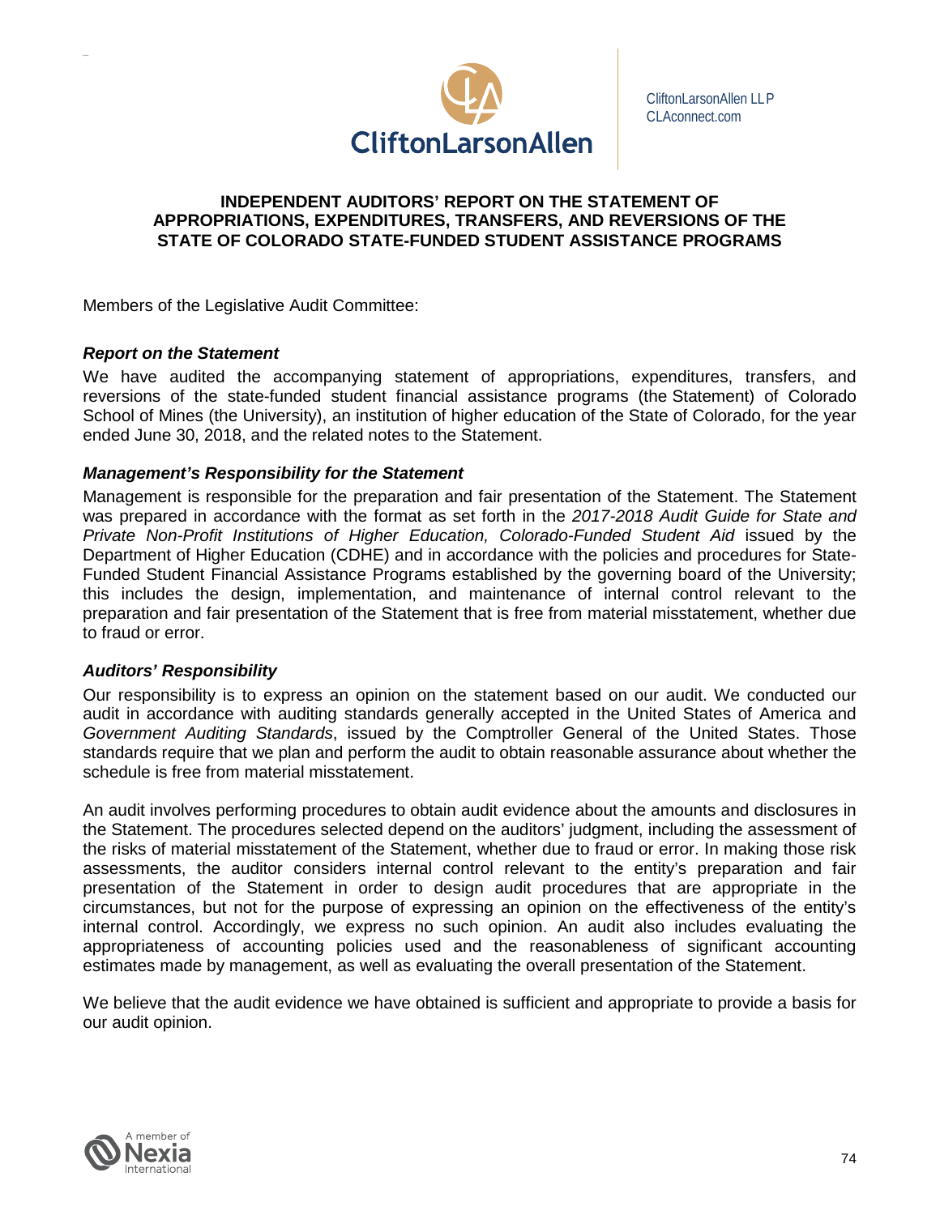CliftonLarsonAllen LLP
CLAconnect.com

# INDEPENDENT AUDITORS' REPORT ON THE STATEMENT OF APPROPRIATIONS, EXPENDITURES, TRANSFERS, AND REVERSIONS OF THE STATE OF COLORADO STATE-FUNDED STUDENT ASSISTANCE PROGRAMS

Members of the Legislative Audit Committee:

### *Report on the Statement*

We have audited the accompanying statement of appropriations, expenditures, transfers, and reversions of the state-funded student financial assistance programs (the Statement) of Colorado School of Mines (the University), an institution of higher education of the State of Colorado, for the year ended June 30, 2018, and the related notes to the Statement.

### *Management's Responsibility for the Statement*

Management is responsible for the preparation and fair presentation of the Statement. The Statement was prepared in accordance with the format as set forth in the *2017-2018 Audit Guide for State and Private Non-Profit Institutions of Higher Education, Colorado-Funded Student Aid* issued by the Department of Higher Education (CDHE) and in accordance with the policies and procedures for State-Funded Student Financial Assistance Programs established by the governing board of the University; this includes the design, implementation, and maintenance of internal control relevant to the preparation and fair presentation of the Statement that is free from material misstatement, whether due to fraud or error.

### *Auditors' Responsibility*

Our responsibility is to express an opinion on the statement based on our audit. We conducted our audit in accordance with auditing standards generally accepted in the United States of America and *Government Auditing Standards*, issued by the Comptroller General of the United States. Those standards require that we plan and perform the audit to obtain reasonable assurance about whether the schedule is free from material misstatement.

An audit involves performing procedures to obtain audit evidence about the amounts and disclosures in the Statement. The procedures selected depend on the auditors' judgment, including the assessment of the risks of material misstatement of the Statement, whether due to fraud or error. In making those risk assessments, the auditor considers internal control relevant to the entity's preparation and fair presentation of the Statement in order to design audit procedures that are appropriate in the circumstances, but not for the purpose of expressing an opinion on the effectiveness of the entity's internal control. Accordingly, we express no such opinion. An audit also includes evaluating the appropriateness of accounting policies used and the reasonableness of significant accounting estimates made by management, as well as evaluating the overall presentation of the Statement.

We believe that the audit evidence we have obtained is sufficient and appropriate to provide a basis for our audit opinion.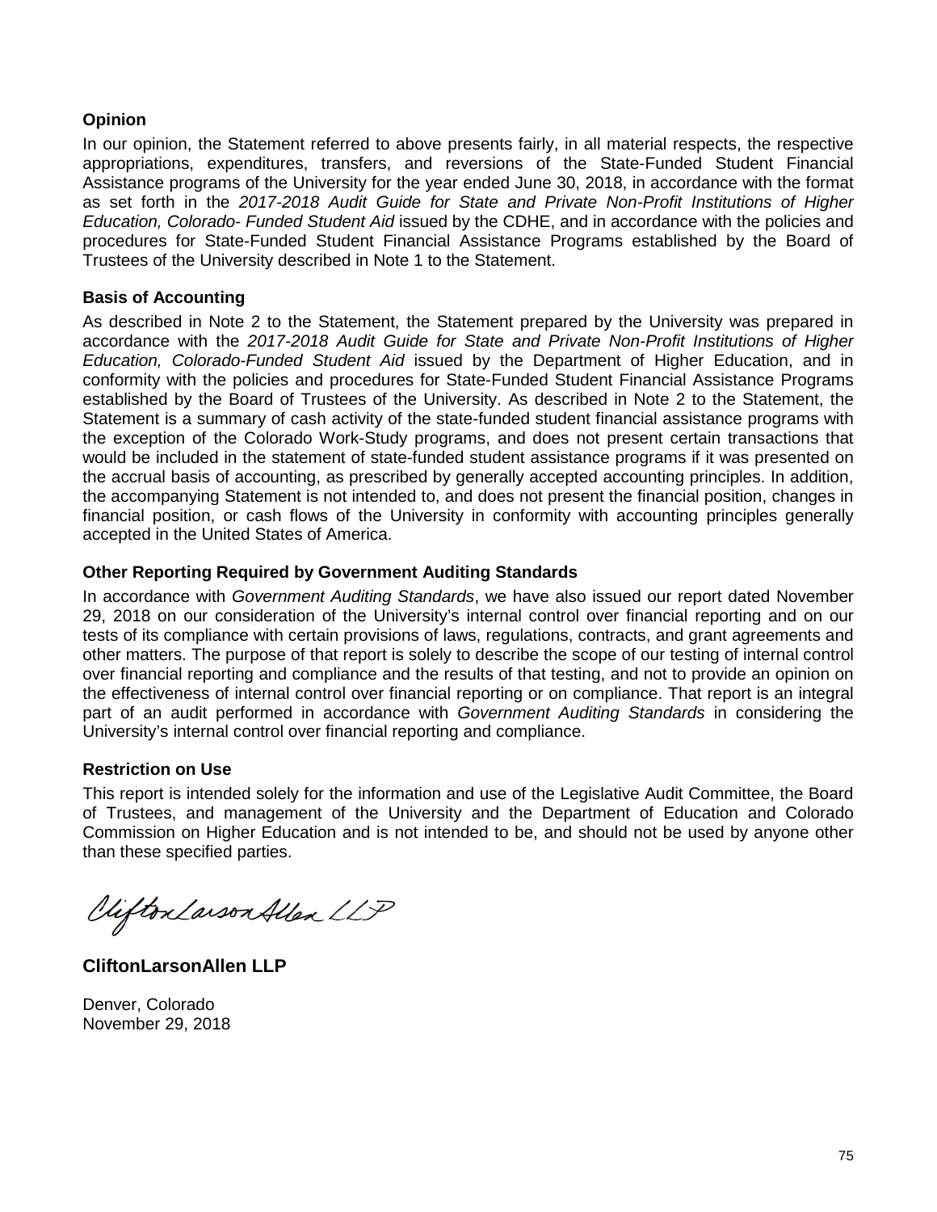**Opinion**

In our opinion, the Statement referred to above presents fairly, in all material respects, the respective appropriations, expenditures, transfers, and reversions of the State-Funded Student Financial Assistance programs of the University for the year ended June 30, 2018, in accordance with the format as set forth in the *2017-2018 Audit Guide for State and Private Non-Profit Institutions of Higher Education, Colorado- Funded Student Aid* issued by the CDHE, and in accordance with the policies and procedures for State-Funded Student Financial Assistance Programs established by the Board of Trustees of the University described in Note 1 to the Statement.

**Basis of Accounting**

As described in Note 2 to the Statement, the Statement prepared by the University was prepared in accordance with the *2017-2018 Audit Guide for State and Private Non-Profit Institutions of Higher Education, Colorado-Funded Student Aid* issued by the Department of Higher Education, and in conformity with the policies and procedures for State-Funded Student Financial Assistance Programs established by the Board of Trustees of the University. As described in Note 2 to the Statement, the Statement is a summary of cash activity of the state-funded student financial assistance programs with the exception of the Colorado Work-Study programs, and does not present certain transactions that would be included in the statement of state-funded student assistance programs if it was presented on the accrual basis of accounting, as prescribed by generally accepted accounting principles. In addition, the accompanying Statement is not intended to, and does not present the financial position, changes in financial position, or cash flows of the University in conformity with accounting principles generally accepted in the United States of America.

**Other Reporting Required by Government Auditing Standards**

In accordance with *Government Auditing Standards*, we have also issued our report dated November 29, 2018 on our consideration of the University's internal control over financial reporting and on our tests of its compliance with certain provisions of laws, regulations, contracts, and grant agreements and other matters. The purpose of that report is solely to describe the scope of our testing of internal control over financial reporting and compliance and the results of that testing, and not to provide an opinion on the effectiveness of internal control over financial reporting or on compliance. That report is an integral part of an audit performed in accordance with *Government Auditing Standards* in considering the University's internal control over financial reporting and compliance.

**Restriction on Use**

This report is intended solely for the information and use of the Legislative Audit Committee, the Board of Trustees, and management of the University and the Department of Education and Colorado Commission on Higher Education and is not intended to be, and should not be used by anyone other than these specified parties.

CliftonLarsonAllen LLP

**CliftonLarsonAllen LLP**

Denver, Colorado
November 29, 2018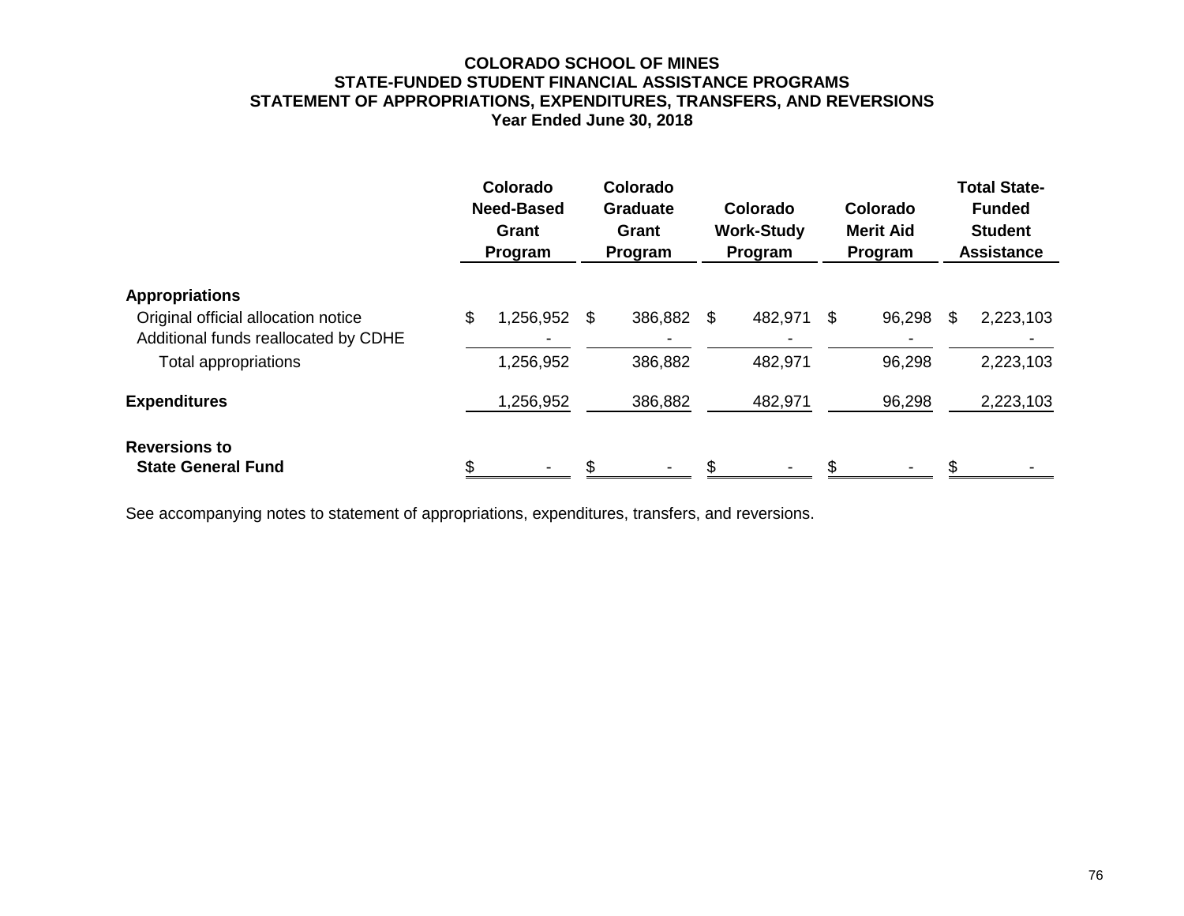**COLORADO SCHOOL OF MINES**
**STATE-FUNDED STUDENT FINANCIAL ASSISTANCE PROGRAMS**
**STATEMENT OF APPROPRIATIONS, EXPENDITURES, TRANSFERS, AND REVERSIONS**
**Year Ended June 30, 2018**

| | Colorado Need-Based Grant Program | Colorado Graduate Grant Program | Colorado Work-Study Program | Colorado Merit Aid Program | Total State-Funded Student Assistance |
|---|---|---|---|---|---|
| **Appropriations** | | | | | |
| Original official allocation notice | $ 1,256,952 | $ 386,882 | $ 482,971 | $ 96,298 | $ 2,223,103 |
| Additional funds reallocated by CDHE | - | - | - | - | - |
| Total appropriations | 1,256,952 | 386,882 | 482,971 | 96,298 | 2,223,103 |
| **Expenditures** | 1,256,952 | 386,882 | 482,971 | 96,298 | 2,223,103 |
| **Reversions to State General Fund** | $ - | $ - | $ - | $ - | $ - |

See accompanying notes to statement of appropriations, expenditures, transfers, and reversions.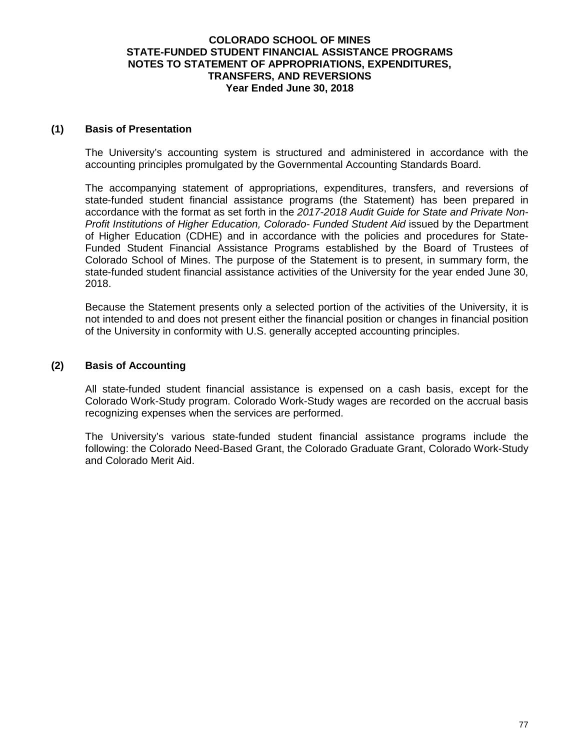**COLORADO SCHOOL OF MINES**
**STATE-FUNDED STUDENT FINANCIAL ASSISTANCE PROGRAMS**
**NOTES TO STATEMENT OF APPROPRIATIONS, EXPENDITURES, TRANSFERS, AND REVERSIONS**
**Year Ended June 30, 2018**

## (1) Basis of Presentation

The University's accounting system is structured and administered in accordance with the accounting principles promulgated by the Governmental Accounting Standards Board.

The accompanying statement of appropriations, expenditures, transfers, and reversions of state-funded student financial assistance programs (the Statement) has been prepared in accordance with the format as set forth in the *2017-2018 Audit Guide for State and Private Non-Profit Institutions of Higher Education, Colorado- Funded Student Aid* issued by the Department of Higher Education (CDHE) and in accordance with the policies and procedures for State-Funded Student Financial Assistance Programs established by the Board of Trustees of Colorado School of Mines. The purpose of the Statement is to present, in summary form, the state-funded student financial assistance activities of the University for the year ended June 30, 2018.

Because the Statement presents only a selected portion of the activities of the University, it is not intended to and does not present either the financial position or changes in financial position of the University in conformity with U.S. generally accepted accounting principles.

## (2) Basis of Accounting

All state-funded student financial assistance is expensed on a cash basis, except for the Colorado Work-Study program. Colorado Work-Study wages are recorded on the accrual basis recognizing expenses when the services are performed.

The University's various state-funded student financial assistance programs include the following: the Colorado Need-Based Grant, the Colorado Graduate Grant, Colorado Work-Study and Colorado Merit Aid.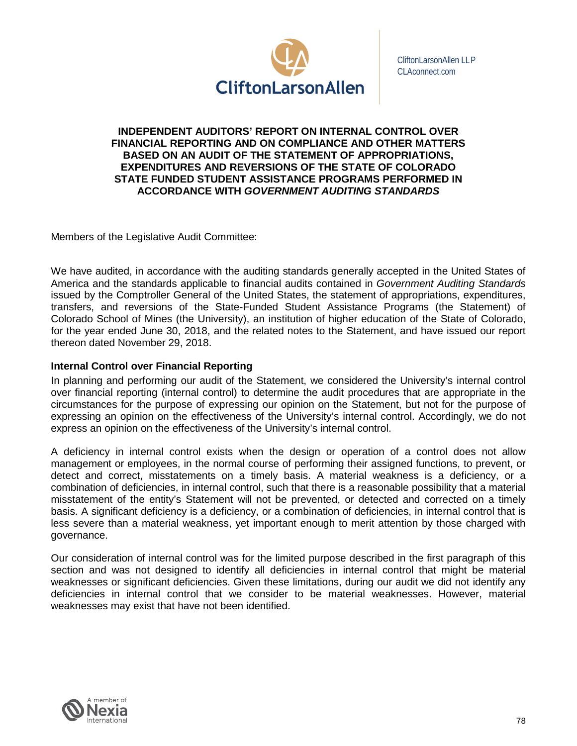CliftonLarsonAllen LLP
CLAconnect.com

# INDEPENDENT AUDITORS' REPORT ON INTERNAL CONTROL OVER FINANCIAL REPORTING AND ON COMPLIANCE AND OTHER MATTERS BASED ON AN AUDIT OF THE STATEMENT OF APPROPRIATIONS, EXPENDITURES AND REVERSIONS OF THE STATE OF COLORADO STATE FUNDED STUDENT ASSISTANCE PROGRAMS PERFORMED IN ACCORDANCE WITH *GOVERNMENT AUDITING STANDARDS*

Members of the Legislative Audit Committee:

We have audited, in accordance with the auditing standards generally accepted in the United States of America and the standards applicable to financial audits contained in *Government Auditing Standards* issued by the Comptroller General of the United States, the statement of appropriations, expenditures, transfers, and reversions of the State-Funded Student Assistance Programs (the Statement) of Colorado School of Mines (the University), an institution of higher education of the State of Colorado, for the year ended June 30, 2018, and the related notes to the Statement, and have issued our report thereon dated November 29, 2018.

**Internal Control over Financial Reporting**

In planning and performing our audit of the Statement, we considered the University's internal control over financial reporting (internal control) to determine the audit procedures that are appropriate in the circumstances for the purpose of expressing our opinion on the Statement, but not for the purpose of expressing an opinion on the effectiveness of the University's internal control. Accordingly, we do not express an opinion on the effectiveness of the University's internal control.

A deficiency in internal control exists when the design or operation of a control does not allow management or employees, in the normal course of performing their assigned functions, to prevent, or detect and correct, misstatements on a timely basis. A material weakness is a deficiency, or a combination of deficiencies, in internal control, such that there is a reasonable possibility that a material misstatement of the entity's Statement will not be prevented, or detected and corrected on a timely basis. A significant deficiency is a deficiency, or a combination of deficiencies, in internal control that is less severe than a material weakness, yet important enough to merit attention by those charged with governance.

Our consideration of internal control was for the limited purpose described in the first paragraph of this section and was not designed to identify all deficiencies in internal control that might be material weaknesses or significant deficiencies. Given these limitations, during our audit we did not identify any deficiencies in internal control that we consider to be material weaknesses. However, material weaknesses may exist that have not been identified.

A member of Nexia International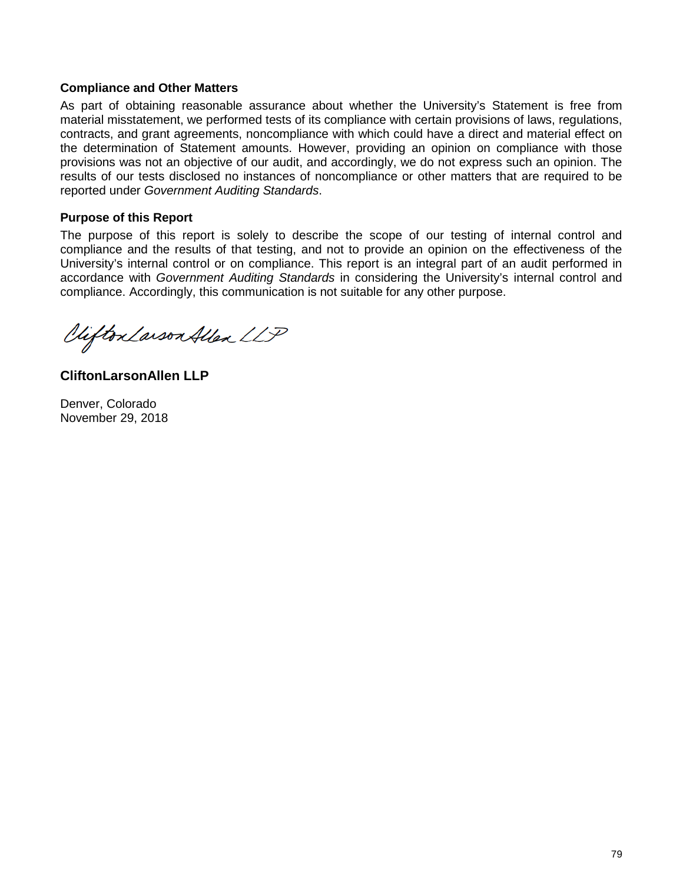**Compliance and Other Matters**

As part of obtaining reasonable assurance about whether the University's Statement is free from material misstatement, we performed tests of its compliance with certain provisions of laws, regulations, contracts, and grant agreements, noncompliance with which could have a direct and material effect on the determination of Statement amounts. However, providing an opinion on compliance with those provisions was not an objective of our audit, and accordingly, we do not express such an opinion. The results of our tests disclosed no instances of noncompliance or other matters that are required to be reported under *Government Auditing Standards*.

**Purpose of this Report**

The purpose of this report is solely to describe the scope of our testing of internal control and compliance and the results of that testing, and not to provide an opinion on the effectiveness of the University's internal control or on compliance. This report is an integral part of an audit performed in accordance with *Government Auditing Standards* in considering the University's internal control and compliance. Accordingly, this communication is not suitable for any other purpose.

CliftonLarsonAllen LLP

**CliftonLarsonAllen LLP**

Denver, Colorado
November 29, 2018